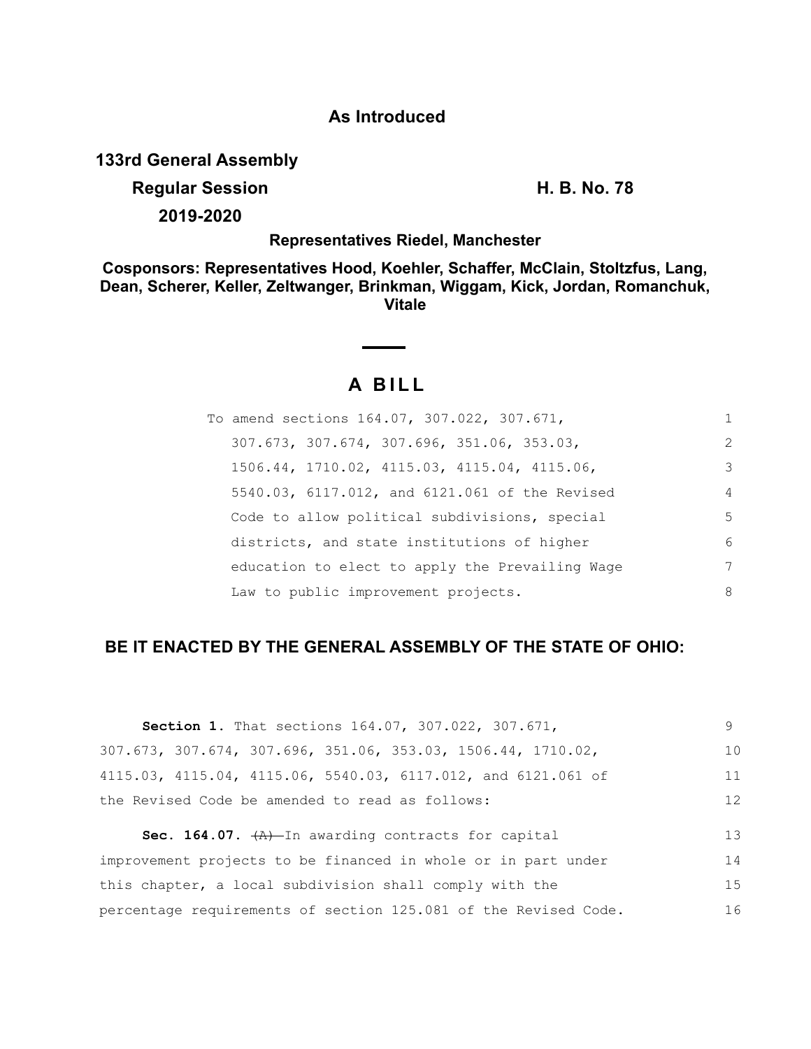**As Introduced**

**133rd General Assembly**

**Regular Session** **H. B. No. 78**

**2019-2020**

**Representatives Riedel, Manchester**

**Cosponsors: Representatives Hood, Koehler, Schaffer, McClain, Stoltzfus, Lang, Dean, Scherer, Keller, Zeltwanger, Brinkman, Wiggam, Kick, Jordan, Romanchuk, Vitale**

# A BILL

To amend sections 164.07, 307.022, 307.671, 307.673, 307.674, 307.696, 351.06, 353.03, 1506.44, 1710.02, 4115.03, 4115.04, 4115.06, 5540.03, 6117.012, and 6121.061 of the Revised Code to allow political subdivisions, special districts, and state institutions of higher education to elect to apply the Prevailing Wage Law to public improvement projects.

**BE IT ENACTED BY THE GENERAL ASSEMBLY OF THE STATE OF OHIO:**

**Section 1.** That sections 164.07, 307.022, 307.671, 307.673, 307.674, 307.696, 351.06, 353.03, 1506.44, 1710.02, 4115.03, 4115.04, 4115.06, 5540.03, 6117.012, and 6121.061 of the Revised Code be amended to read as follows:

**Sec. 164.07.** ~~(A)~~ In awarding contracts for capital improvement projects to be financed in whole or in part under this chapter, a local subdivision shall comply with the percentage requirements of section 125.081 of the Revised Code.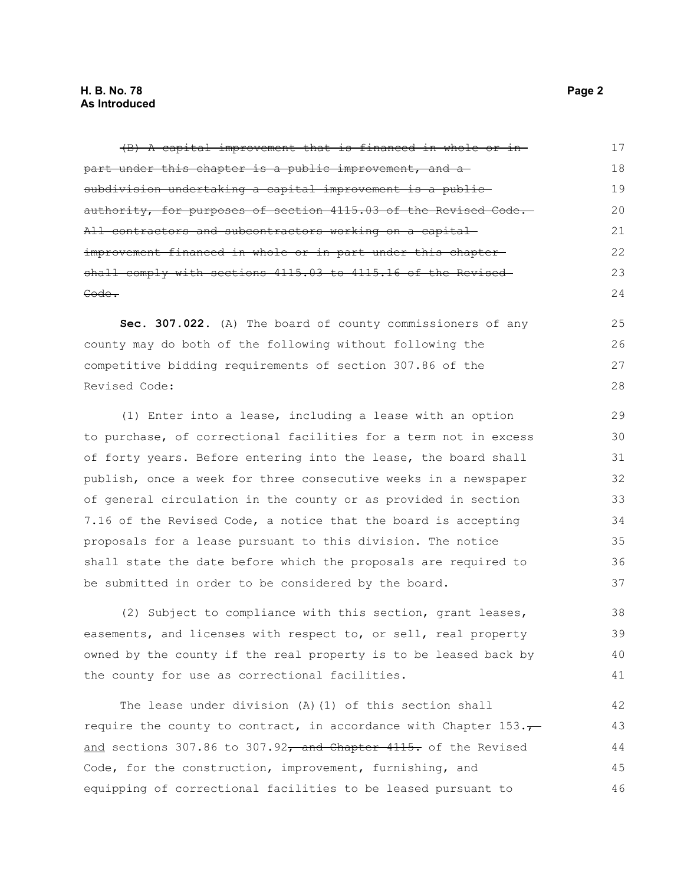~~(B) A capital improvement that is financed in whole or in part under this chapter is a public improvement, and a subdivision undertaking a capital improvement is a public authority, for purposes of section 4115.03 of the Revised Code. All contractors and subcontractors working on a capital improvement financed in whole or in part under this chapter shall comply with sections 4115.03 to 4115.16 of the Revised Code.~~

**Sec. 307.022.** (A) The board of county commissioners of any county may do both of the following without following the competitive bidding requirements of section 307.86 of the Revised Code:

(1) Enter into a lease, including a lease with an option to purchase, of correctional facilities for a term not in excess of forty years. Before entering into the lease, the board shall publish, once a week for three consecutive weeks in a newspaper of general circulation in the county or as provided in section 7.16 of the Revised Code, a notice that the board is accepting proposals for a lease pursuant to this division. The notice shall state the date before which the proposals are required to be submitted in order to be considered by the board.

(2) Subject to compliance with this section, grant leases, easements, and licenses with respect to, or sell, real property owned by the county if the real property is to be leased back by the county for use as correctional facilities.

The lease under division (A)(1) of this section shall require the county to contract, in accordance with Chapter 153.~~,~~ and sections 307.86 to 307.92~~, and Chapter 4115.~~ of the Revised Code, for the construction, improvement, furnishing, and equipping of correctional facilities to be leased pursuant to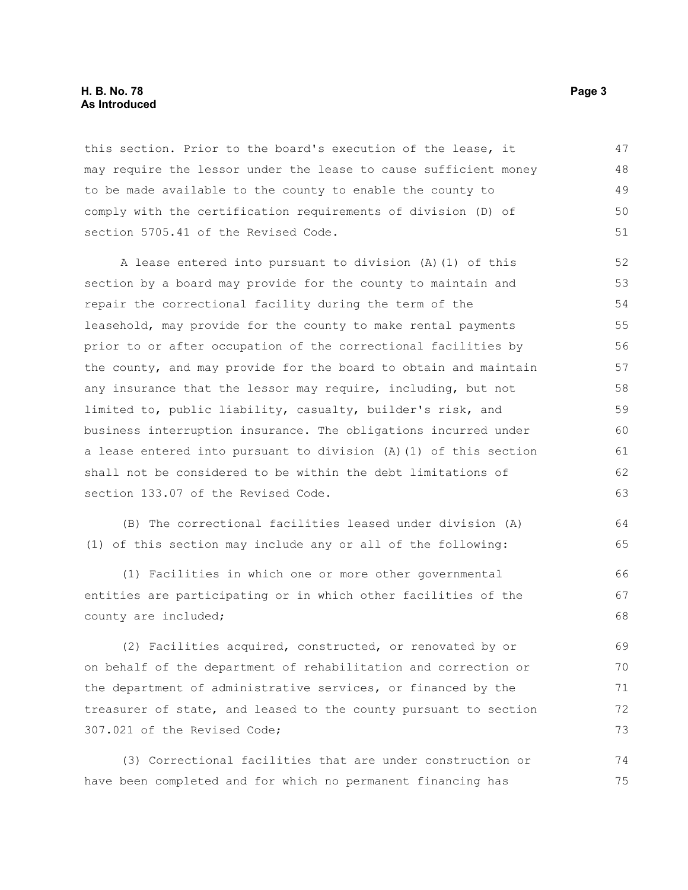this section. Prior to the board's execution of the lease, it may require the lessor under the lease to cause sufficient money to be made available to the county to enable the county to comply with the certification requirements of division (D) of section 5705.41 of the Revised Code.

A lease entered into pursuant to division (A)(1) of this section by a board may provide for the county to maintain and repair the correctional facility during the term of the leasehold, may provide for the county to make rental payments prior to or after occupation of the correctional facilities by the county, and may provide for the board to obtain and maintain any insurance that the lessor may require, including, but not limited to, public liability, casualty, builder's risk, and business interruption insurance. The obligations incurred under a lease entered into pursuant to division (A)(1) of this section shall not be considered to be within the debt limitations of section 133.07 of the Revised Code.

(B) The correctional facilities leased under division (A)(1) of this section may include any or all of the following:

(1) Facilities in which one or more other governmental entities are participating or in which other facilities of the county are included;

(2) Facilities acquired, constructed, or renovated by or on behalf of the department of rehabilitation and correction or the department of administrative services, or financed by the treasurer of state, and leased to the county pursuant to section 307.021 of the Revised Code;

(3) Correctional facilities that are under construction or have been completed and for which no permanent financing has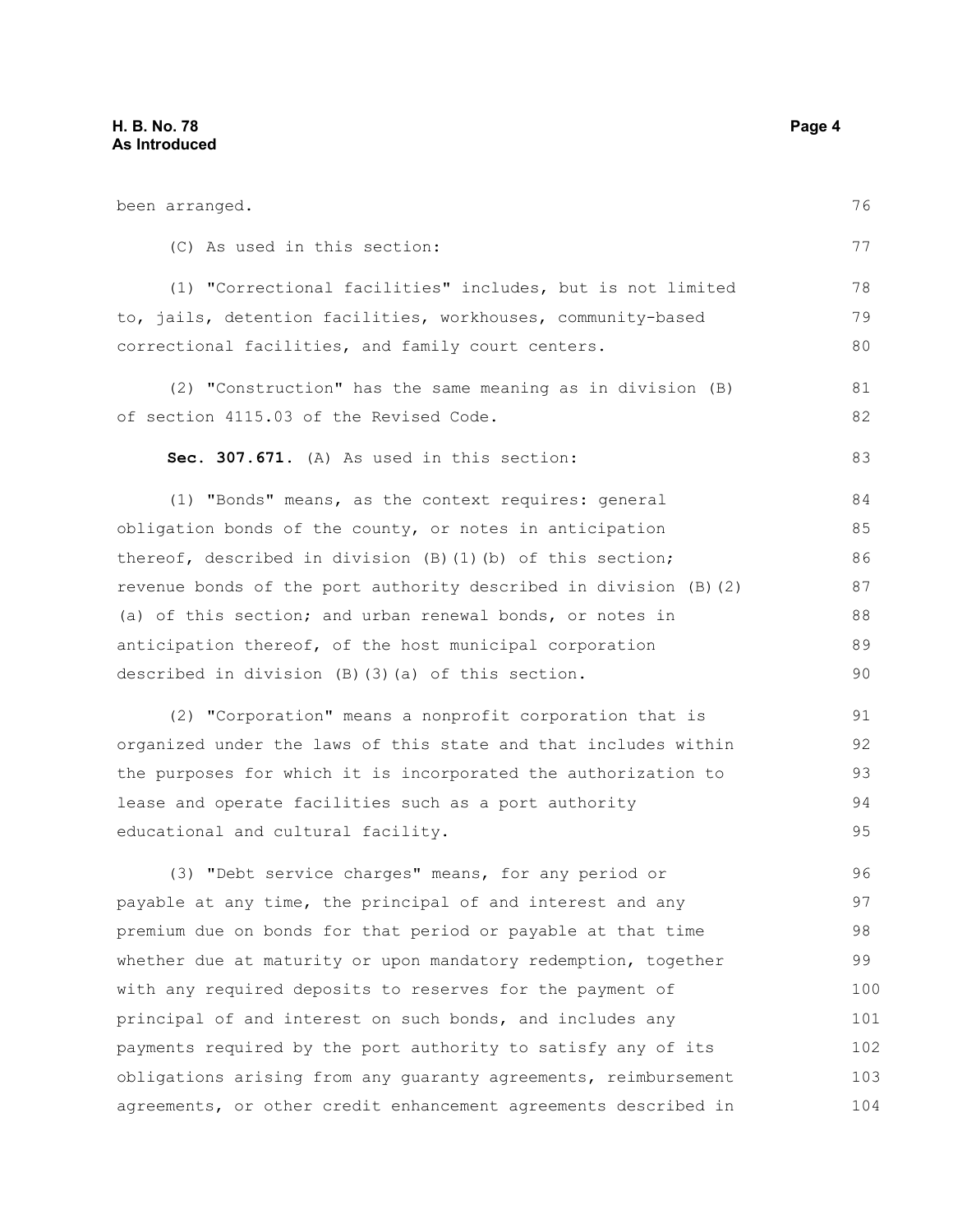been arranged.

(C) As used in this section:

(1) "Correctional facilities" includes, but is not limited to, jails, detention facilities, workhouses, community-based correctional facilities, and family court centers.

(2) "Construction" has the same meaning as in division (B) of section 4115.03 of the Revised Code.

**Sec. 307.671.** (A) As used in this section:

(1) "Bonds" means, as the context requires: general obligation bonds of the county, or notes in anticipation thereof, described in division (B)(1)(b) of this section; revenue bonds of the port authority described in division (B)(2)(a) of this section; and urban renewal bonds, or notes in anticipation thereof, of the host municipal corporation described in division (B)(3)(a) of this section.

(2) "Corporation" means a nonprofit corporation that is organized under the laws of this state and that includes within the purposes for which it is incorporated the authorization to lease and operate facilities such as a port authority educational and cultural facility.

(3) "Debt service charges" means, for any period or payable at any time, the principal of and interest and any premium due on bonds for that period or payable at that time whether due at maturity or upon mandatory redemption, together with any required deposits to reserves for the payment of principal of and interest on such bonds, and includes any payments required by the port authority to satisfy any of its obligations arising from any guaranty agreements, reimbursement agreements, or other credit enhancement agreements described in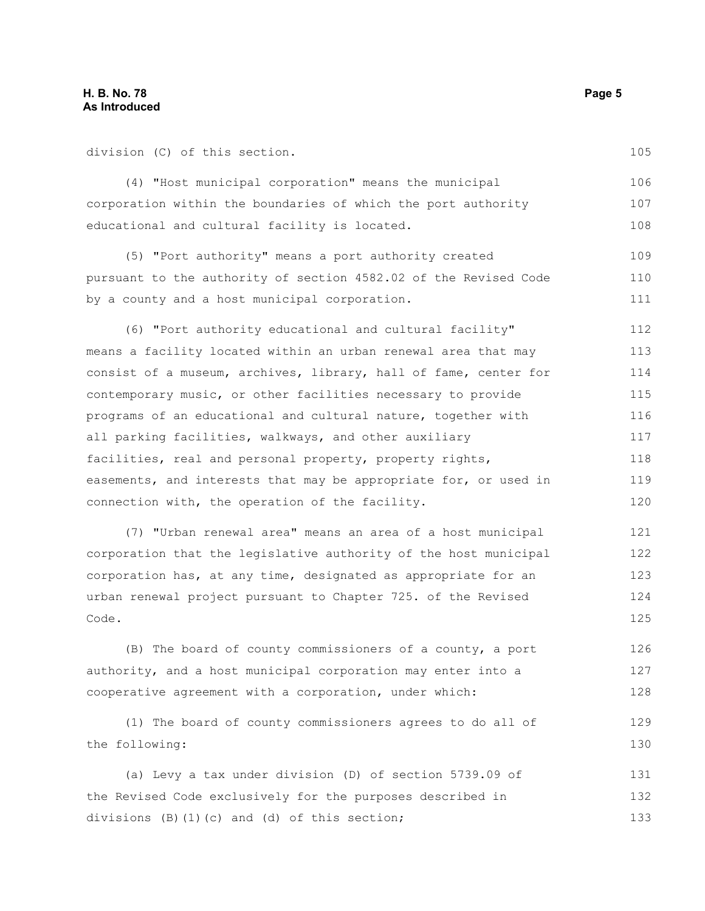division (C) of this section.

(4) "Host municipal corporation" means the municipal corporation within the boundaries of which the port authority educational and cultural facility is located.

(5) "Port authority" means a port authority created pursuant to the authority of section 4582.02 of the Revised Code by a county and a host municipal corporation.

(6) "Port authority educational and cultural facility" means a facility located within an urban renewal area that may consist of a museum, archives, library, hall of fame, center for contemporary music, or other facilities necessary to provide programs of an educational and cultural nature, together with all parking facilities, walkways, and other auxiliary facilities, real and personal property, property rights, easements, and interests that may be appropriate for, or used in connection with, the operation of the facility.

(7) "Urban renewal area" means an area of a host municipal corporation that the legislative authority of the host municipal corporation has, at any time, designated as appropriate for an urban renewal project pursuant to Chapter 725. of the Revised Code.

(B) The board of county commissioners of a county, a port authority, and a host municipal corporation may enter into a cooperative agreement with a corporation, under which:

(1) The board of county commissioners agrees to do all of the following:

(a) Levy a tax under division (D) of section 5739.09 of the Revised Code exclusively for the purposes described in divisions (B)(1)(c) and (d) of this section;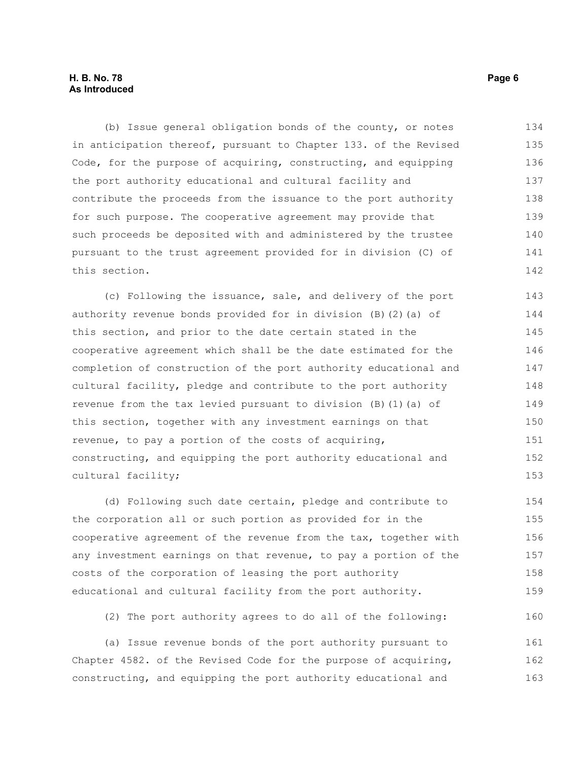(b) Issue general obligation bonds of the county, or notes in anticipation thereof, pursuant to Chapter 133. of the Revised Code, for the purpose of acquiring, constructing, and equipping the port authority educational and cultural facility and contribute the proceeds from the issuance to the port authority for such purpose. The cooperative agreement may provide that such proceeds be deposited with and administered by the trustee pursuant to the trust agreement provided for in division (C) of this section.

(c) Following the issuance, sale, and delivery of the port authority revenue bonds provided for in division (B)(2)(a) of this section, and prior to the date certain stated in the cooperative agreement which shall be the date estimated for the completion of construction of the port authority educational and cultural facility, pledge and contribute to the port authority revenue from the tax levied pursuant to division (B)(1)(a) of this section, together with any investment earnings on that revenue, to pay a portion of the costs of acquiring, constructing, and equipping the port authority educational and cultural facility;

(d) Following such date certain, pledge and contribute to the corporation all or such portion as provided for in the cooperative agreement of the revenue from the tax, together with any investment earnings on that revenue, to pay a portion of the costs of the corporation of leasing the port authority educational and cultural facility from the port authority.

(2) The port authority agrees to do all of the following:

(a) Issue revenue bonds of the port authority pursuant to Chapter 4582. of the Revised Code for the purpose of acquiring, constructing, and equipping the port authority educational and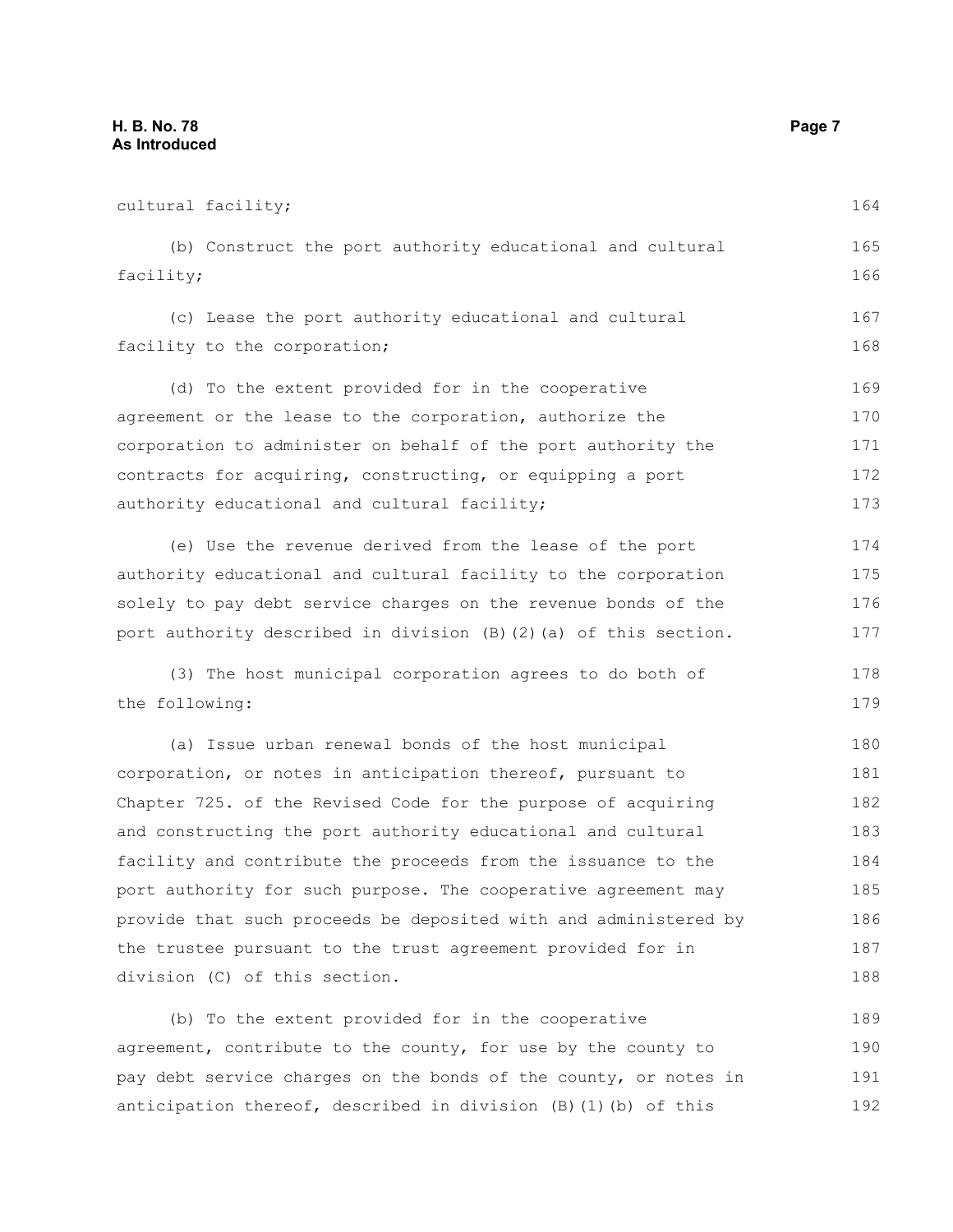cultural facility;

(b) Construct the port authority educational and cultural facility;

(c) Lease the port authority educational and cultural facility to the corporation;

(d) To the extent provided for in the cooperative agreement or the lease to the corporation, authorize the corporation to administer on behalf of the port authority the contracts for acquiring, constructing, or equipping a port authority educational and cultural facility;

(e) Use the revenue derived from the lease of the port authority educational and cultural facility to the corporation solely to pay debt service charges on the revenue bonds of the port authority described in division (B)(2)(a) of this section.

(3) The host municipal corporation agrees to do both of the following:

(a) Issue urban renewal bonds of the host municipal corporation, or notes in anticipation thereof, pursuant to Chapter 725. of the Revised Code for the purpose of acquiring and constructing the port authority educational and cultural facility and contribute the proceeds from the issuance to the port authority for such purpose. The cooperative agreement may provide that such proceeds be deposited with and administered by the trustee pursuant to the trust agreement provided for in division (C) of this section.

(b) To the extent provided for in the cooperative agreement, contribute to the county, for use by the county to pay debt service charges on the bonds of the county, or notes in anticipation thereof, described in division (B)(1)(b) of this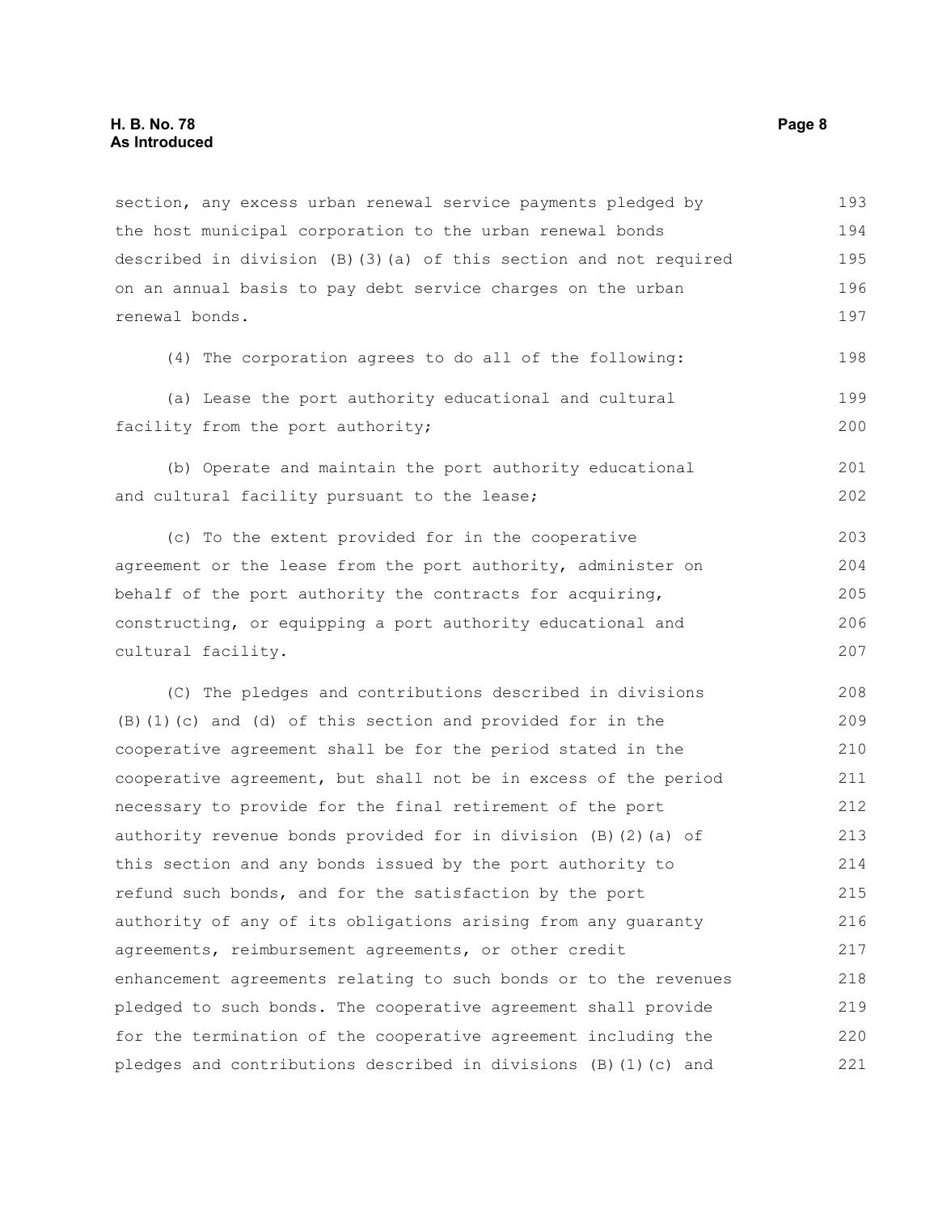section, any excess urban renewal service payments pledged by the host municipal corporation to the urban renewal bonds described in division (B)(3)(a) of this section and not required on an annual basis to pay debt service charges on the urban renewal bonds.

(4) The corporation agrees to do all of the following:

(a) Lease the port authority educational and cultural facility from the port authority;

(b) Operate and maintain the port authority educational and cultural facility pursuant to the lease;

(c) To the extent provided for in the cooperative agreement or the lease from the port authority, administer on behalf of the port authority the contracts for acquiring, constructing, or equipping a port authority educational and cultural facility.

(C) The pledges and contributions described in divisions (B)(1)(c) and (d) of this section and provided for in the cooperative agreement shall be for the period stated in the cooperative agreement, but shall not be in excess of the period necessary to provide for the final retirement of the port authority revenue bonds provided for in division (B)(2)(a) of this section and any bonds issued by the port authority to refund such bonds, and for the satisfaction by the port authority of any of its obligations arising from any guaranty agreements, reimbursement agreements, or other credit enhancement agreements relating to such bonds or to the revenues pledged to such bonds. The cooperative agreement shall provide for the termination of the cooperative agreement including the pledges and contributions described in divisions (B)(1)(c) and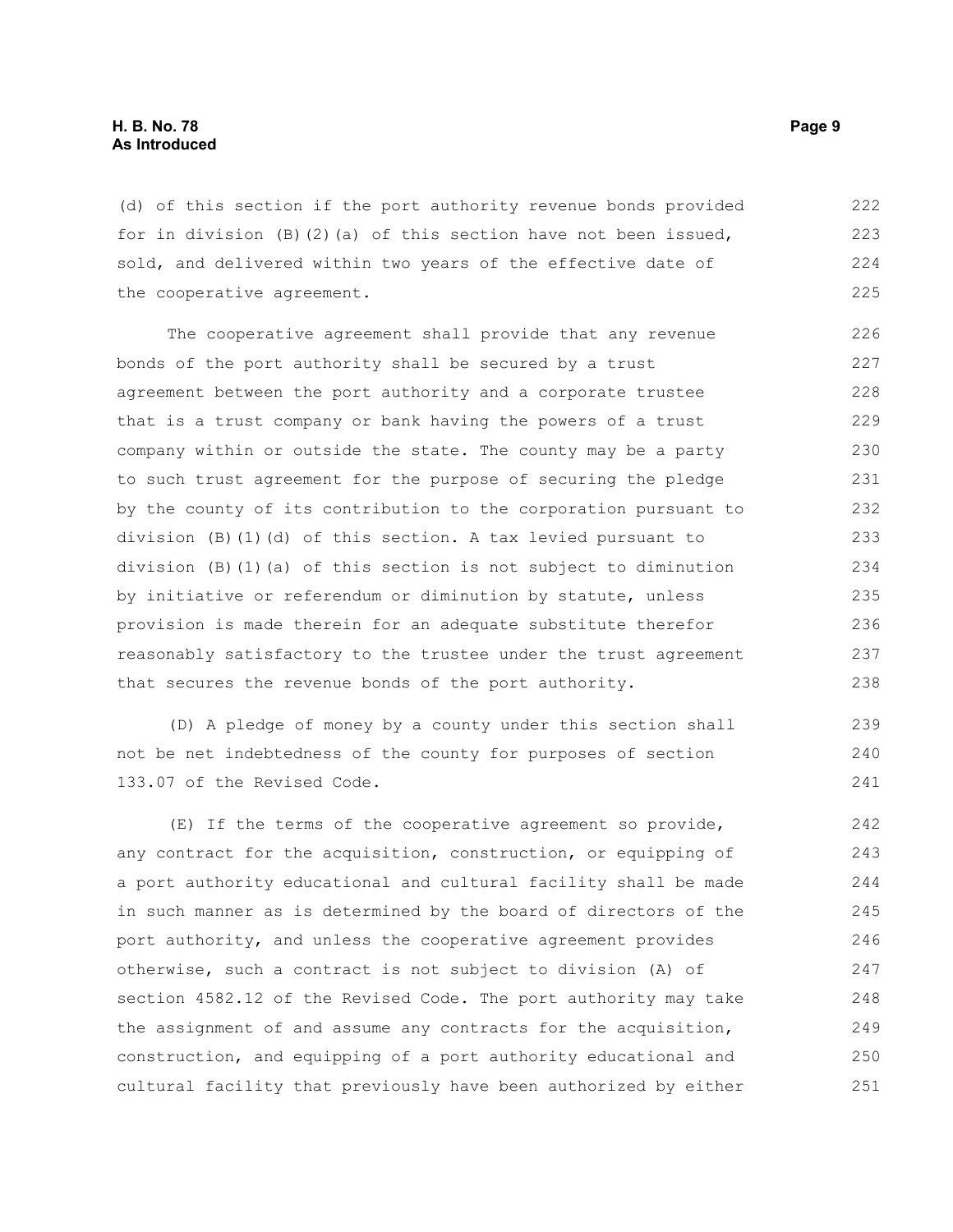(d) of this section if the port authority revenue bonds provided for in division (B)(2)(a) of this section have not been issued, sold, and delivered within two years of the effective date of the cooperative agreement.

The cooperative agreement shall provide that any revenue bonds of the port authority shall be secured by a trust agreement between the port authority and a corporate trustee that is a trust company or bank having the powers of a trust company within or outside the state. The county may be a party to such trust agreement for the purpose of securing the pledge by the county of its contribution to the corporation pursuant to division (B)(1)(d) of this section. A tax levied pursuant to division (B)(1)(a) of this section is not subject to diminution by initiative or referendum or diminution by statute, unless provision is made therein for an adequate substitute therefor reasonably satisfactory to the trustee under the trust agreement that secures the revenue bonds of the port authority.

(D) A pledge of money by a county under this section shall not be net indebtedness of the county for purposes of section 133.07 of the Revised Code.

(E) If the terms of the cooperative agreement so provide, any contract for the acquisition, construction, or equipping of a port authority educational and cultural facility shall be made in such manner as is determined by the board of directors of the port authority, and unless the cooperative agreement provides otherwise, such a contract is not subject to division (A) of section 4582.12 of the Revised Code. The port authority may take the assignment of and assume any contracts for the acquisition, construction, and equipping of a port authority educational and cultural facility that previously have been authorized by either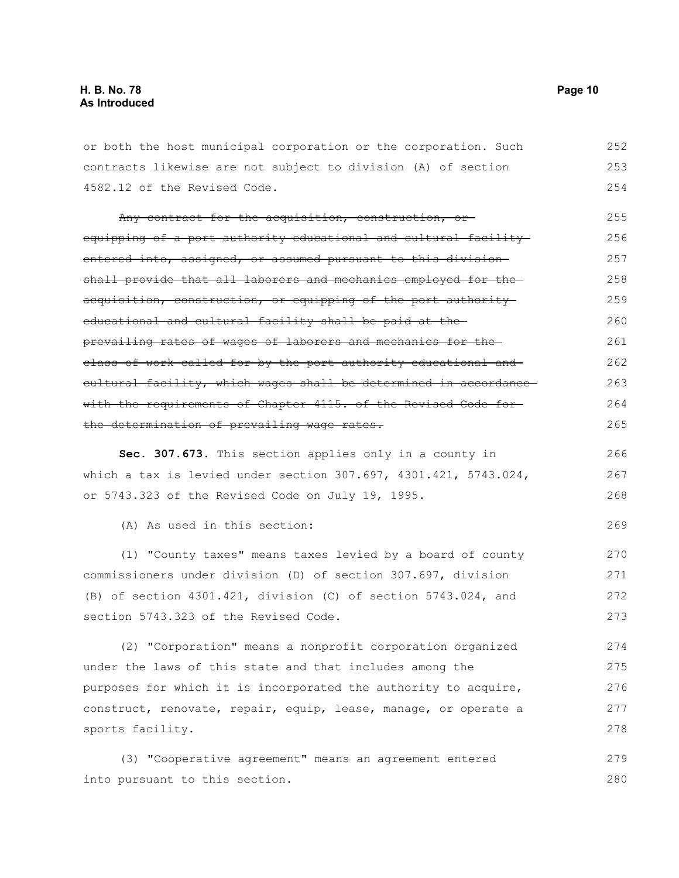or both the host municipal corporation or the corporation. Such contracts likewise are not subject to division (A) of section 4582.12 of the Revised Code.

~~Any contract for the acquisition, construction, or equipping of a port authority educational and cultural facility entered into, assigned, or assumed pursuant to this division shall provide that all laborers and mechanics employed for the acquisition, construction, or equipping of the port authority educational and cultural facility shall be paid at the prevailing rates of wages of laborers and mechanics for the class of work called for by the port authority educational and cultural facility, which wages shall be determined in accordance with the requirements of Chapter 4115. of the Revised Code for the determination of prevailing wage rates.~~

**Sec. 307.673.** This section applies only in a county in which a tax is levied under section 307.697, 4301.421, 5743.024, or 5743.323 of the Revised Code on July 19, 1995.

(A) As used in this section:

(1) "County taxes" means taxes levied by a board of county commissioners under division (D) of section 307.697, division (B) of section 4301.421, division (C) of section 5743.024, and section 5743.323 of the Revised Code.

(2) "Corporation" means a nonprofit corporation organized under the laws of this state and that includes among the purposes for which it is incorporated the authority to acquire, construct, renovate, repair, equip, lease, manage, or operate a sports facility.

(3) "Cooperative agreement" means an agreement entered into pursuant to this section.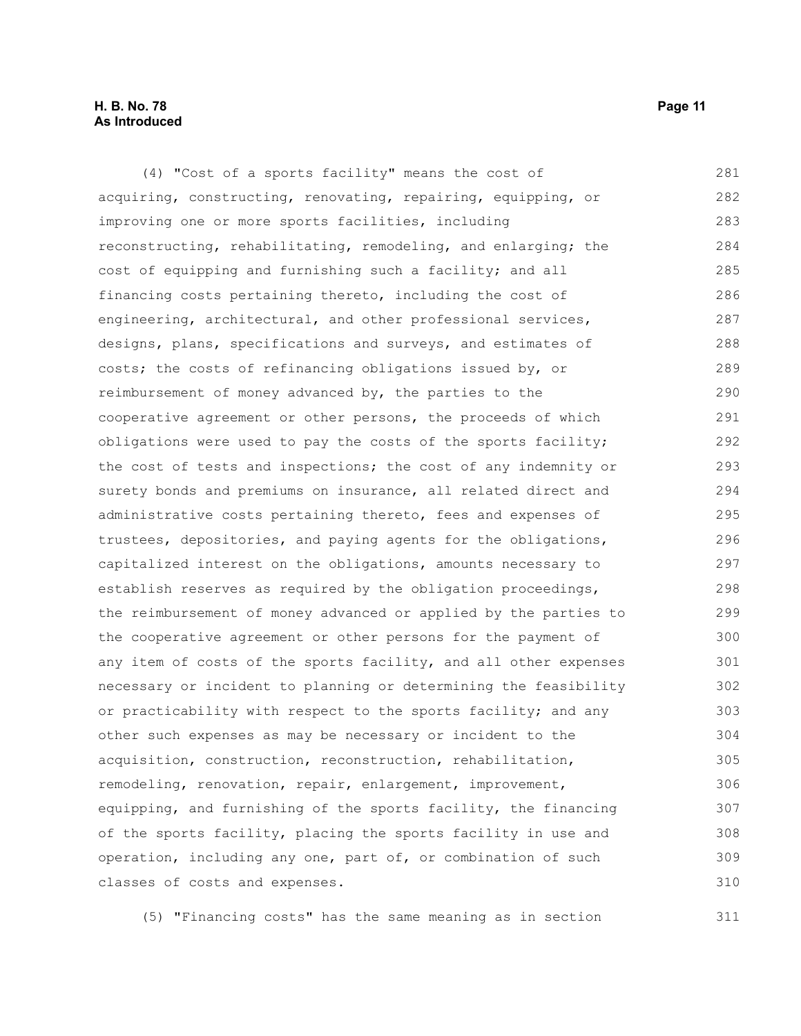(4) "Cost of a sports facility" means the cost of acquiring, constructing, renovating, repairing, equipping, or improving one or more sports facilities, including reconstructing, rehabilitating, remodeling, and enlarging; the cost of equipping and furnishing such a facility; and all financing costs pertaining thereto, including the cost of engineering, architectural, and other professional services, designs, plans, specifications and surveys, and estimates of costs; the costs of refinancing obligations issued by, or reimbursement of money advanced by, the parties to the cooperative agreement or other persons, the proceeds of which obligations were used to pay the costs of the sports facility; the cost of tests and inspections; the cost of any indemnity or surety bonds and premiums on insurance, all related direct and administrative costs pertaining thereto, fees and expenses of trustees, depositories, and paying agents for the obligations, capitalized interest on the obligations, amounts necessary to establish reserves as required by the obligation proceedings, the reimbursement of money advanced or applied by the parties to the cooperative agreement or other persons for the payment of any item of costs of the sports facility, and all other expenses necessary or incident to planning or determining the feasibility or practicability with respect to the sports facility; and any other such expenses as may be necessary or incident to the acquisition, construction, reconstruction, rehabilitation, remodeling, renovation, repair, enlargement, improvement, equipping, and furnishing of the sports facility, the financing of the sports facility, placing the sports facility in use and operation, including any one, part of, or combination of such classes of costs and expenses.

(5) "Financing costs" has the same meaning as in section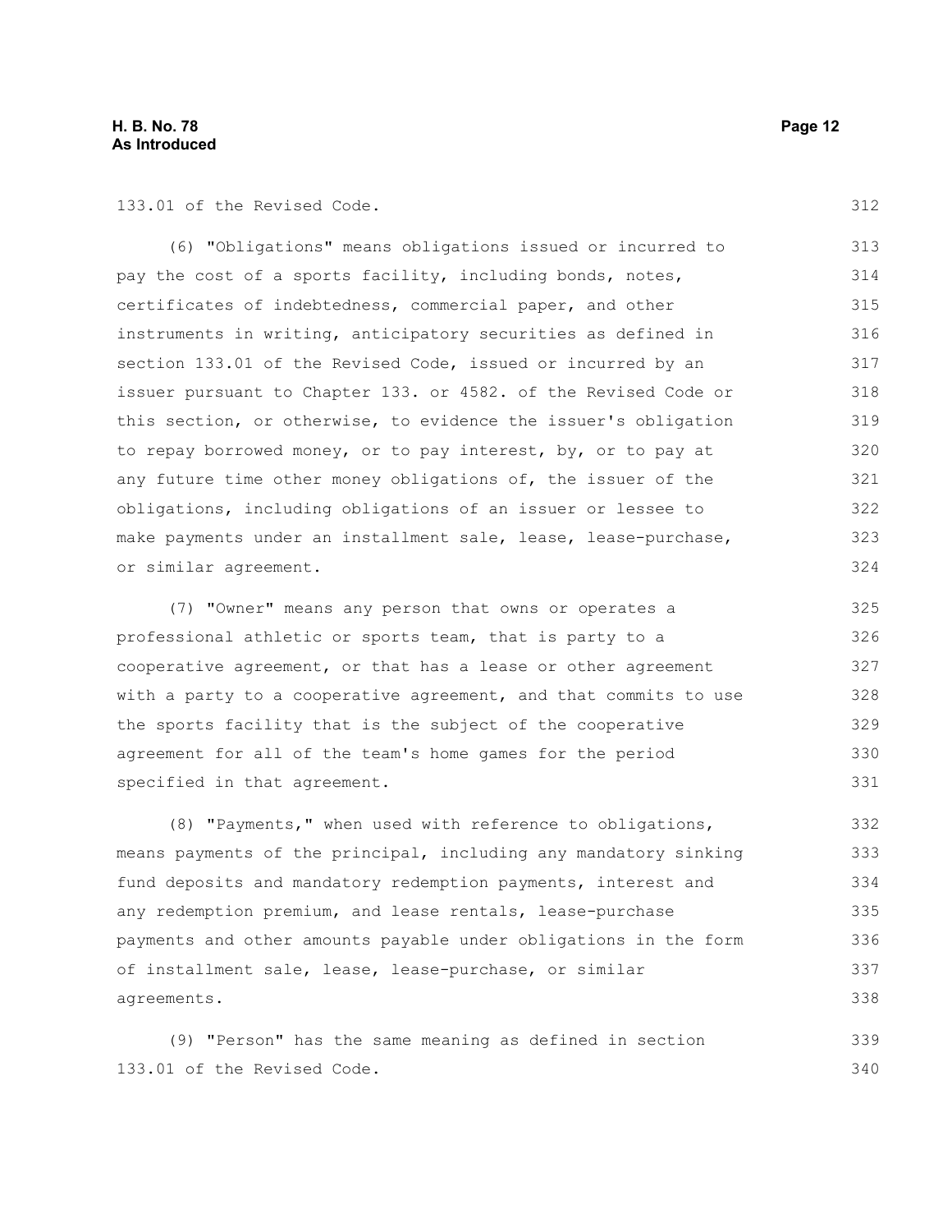133.01 of the Revised Code.

(6) "Obligations" means obligations issued or incurred to pay the cost of a sports facility, including bonds, notes, certificates of indebtedness, commercial paper, and other instruments in writing, anticipatory securities as defined in section 133.01 of the Revised Code, issued or incurred by an issuer pursuant to Chapter 133. or 4582. of the Revised Code or this section, or otherwise, to evidence the issuer's obligation to repay borrowed money, or to pay interest, by, or to pay at any future time other money obligations of, the issuer of the obligations, including obligations of an issuer or lessee to make payments under an installment sale, lease, lease-purchase, or similar agreement.

(7) "Owner" means any person that owns or operates a professional athletic or sports team, that is party to a cooperative agreement, or that has a lease or other agreement with a party to a cooperative agreement, and that commits to use the sports facility that is the subject of the cooperative agreement for all of the team's home games for the period specified in that agreement.

(8) "Payments," when used with reference to obligations, means payments of the principal, including any mandatory sinking fund deposits and mandatory redemption payments, interest and any redemption premium, and lease rentals, lease-purchase payments and other amounts payable under obligations in the form of installment sale, lease, lease-purchase, or similar agreements.

(9) "Person" has the same meaning as defined in section 133.01 of the Revised Code.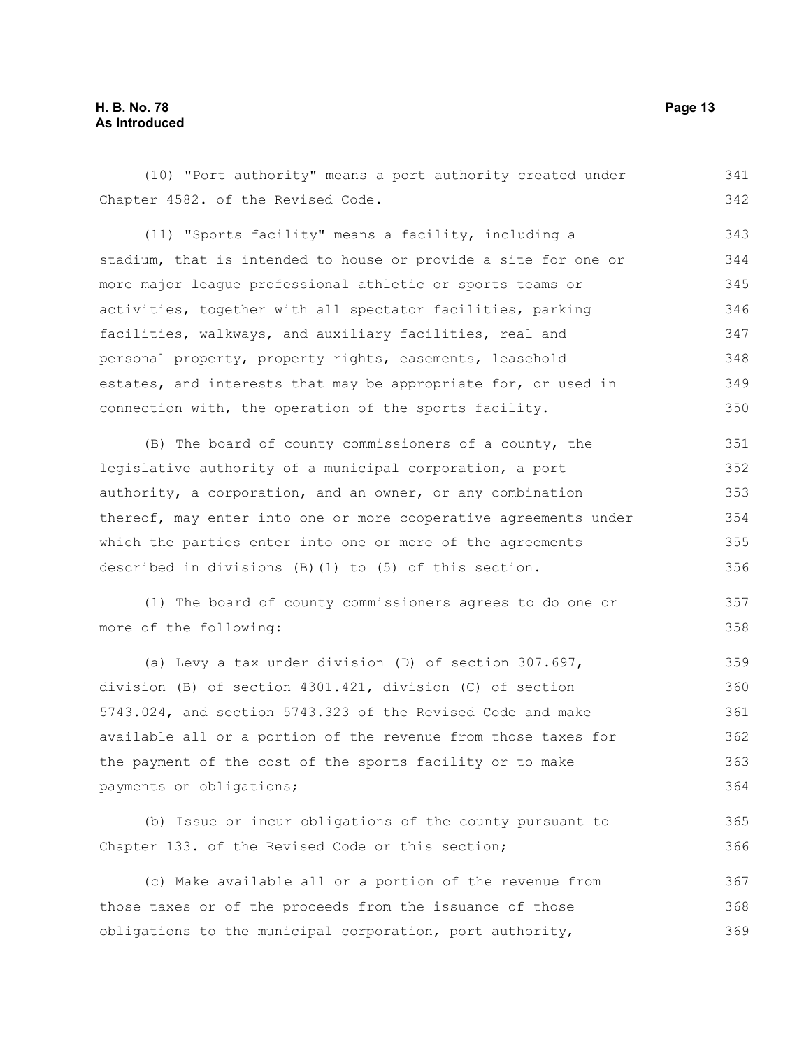(10) "Port authority" means a port authority created under Chapter 4582. of the Revised Code.

(11) "Sports facility" means a facility, including a stadium, that is intended to house or provide a site for one or more major league professional athletic or sports teams or activities, together with all spectator facilities, parking facilities, walkways, and auxiliary facilities, real and personal property, property rights, easements, leasehold estates, and interests that may be appropriate for, or used in connection with, the operation of the sports facility.

(B) The board of county commissioners of a county, the legislative authority of a municipal corporation, a port authority, a corporation, and an owner, or any combination thereof, may enter into one or more cooperative agreements under which the parties enter into one or more of the agreements described in divisions (B)(1) to (5) of this section.

(1) The board of county commissioners agrees to do one or more of the following:

(a) Levy a tax under division (D) of section 307.697, division (B) of section 4301.421, division (C) of section 5743.024, and section 5743.323 of the Revised Code and make available all or a portion of the revenue from those taxes for the payment of the cost of the sports facility or to make payments on obligations;

(b) Issue or incur obligations of the county pursuant to Chapter 133. of the Revised Code or this section;

(c) Make available all or a portion of the revenue from those taxes or of the proceeds from the issuance of those obligations to the municipal corporation, port authority,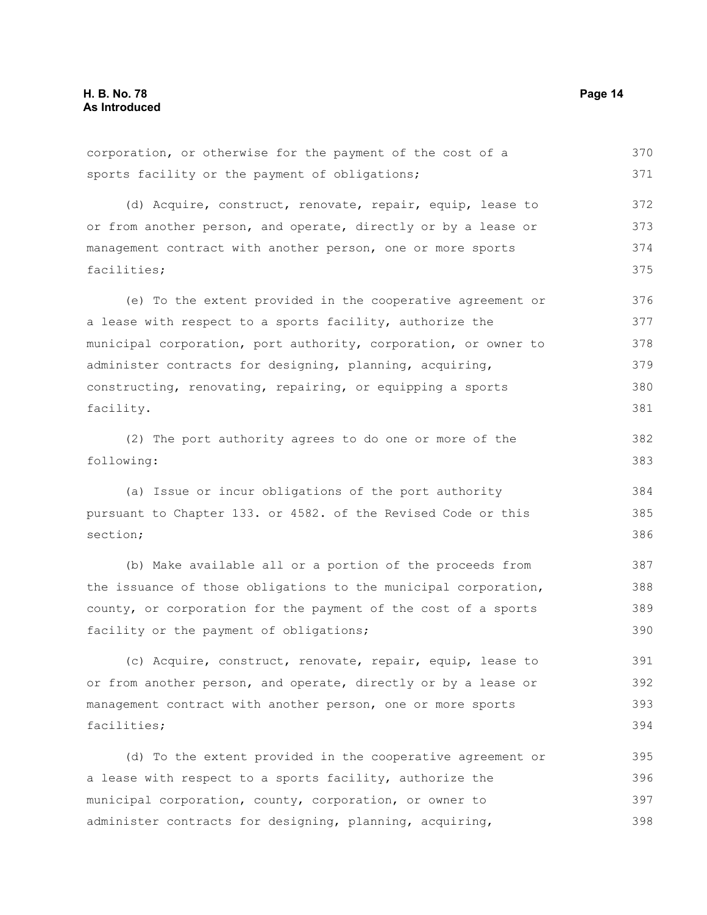corporation, or otherwise for the payment of the cost of a sports facility or the payment of obligations;

(d) Acquire, construct, renovate, repair, equip, lease to or from another person, and operate, directly or by a lease or management contract with another person, one or more sports facilities;

(e) To the extent provided in the cooperative agreement or a lease with respect to a sports facility, authorize the municipal corporation, port authority, corporation, or owner to administer contracts for designing, planning, acquiring, constructing, renovating, repairing, or equipping a sports facility.

(2) The port authority agrees to do one or more of the following:

(a) Issue or incur obligations of the port authority pursuant to Chapter 133. or 4582. of the Revised Code or this section;

(b) Make available all or a portion of the proceeds from the issuance of those obligations to the municipal corporation, county, or corporation for the payment of the cost of a sports facility or the payment of obligations;

(c) Acquire, construct, renovate, repair, equip, lease to or from another person, and operate, directly or by a lease or management contract with another person, one or more sports facilities;

(d) To the extent provided in the cooperative agreement or a lease with respect to a sports facility, authorize the municipal corporation, county, corporation, or owner to administer contracts for designing, planning, acquiring,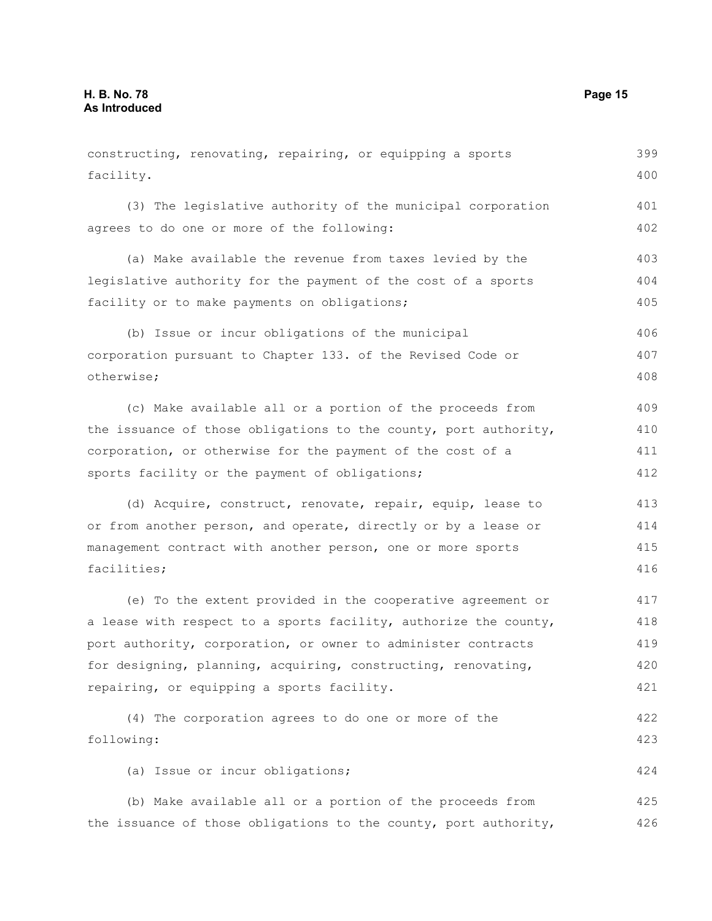constructing, renovating, repairing, or equipping a sports facility.

(3) The legislative authority of the municipal corporation agrees to do one or more of the following:

(a) Make available the revenue from taxes levied by the legislative authority for the payment of the cost of a sports facility or to make payments on obligations;

(b) Issue or incur obligations of the municipal corporation pursuant to Chapter 133. of the Revised Code or otherwise;

(c) Make available all or a portion of the proceeds from the issuance of those obligations to the county, port authority, corporation, or otherwise for the payment of the cost of a sports facility or the payment of obligations;

(d) Acquire, construct, renovate, repair, equip, lease to or from another person, and operate, directly or by a lease or management contract with another person, one or more sports facilities;

(e) To the extent provided in the cooperative agreement or a lease with respect to a sports facility, authorize the county, port authority, corporation, or owner to administer contracts for designing, planning, acquiring, constructing, renovating, repairing, or equipping a sports facility.

(4) The corporation agrees to do one or more of the following:

(a) Issue or incur obligations;

(b) Make available all or a portion of the proceeds from the issuance of those obligations to the county, port authority,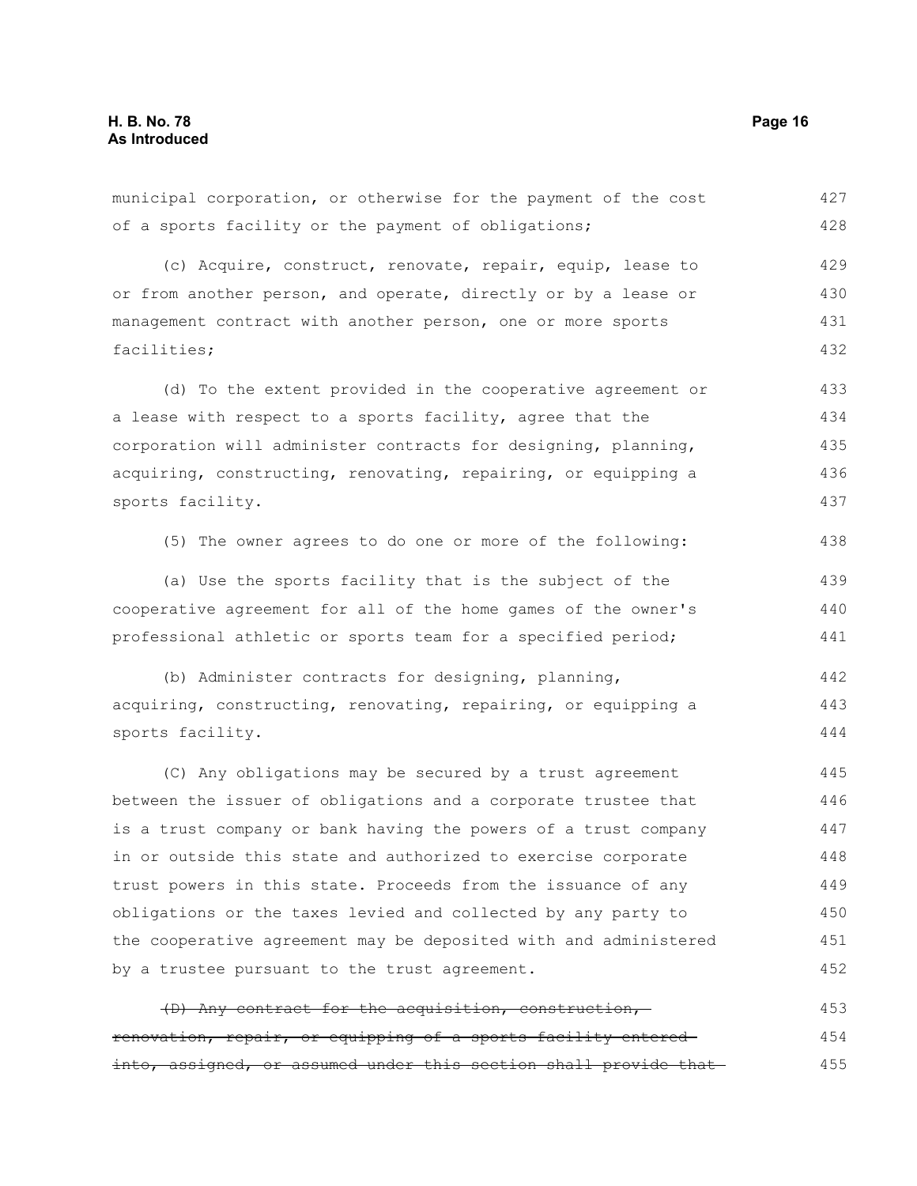municipal corporation, or otherwise for the payment of the cost of a sports facility or the payment of obligations;

(c) Acquire, construct, renovate, repair, equip, lease to or from another person, and operate, directly or by a lease or management contract with another person, one or more sports facilities;

(d) To the extent provided in the cooperative agreement or a lease with respect to a sports facility, agree that the corporation will administer contracts for designing, planning, acquiring, constructing, renovating, repairing, or equipping a sports facility.

(5) The owner agrees to do one or more of the following:

(a) Use the sports facility that is the subject of the cooperative agreement for all of the home games of the owner's professional athletic or sports team for a specified period;

(b) Administer contracts for designing, planning, acquiring, constructing, renovating, repairing, or equipping a sports facility.

(C) Any obligations may be secured by a trust agreement between the issuer of obligations and a corporate trustee that is a trust company or bank having the powers of a trust company in or outside this state and authorized to exercise corporate trust powers in this state. Proceeds from the issuance of any obligations or the taxes levied and collected by any party to the cooperative agreement may be deposited with and administered by a trustee pursuant to the trust agreement.

~~(D) Any contract for the acquisition, construction, renovation, repair, or equipping of a sports facility entered into, assigned, or assumed under this section shall provide that~~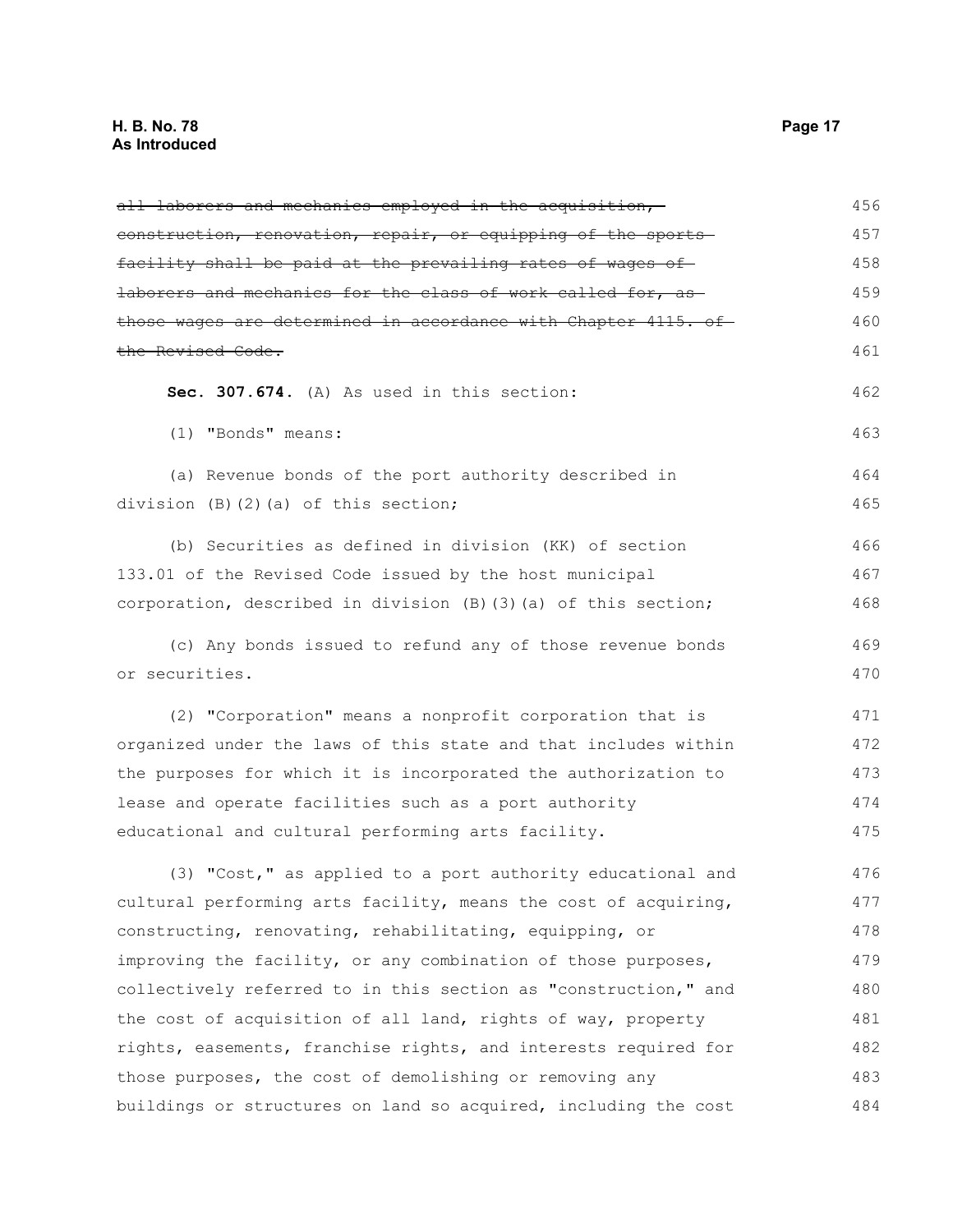~~all laborers and mechanics employed in the acquisition, construction, renovation, repair, or equipping of the sports facility shall be paid at the prevailing rates of wages of laborers and mechanics for the class of work called for, as those wages are determined in accordance with Chapter 4115. of the Revised Code.~~

**Sec. 307.674.** (A) As used in this section:

(1) "Bonds" means:

(a) Revenue bonds of the port authority described in division (B)(2)(a) of this section;

(b) Securities as defined in division (KK) of section 133.01 of the Revised Code issued by the host municipal corporation, described in division (B)(3)(a) of this section;

(c) Any bonds issued to refund any of those revenue bonds or securities.

(2) "Corporation" means a nonprofit corporation that is organized under the laws of this state and that includes within the purposes for which it is incorporated the authorization to lease and operate facilities such as a port authority educational and cultural performing arts facility.

(3) "Cost," as applied to a port authority educational and cultural performing arts facility, means the cost of acquiring, constructing, renovating, rehabilitating, equipping, or improving the facility, or any combination of those purposes, collectively referred to in this section as "construction," and the cost of acquisition of all land, rights of way, property rights, easements, franchise rights, and interests required for those purposes, the cost of demolishing or removing any buildings or structures on land so acquired, including the cost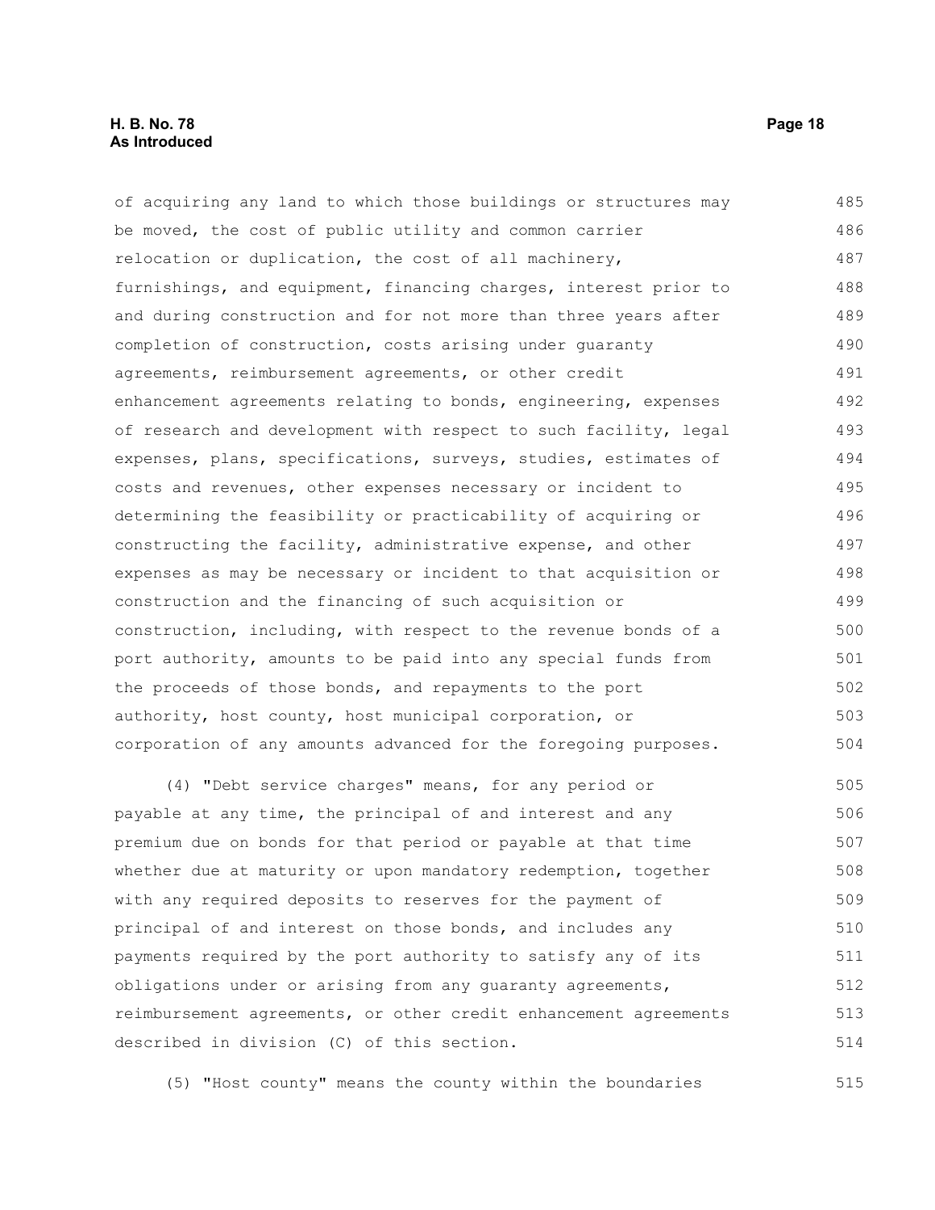of acquiring any land to which those buildings or structures may be moved, the cost of public utility and common carrier relocation or duplication, the cost of all machinery, furnishings, and equipment, financing charges, interest prior to and during construction and for not more than three years after completion of construction, costs arising under guaranty agreements, reimbursement agreements, or other credit enhancement agreements relating to bonds, engineering, expenses of research and development with respect to such facility, legal expenses, plans, specifications, surveys, studies, estimates of costs and revenues, other expenses necessary or incident to determining the feasibility or practicability of acquiring or constructing the facility, administrative expense, and other expenses as may be necessary or incident to that acquisition or construction and the financing of such acquisition or construction, including, with respect to the revenue bonds of a port authority, amounts to be paid into any special funds from the proceeds of those bonds, and repayments to the port authority, host county, host municipal corporation, or corporation of any amounts advanced for the foregoing purposes.

(4) "Debt service charges" means, for any period or payable at any time, the principal of and interest and any premium due on bonds for that period or payable at that time whether due at maturity or upon mandatory redemption, together with any required deposits to reserves for the payment of principal of and interest on those bonds, and includes any payments required by the port authority to satisfy any of its obligations under or arising from any guaranty agreements, reimbursement agreements, or other credit enhancement agreements described in division (C) of this section.

(5) "Host county" means the county within the boundaries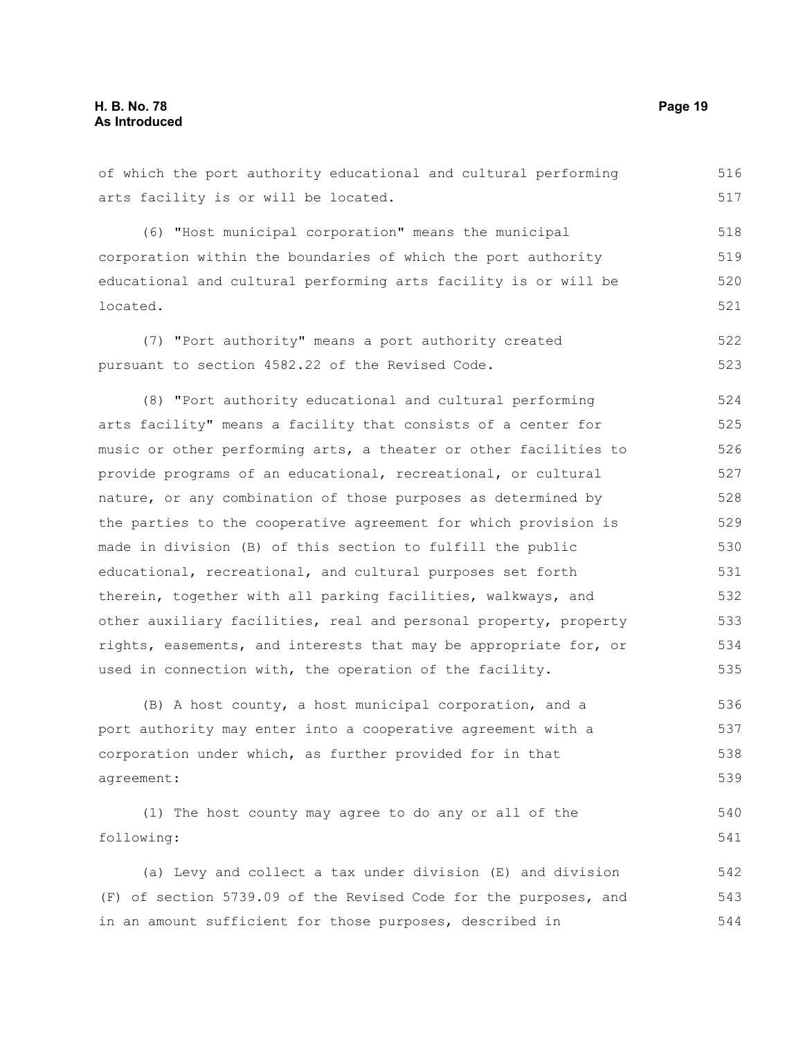of which the port authority educational and cultural performing arts facility is or will be located.

(6) "Host municipal corporation" means the municipal corporation within the boundaries of which the port authority educational and cultural performing arts facility is or will be located.

(7) "Port authority" means a port authority created pursuant to section 4582.22 of the Revised Code.

(8) "Port authority educational and cultural performing arts facility" means a facility that consists of a center for music or other performing arts, a theater or other facilities to provide programs of an educational, recreational, or cultural nature, or any combination of those purposes as determined by the parties to the cooperative agreement for which provision is made in division (B) of this section to fulfill the public educational, recreational, and cultural purposes set forth therein, together with all parking facilities, walkways, and other auxiliary facilities, real and personal property, property rights, easements, and interests that may be appropriate for, or used in connection with, the operation of the facility.

(B) A host county, a host municipal corporation, and a port authority may enter into a cooperative agreement with a corporation under which, as further provided for in that agreement:

(1) The host county may agree to do any or all of the following:

(a) Levy and collect a tax under division (E) and division (F) of section 5739.09 of the Revised Code for the purposes, and in an amount sufficient for those purposes, described in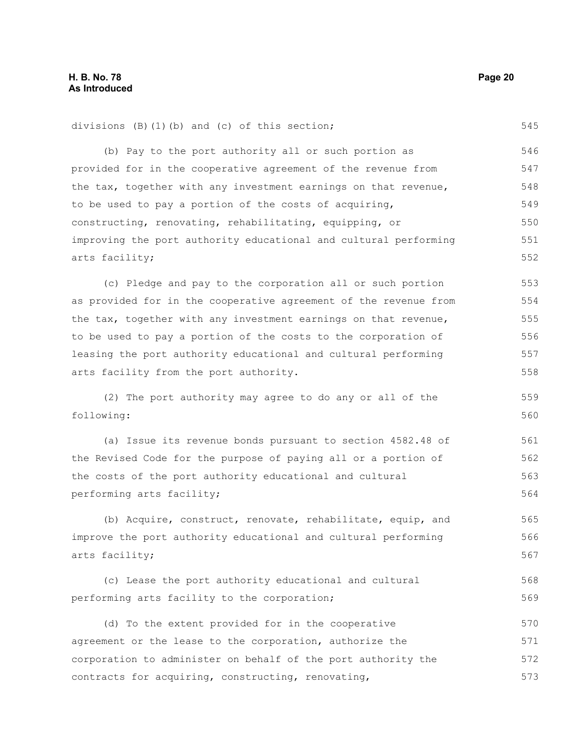divisions (B)(1)(b) and (c) of this section;

(b) Pay to the port authority all or such portion as provided for in the cooperative agreement of the revenue from the tax, together with any investment earnings on that revenue, to be used to pay a portion of the costs of acquiring, constructing, renovating, rehabilitating, equipping, or improving the port authority educational and cultural performing arts facility;

(c) Pledge and pay to the corporation all or such portion as provided for in the cooperative agreement of the revenue from the tax, together with any investment earnings on that revenue, to be used to pay a portion of the costs to the corporation of leasing the port authority educational and cultural performing arts facility from the port authority.

(2) The port authority may agree to do any or all of the following:

(a) Issue its revenue bonds pursuant to section 4582.48 of the Revised Code for the purpose of paying all or a portion of the costs of the port authority educational and cultural performing arts facility;

(b) Acquire, construct, renovate, rehabilitate, equip, and improve the port authority educational and cultural performing arts facility;

(c) Lease the port authority educational and cultural performing arts facility to the corporation;

(d) To the extent provided for in the cooperative agreement or the lease to the corporation, authorize the corporation to administer on behalf of the port authority the contracts for acquiring, constructing, renovating,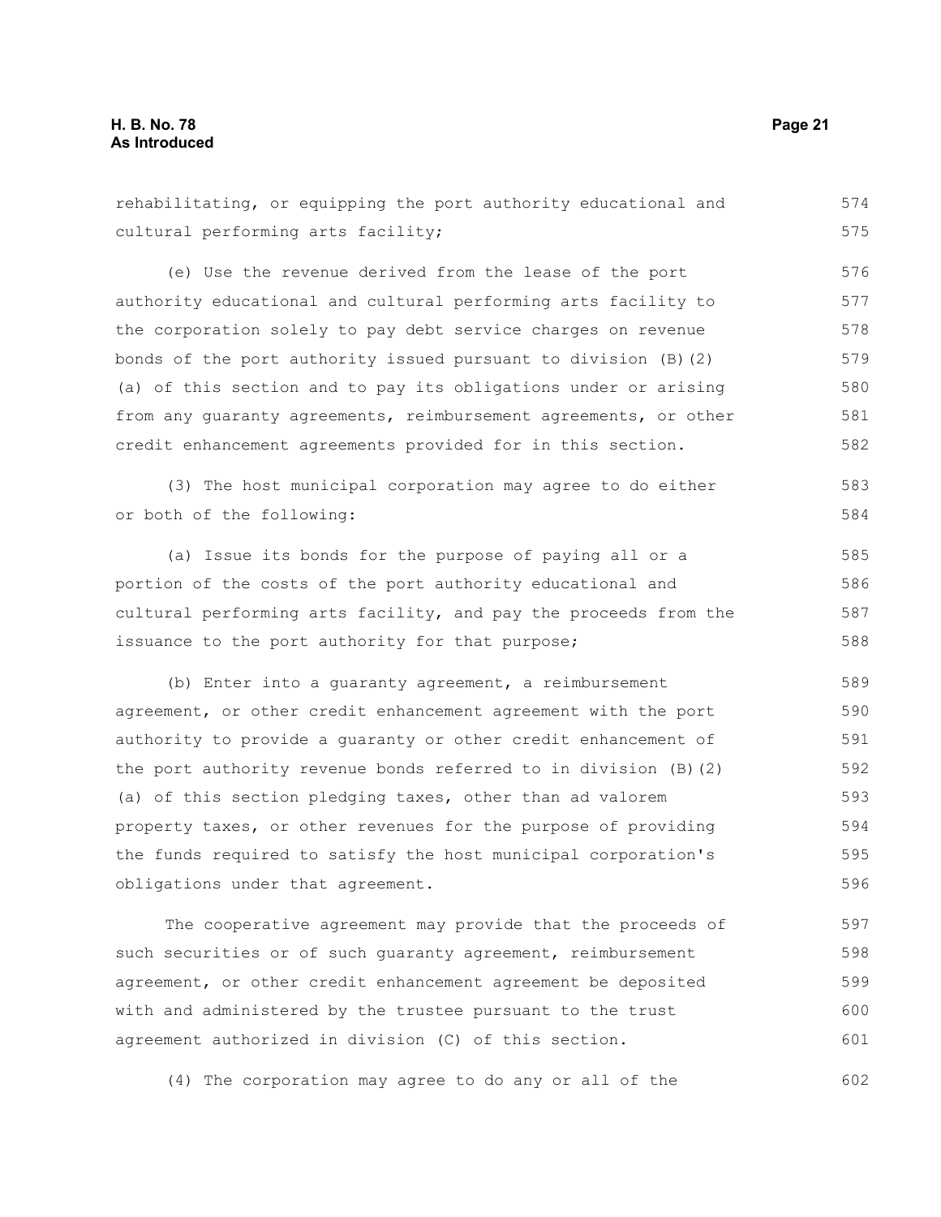rehabilitating, or equipping the port authority educational and cultural performing arts facility;

(e) Use the revenue derived from the lease of the port authority educational and cultural performing arts facility to the corporation solely to pay debt service charges on revenue bonds of the port authority issued pursuant to division (B)(2)(a) of this section and to pay its obligations under or arising from any guaranty agreements, reimbursement agreements, or other credit enhancement agreements provided for in this section.

(3) The host municipal corporation may agree to do either or both of the following:

(a) Issue its bonds for the purpose of paying all or a portion of the costs of the port authority educational and cultural performing arts facility, and pay the proceeds from the issuance to the port authority for that purpose;

(b) Enter into a guaranty agreement, a reimbursement agreement, or other credit enhancement agreement with the port authority to provide a guaranty or other credit enhancement of the port authority revenue bonds referred to in division (B)(2)(a) of this section pledging taxes, other than ad valorem property taxes, or other revenues for the purpose of providing the funds required to satisfy the host municipal corporation's obligations under that agreement.

The cooperative agreement may provide that the proceeds of such securities or of such guaranty agreement, reimbursement agreement, or other credit enhancement agreement be deposited with and administered by the trustee pursuant to the trust agreement authorized in division (C) of this section.

(4) The corporation may agree to do any or all of the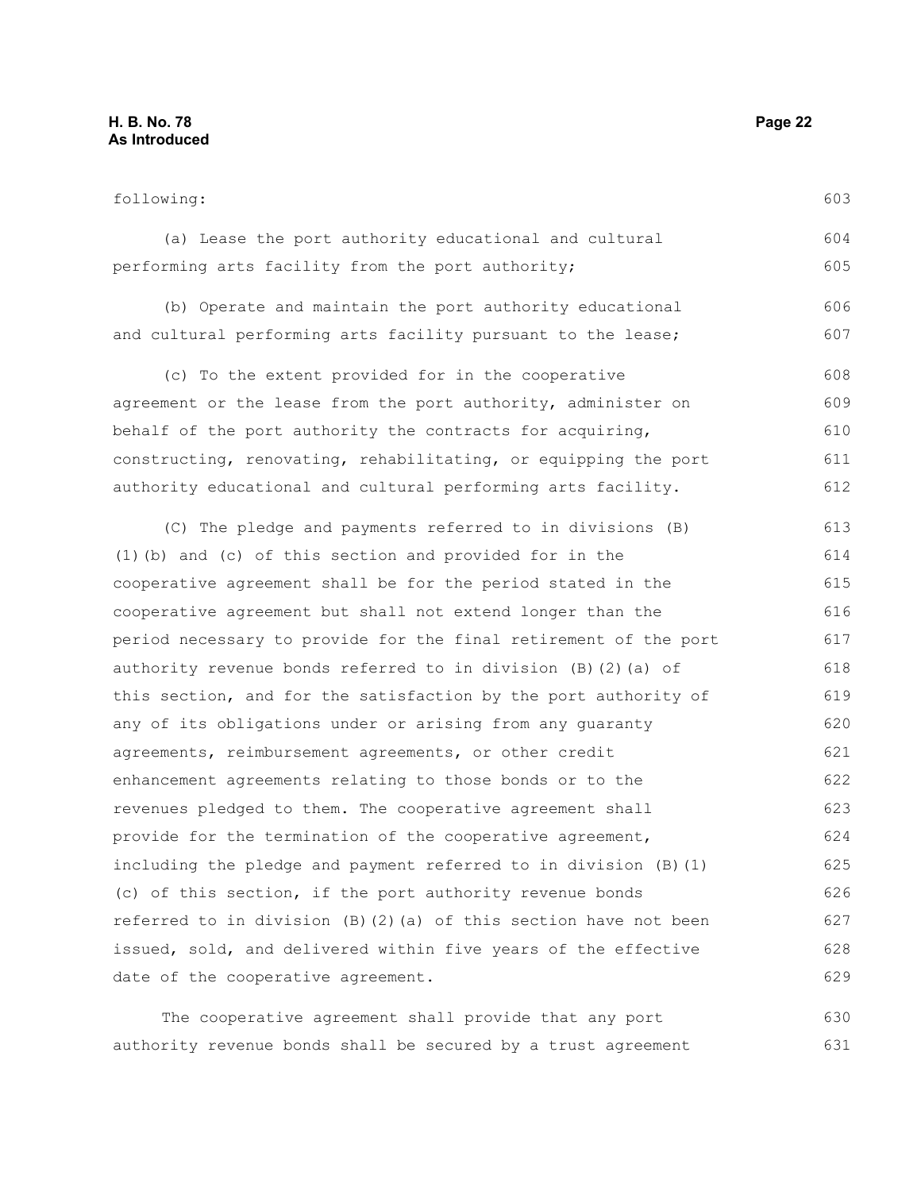following:

(a) Lease the port authority educational and cultural performing arts facility from the port authority;

(b) Operate and maintain the port authority educational and cultural performing arts facility pursuant to the lease;

(c) To the extent provided for in the cooperative agreement or the lease from the port authority, administer on behalf of the port authority the contracts for acquiring, constructing, renovating, rehabilitating, or equipping the port authority educational and cultural performing arts facility.

(C) The pledge and payments referred to in divisions (B)(1)(b) and (c) of this section and provided for in the cooperative agreement shall be for the period stated in the cooperative agreement but shall not extend longer than the period necessary to provide for the final retirement of the port authority revenue bonds referred to in division (B)(2)(a) of this section, and for the satisfaction by the port authority of any of its obligations under or arising from any guaranty agreements, reimbursement agreements, or other credit enhancement agreements relating to those bonds or to the revenues pledged to them. The cooperative agreement shall provide for the termination of the cooperative agreement, including the pledge and payment referred to in division (B)(1)(c) of this section, if the port authority revenue bonds referred to in division (B)(2)(a) of this section have not been issued, sold, and delivered within five years of the effective date of the cooperative agreement.

The cooperative agreement shall provide that any port authority revenue bonds shall be secured by a trust agreement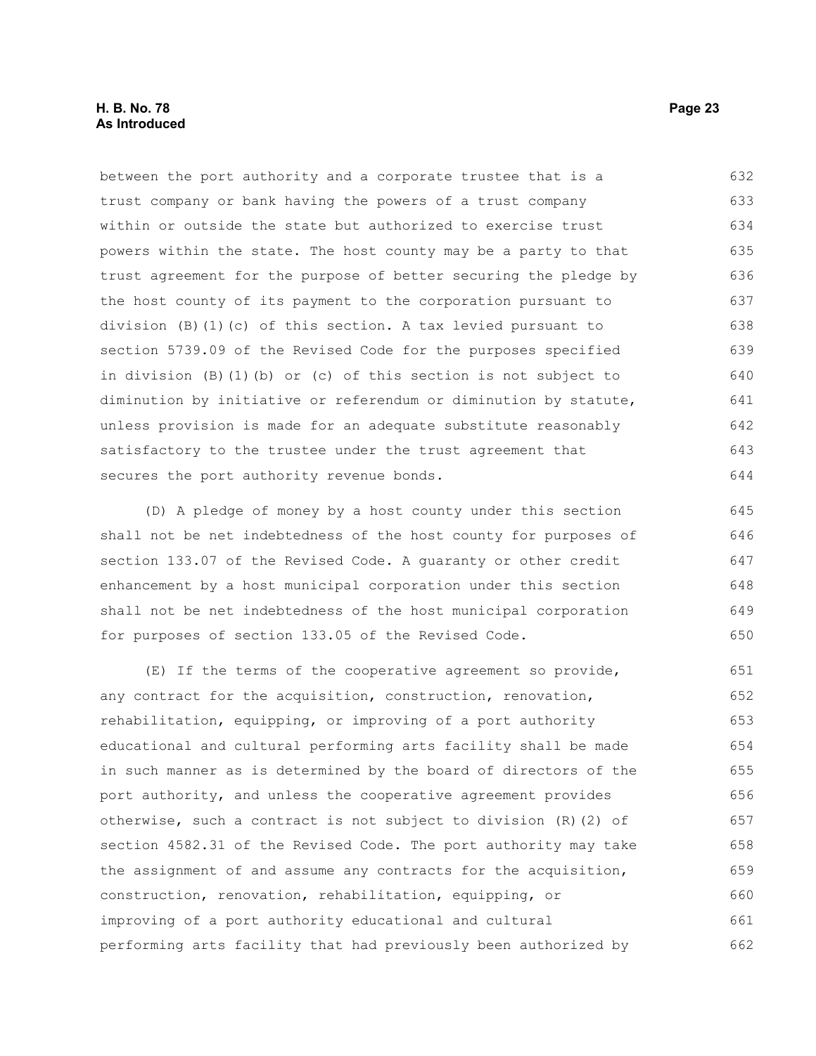between the port authority and a corporate trustee that is a trust company or bank having the powers of a trust company within or outside the state but authorized to exercise trust powers within the state. The host county may be a party to that trust agreement for the purpose of better securing the pledge by the host county of its payment to the corporation pursuant to division (B)(1)(c) of this section. A tax levied pursuant to section 5739.09 of the Revised Code for the purposes specified in division (B)(1)(b) or (c) of this section is not subject to diminution by initiative or referendum or diminution by statute, unless provision is made for an adequate substitute reasonably satisfactory to the trustee under the trust agreement that secures the port authority revenue bonds.

(D) A pledge of money by a host county under this section shall not be net indebtedness of the host county for purposes of section 133.07 of the Revised Code. A guaranty or other credit enhancement by a host municipal corporation under this section shall not be net indebtedness of the host municipal corporation for purposes of section 133.05 of the Revised Code.

(E) If the terms of the cooperative agreement so provide, any contract for the acquisition, construction, renovation, rehabilitation, equipping, or improving of a port authority educational and cultural performing arts facility shall be made in such manner as is determined by the board of directors of the port authority, and unless the cooperative agreement provides otherwise, such a contract is not subject to division (R)(2) of section 4582.31 of the Revised Code. The port authority may take the assignment of and assume any contracts for the acquisition, construction, renovation, rehabilitation, equipping, or improving of a port authority educational and cultural performing arts facility that had previously been authorized by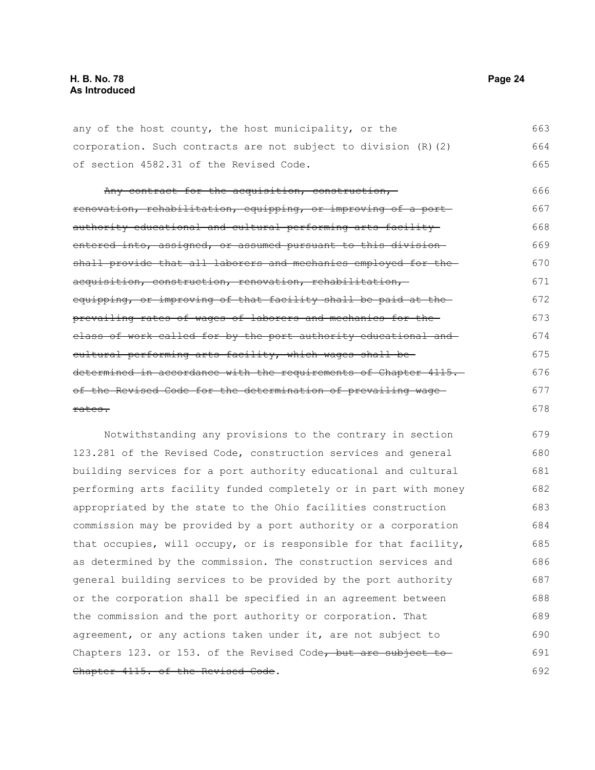any of the host county, the host municipality, or the corporation. Such contracts are not subject to division (R)(2) of section 4582.31 of the Revised Code.

~~Any contract for the acquisition, construction, renovation, rehabilitation, equipping, or improving of a port authority educational and cultural performing arts facility entered into, assigned, or assumed pursuant to this division shall provide that all laborers and mechanics employed for the acquisition, construction, renovation, rehabilitation, equipping, or improving of that facility shall be paid at the prevailing rates of wages of laborers and mechanics for the class of work called for by the port authority educational and cultural performing arts facility, which wages shall be determined in accordance with the requirements of Chapter 4115. of the Revised Code for the determination of prevailing wage rates.~~

Notwithstanding any provisions to the contrary in section 123.281 of the Revised Code, construction services and general building services for a port authority educational and cultural performing arts facility funded completely or in part with money appropriated by the state to the Ohio facilities construction commission may be provided by a port authority or a corporation that occupies, will occupy, or is responsible for that facility, as determined by the commission. The construction services and general building services to be provided by the port authority or the corporation shall be specified in an agreement between the commission and the port authority or corporation. That agreement, or any actions taken under it, are not subject to Chapters 123. or 153. of the Revised Code~~, but are subject to Chapter 4115. of the Revised Code~~.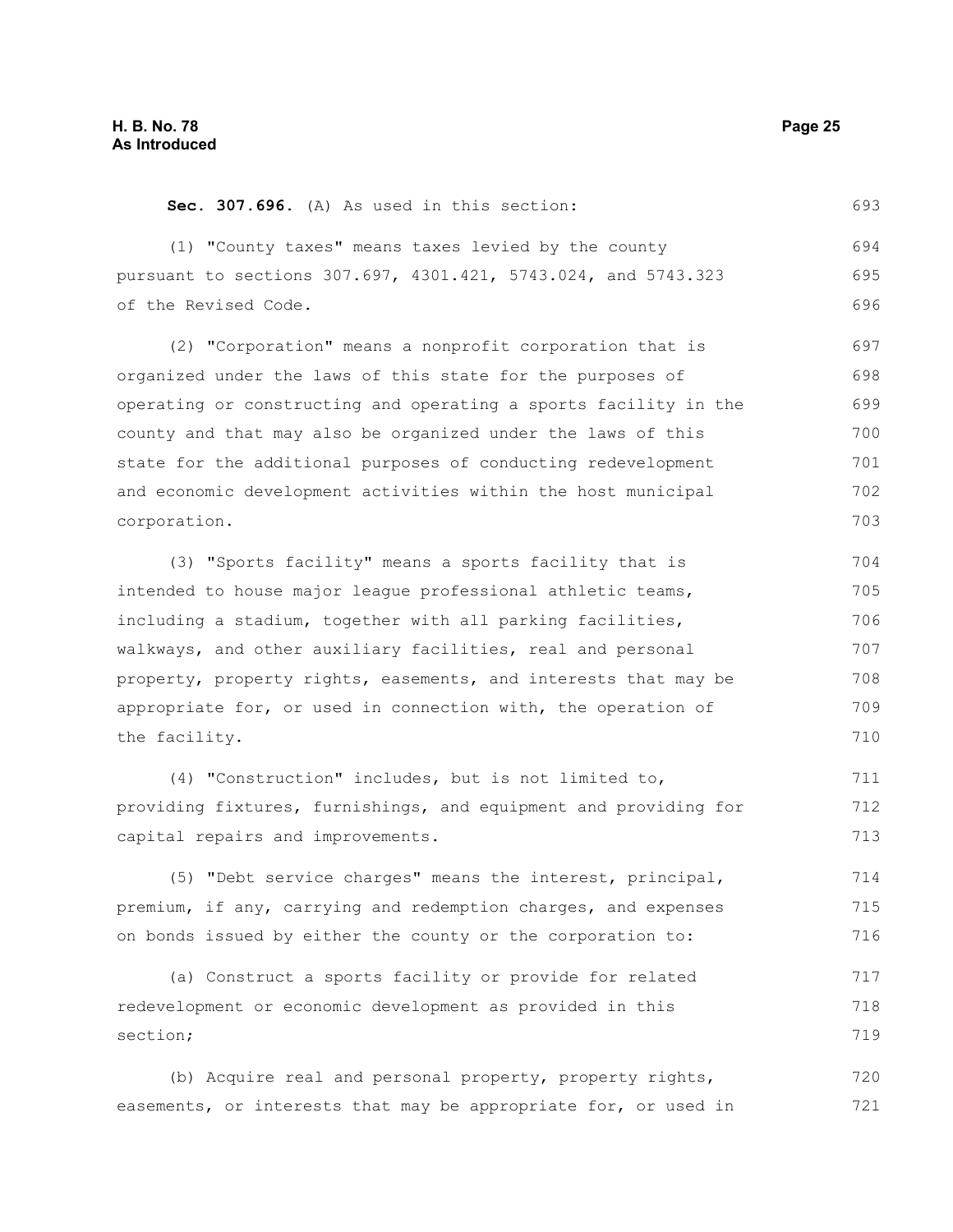**Sec. 307.696.** (A) As used in this section:

(1) "County taxes" means taxes levied by the county pursuant to sections 307.697, 4301.421, 5743.024, and 5743.323 of the Revised Code.

(2) "Corporation" means a nonprofit corporation that is organized under the laws of this state for the purposes of operating or constructing and operating a sports facility in the county and that may also be organized under the laws of this state for the additional purposes of conducting redevelopment and economic development activities within the host municipal corporation.

(3) "Sports facility" means a sports facility that is intended to house major league professional athletic teams, including a stadium, together with all parking facilities, walkways, and other auxiliary facilities, real and personal property, property rights, easements, and interests that may be appropriate for, or used in connection with, the operation of the facility.

(4) "Construction" includes, but is not limited to, providing fixtures, furnishings, and equipment and providing for capital repairs and improvements.

(5) "Debt service charges" means the interest, principal, premium, if any, carrying and redemption charges, and expenses on bonds issued by either the county or the corporation to:

(a) Construct a sports facility or provide for related redevelopment or economic development as provided in this section;

(b) Acquire real and personal property, property rights, easements, or interests that may be appropriate for, or used in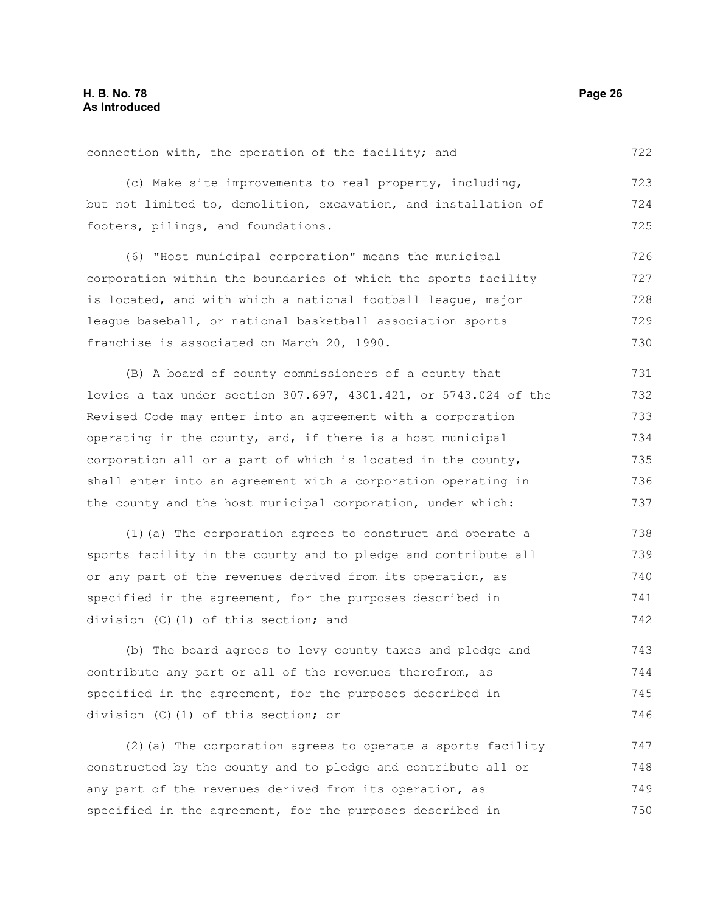connection with, the operation of the facility; and

(c) Make site improvements to real property, including, but not limited to, demolition, excavation, and installation of footers, pilings, and foundations.

(6) "Host municipal corporation" means the municipal corporation within the boundaries of which the sports facility is located, and with which a national football league, major league baseball, or national basketball association sports franchise is associated on March 20, 1990.

(B) A board of county commissioners of a county that levies a tax under section 307.697, 4301.421, or 5743.024 of the Revised Code may enter into an agreement with a corporation operating in the county, and, if there is a host municipal corporation all or a part of which is located in the county, shall enter into an agreement with a corporation operating in the county and the host municipal corporation, under which:

(1)(a) The corporation agrees to construct and operate a sports facility in the county and to pledge and contribute all or any part of the revenues derived from its operation, as specified in the agreement, for the purposes described in division (C)(1) of this section; and

(b) The board agrees to levy county taxes and pledge and contribute any part or all of the revenues therefrom, as specified in the agreement, for the purposes described in division (C)(1) of this section; or

(2)(a) The corporation agrees to operate a sports facility constructed by the county and to pledge and contribute all or any part of the revenues derived from its operation, as specified in the agreement, for the purposes described in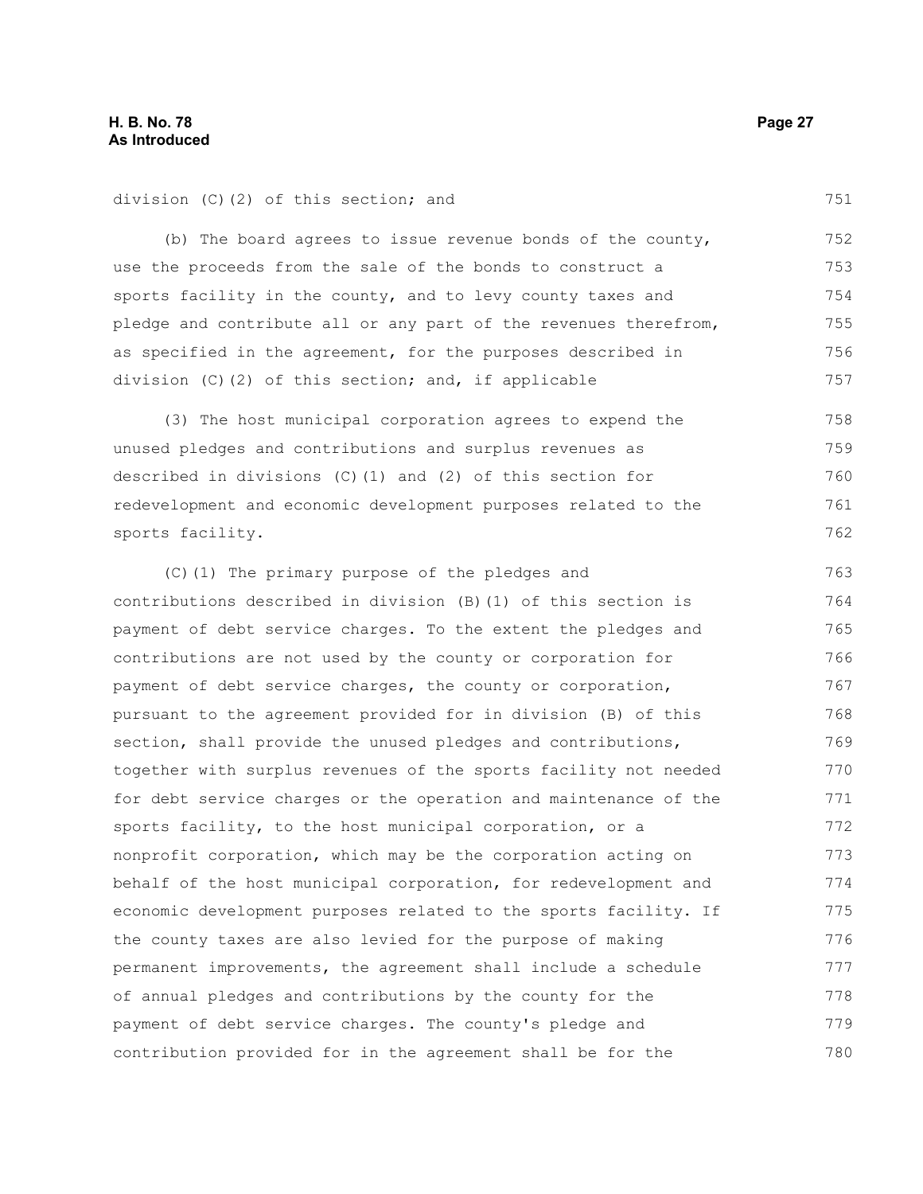division (C)(2) of this section; and

(b) The board agrees to issue revenue bonds of the county, use the proceeds from the sale of the bonds to construct a sports facility in the county, and to levy county taxes and pledge and contribute all or any part of the revenues therefrom, as specified in the agreement, for the purposes described in division (C)(2) of this section; and, if applicable

(3) The host municipal corporation agrees to expend the unused pledges and contributions and surplus revenues as described in divisions (C)(1) and (2) of this section for redevelopment and economic development purposes related to the sports facility.

(C)(1) The primary purpose of the pledges and contributions described in division (B)(1) of this section is payment of debt service charges. To the extent the pledges and contributions are not used by the county or corporation for payment of debt service charges, the county or corporation, pursuant to the agreement provided for in division (B) of this section, shall provide the unused pledges and contributions, together with surplus revenues of the sports facility not needed for debt service charges or the operation and maintenance of the sports facility, to the host municipal corporation, or a nonprofit corporation, which may be the corporation acting on behalf of the host municipal corporation, for redevelopment and economic development purposes related to the sports facility. If the county taxes are also levied for the purpose of making permanent improvements, the agreement shall include a schedule of annual pledges and contributions by the county for the payment of debt service charges. The county's pledge and contribution provided for in the agreement shall be for the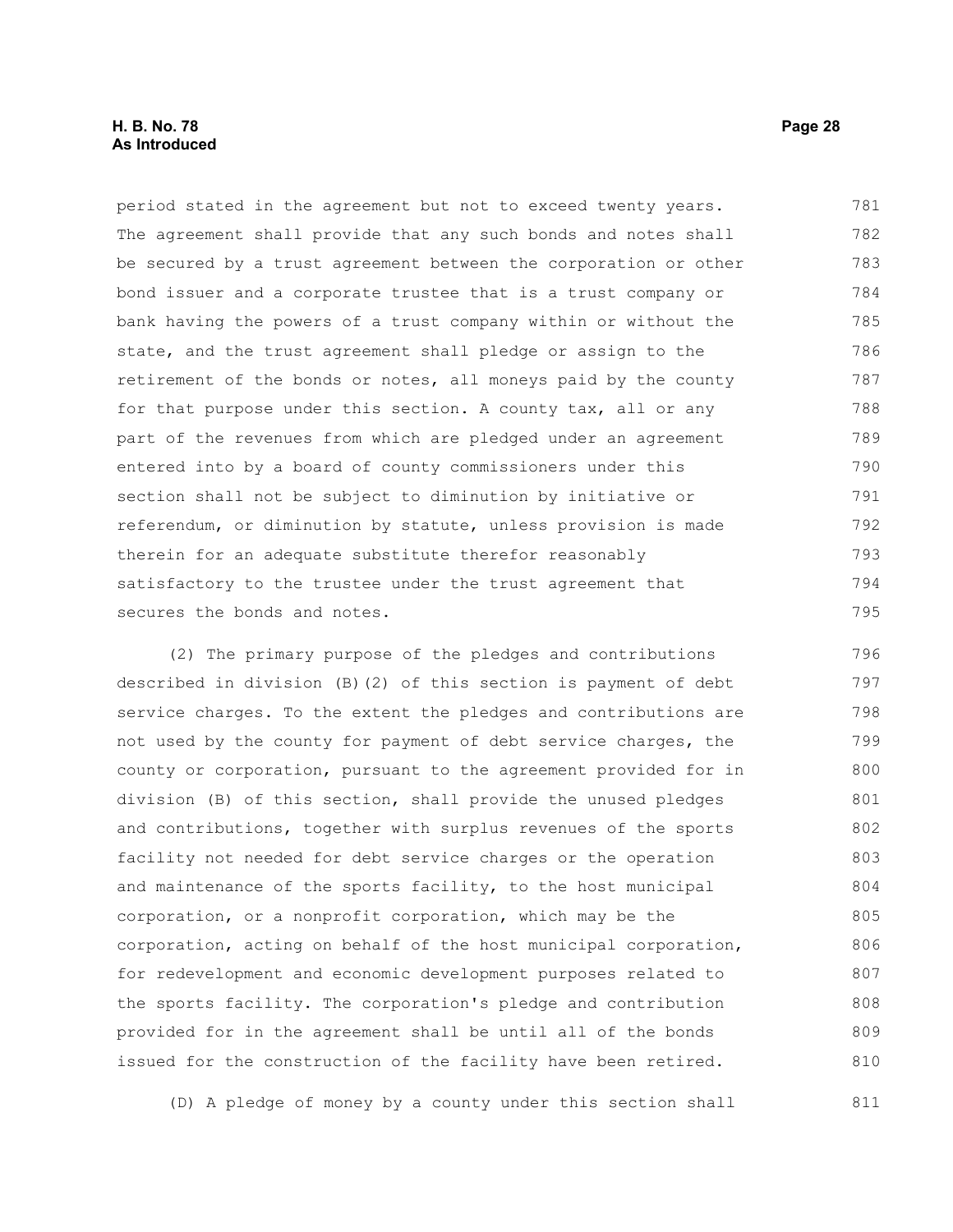period stated in the agreement but not to exceed twenty years. The agreement shall provide that any such bonds and notes shall be secured by a trust agreement between the corporation or other bond issuer and a corporate trustee that is a trust company or bank having the powers of a trust company within or without the state, and the trust agreement shall pledge or assign to the retirement of the bonds or notes, all moneys paid by the county for that purpose under this section. A county tax, all or any part of the revenues from which are pledged under an agreement entered into by a board of county commissioners under this section shall not be subject to diminution by initiative or referendum, or diminution by statute, unless provision is made therein for an adequate substitute therefor reasonably satisfactory to the trustee under the trust agreement that secures the bonds and notes.

(2) The primary purpose of the pledges and contributions described in division (B)(2) of this section is payment of debt service charges. To the extent the pledges and contributions are not used by the county for payment of debt service charges, the county or corporation, pursuant to the agreement provided for in division (B) of this section, shall provide the unused pledges and contributions, together with surplus revenues of the sports facility not needed for debt service charges or the operation and maintenance of the sports facility, to the host municipal corporation, or a nonprofit corporation, which may be the corporation, acting on behalf of the host municipal corporation, for redevelopment and economic development purposes related to the sports facility. The corporation's pledge and contribution provided for in the agreement shall be until all of the bonds issued for the construction of the facility have been retired.

(D) A pledge of money by a county under this section shall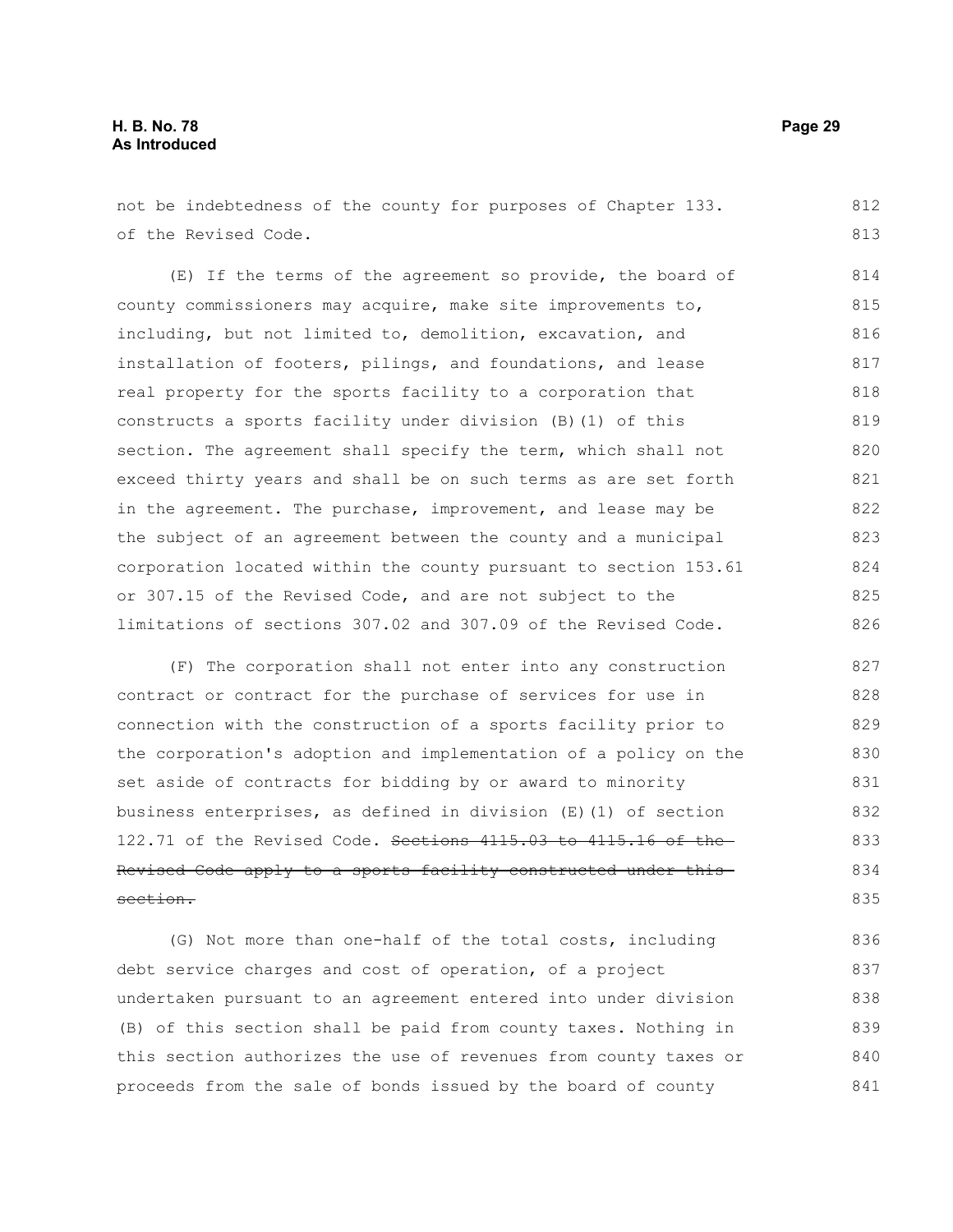not be indebtedness of the county for purposes of Chapter 133. of the Revised Code.

(E) If the terms of the agreement so provide, the board of county commissioners may acquire, make site improvements to, including, but not limited to, demolition, excavation, and installation of footers, pilings, and foundations, and lease real property for the sports facility to a corporation that constructs a sports facility under division (B)(1) of this section. The agreement shall specify the term, which shall not exceed thirty years and shall be on such terms as are set forth in the agreement. The purchase, improvement, and lease may be the subject of an agreement between the county and a municipal corporation located within the county pursuant to section 153.61 or 307.15 of the Revised Code, and are not subject to the limitations of sections 307.02 and 307.09 of the Revised Code.

(F) The corporation shall not enter into any construction contract or contract for the purchase of services for use in connection with the construction of a sports facility prior to the corporation's adoption and implementation of a policy on the set aside of contracts for bidding by or award to minority business enterprises, as defined in division (E)(1) of section 122.71 of the Revised Code. ~~Sections 4115.03 to 4115.16 of the Revised Code apply to a sports facility constructed under this section.~~

(G) Not more than one-half of the total costs, including debt service charges and cost of operation, of a project undertaken pursuant to an agreement entered into under division (B) of this section shall be paid from county taxes. Nothing in this section authorizes the use of revenues from county taxes or proceeds from the sale of bonds issued by the board of county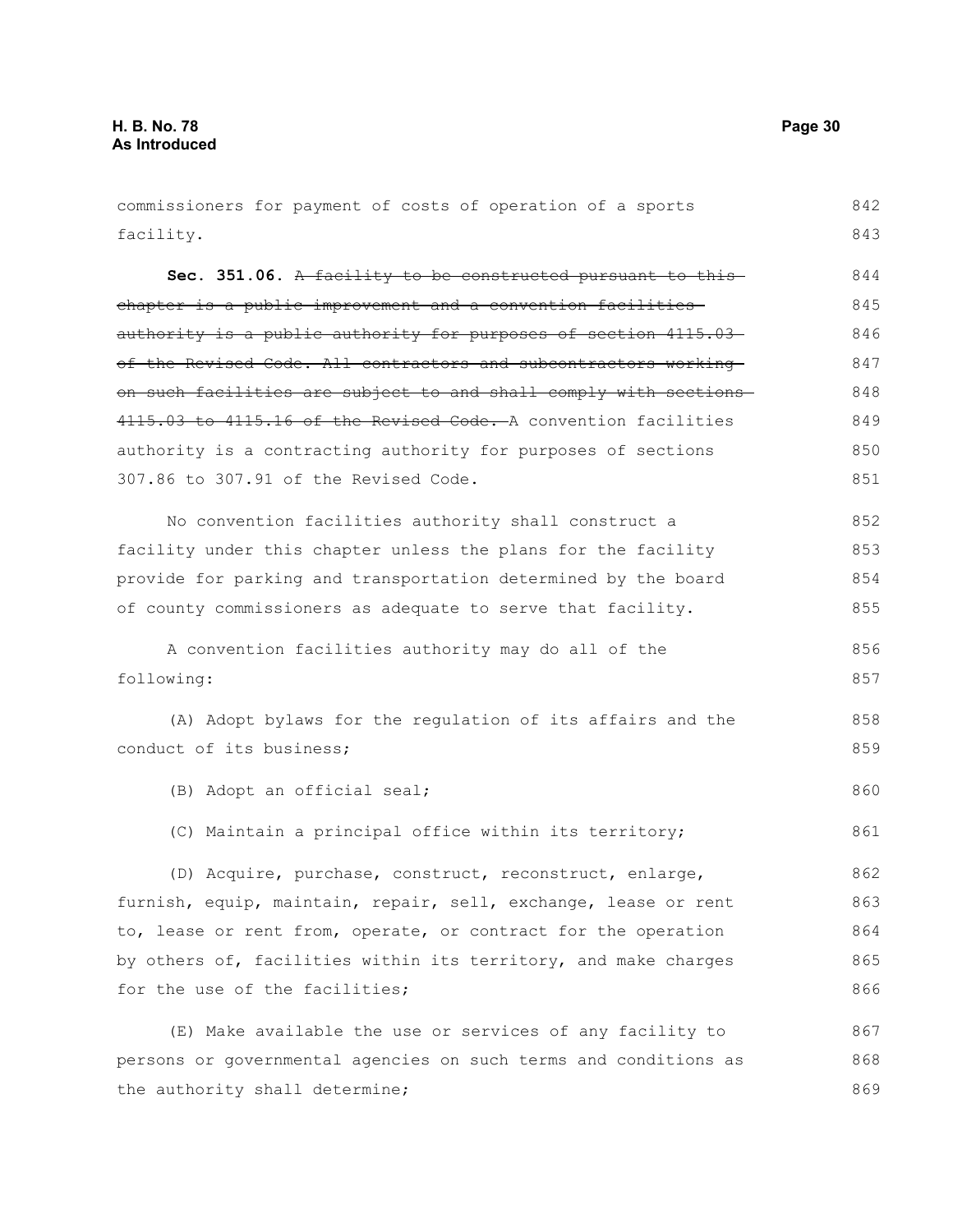commissioners for payment of costs of operation of a sports facility.

**Sec. 351.06.** ~~A facility to be constructed pursuant to this chapter is a public improvement and a convention facilities authority is a public authority for purposes of section 4115.03 of the Revised Code. All contractors and subcontractors working on such facilities are subject to and shall comply with sections 4115.03 to 4115.16 of the Revised Code.~~ A convention facilities authority is a contracting authority for purposes of sections 307.86 to 307.91 of the Revised Code.

No convention facilities authority shall construct a facility under this chapter unless the plans for the facility provide for parking and transportation determined by the board of county commissioners as adequate to serve that facility.

A convention facilities authority may do all of the following:

(A) Adopt bylaws for the regulation of its affairs and the conduct of its business;

(B) Adopt an official seal;

(C) Maintain a principal office within its territory;

(D) Acquire, purchase, construct, reconstruct, enlarge, furnish, equip, maintain, repair, sell, exchange, lease or rent to, lease or rent from, operate, or contract for the operation by others of, facilities within its territory, and make charges for the use of the facilities;

(E) Make available the use or services of any facility to persons or governmental agencies on such terms and conditions as the authority shall determine;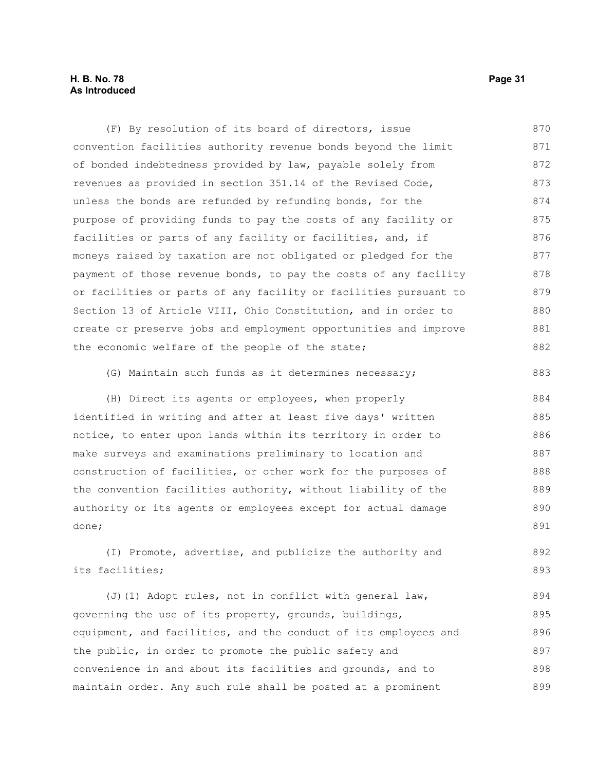(F) By resolution of its board of directors, issue convention facilities authority revenue bonds beyond the limit of bonded indebtedness provided by law, payable solely from revenues as provided in section 351.14 of the Revised Code, unless the bonds are refunded by refunding bonds, for the purpose of providing funds to pay the costs of any facility or facilities or parts of any facility or facilities, and, if moneys raised by taxation are not obligated or pledged for the payment of those revenue bonds, to pay the costs of any facility or facilities or parts of any facility or facilities pursuant to Section 13 of Article VIII, Ohio Constitution, and in order to create or preserve jobs and employment opportunities and improve the economic welfare of the people of the state;

(G) Maintain such funds as it determines necessary;

(H) Direct its agents or employees, when properly identified in writing and after at least five days' written notice, to enter upon lands within its territory in order to make surveys and examinations preliminary to location and construction of facilities, or other work for the purposes of the convention facilities authority, without liability of the authority or its agents or employees except for actual damage done;

(I) Promote, advertise, and publicize the authority and its facilities;

(J)(1) Adopt rules, not in conflict with general law, governing the use of its property, grounds, buildings, equipment, and facilities, and the conduct of its employees and the public, in order to promote the public safety and convenience in and about its facilities and grounds, and to maintain order. Any such rule shall be posted at a prominent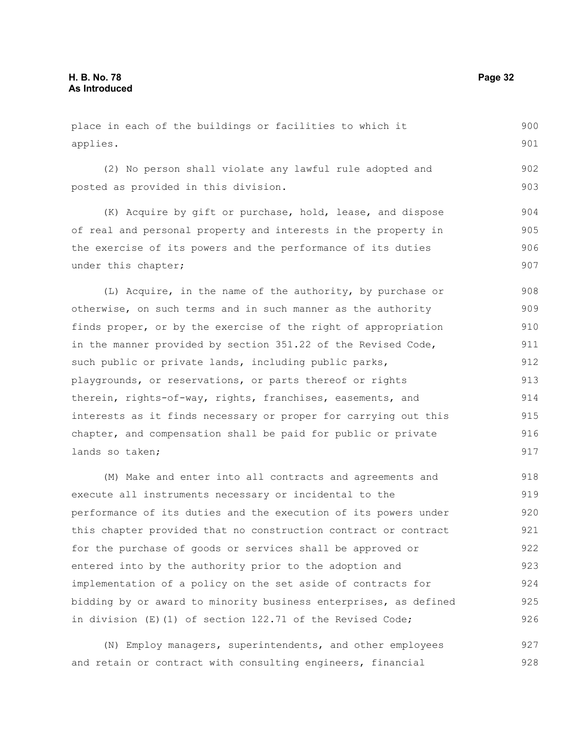place in each of the buildings or facilities to which it applies.

(2) No person shall violate any lawful rule adopted and posted as provided in this division.

(K) Acquire by gift or purchase, hold, lease, and dispose of real and personal property and interests in the property in the exercise of its powers and the performance of its duties under this chapter;

(L) Acquire, in the name of the authority, by purchase or otherwise, on such terms and in such manner as the authority finds proper, or by the exercise of the right of appropriation in the manner provided by section 351.22 of the Revised Code, such public or private lands, including public parks, playgrounds, or reservations, or parts thereof or rights therein, rights-of-way, rights, franchises, easements, and interests as it finds necessary or proper for carrying out this chapter, and compensation shall be paid for public or private lands so taken;

(M) Make and enter into all contracts and agreements and execute all instruments necessary or incidental to the performance of its duties and the execution of its powers under this chapter provided that no construction contract or contract for the purchase of goods or services shall be approved or entered into by the authority prior to the adoption and implementation of a policy on the set aside of contracts for bidding by or award to minority business enterprises, as defined in division (E)(1) of section 122.71 of the Revised Code;

(N) Employ managers, superintendents, and other employees and retain or contract with consulting engineers, financial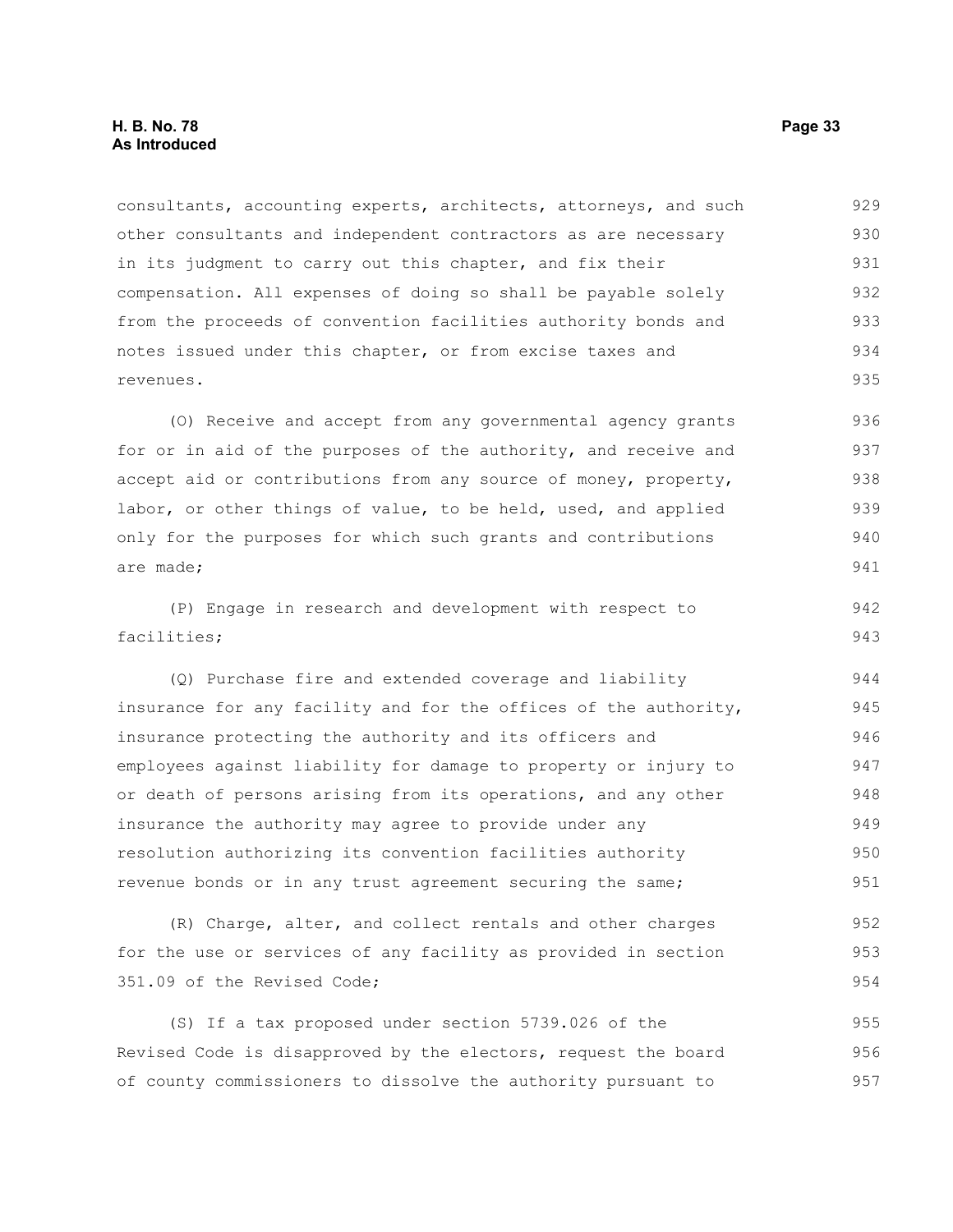consultants, accounting experts, architects, attorneys, and such other consultants and independent contractors as are necessary in its judgment to carry out this chapter, and fix their compensation. All expenses of doing so shall be payable solely from the proceeds of convention facilities authority bonds and notes issued under this chapter, or from excise taxes and revenues.

(O) Receive and accept from any governmental agency grants for or in aid of the purposes of the authority, and receive and accept aid or contributions from any source of money, property, labor, or other things of value, to be held, used, and applied only for the purposes for which such grants and contributions are made;

(P) Engage in research and development with respect to facilities;

(Q) Purchase fire and extended coverage and liability insurance for any facility and for the offices of the authority, insurance protecting the authority and its officers and employees against liability for damage to property or injury to or death of persons arising from its operations, and any other insurance the authority may agree to provide under any resolution authorizing its convention facilities authority revenue bonds or in any trust agreement securing the same;

(R) Charge, alter, and collect rentals and other charges for the use or services of any facility as provided in section 351.09 of the Revised Code;

(S) If a tax proposed under section 5739.026 of the Revised Code is disapproved by the electors, request the board of county commissioners to dissolve the authority pursuant to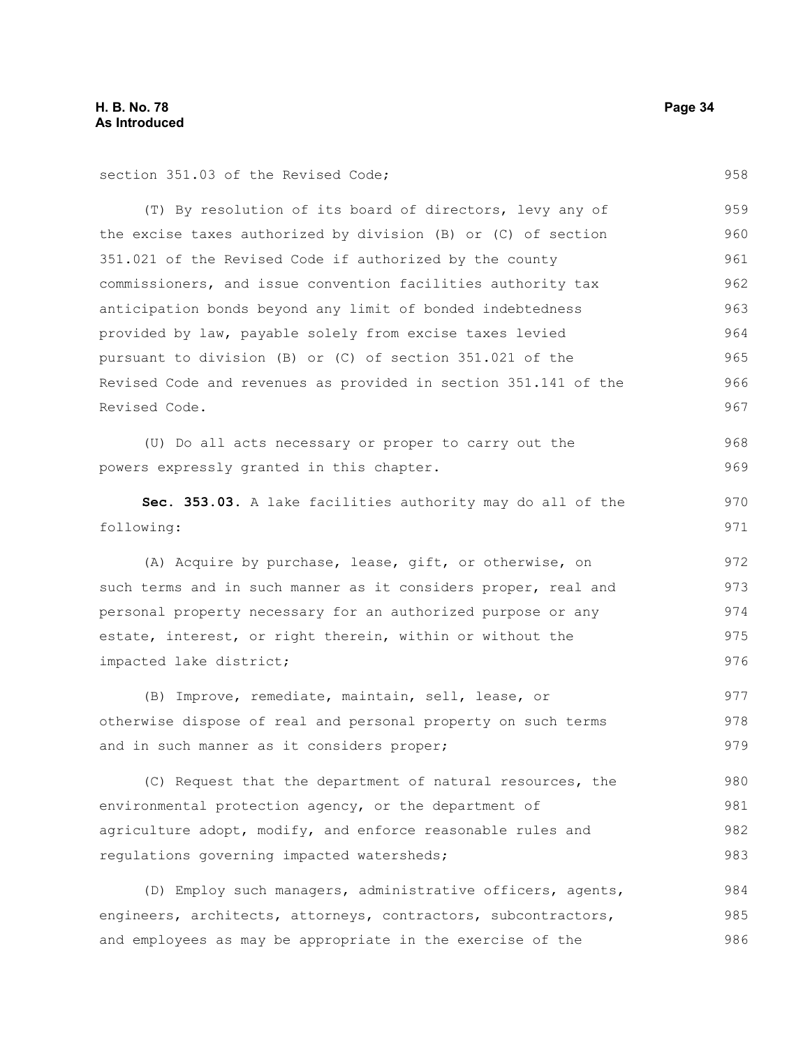section 351.03 of the Revised Code;

(T) By resolution of its board of directors, levy any of the excise taxes authorized by division (B) or (C) of section 351.021 of the Revised Code if authorized by the county commissioners, and issue convention facilities authority tax anticipation bonds beyond any limit of bonded indebtedness provided by law, payable solely from excise taxes levied pursuant to division (B) or (C) of section 351.021 of the Revised Code and revenues as provided in section 351.141 of the Revised Code.

(U) Do all acts necessary or proper to carry out the powers expressly granted in this chapter.

**Sec. 353.03.** A lake facilities authority may do all of the following:

(A) Acquire by purchase, lease, gift, or otherwise, on such terms and in such manner as it considers proper, real and personal property necessary for an authorized purpose or any estate, interest, or right therein, within or without the impacted lake district;

(B) Improve, remediate, maintain, sell, lease, or otherwise dispose of real and personal property on such terms and in such manner as it considers proper;

(C) Request that the department of natural resources, the environmental protection agency, or the department of agriculture adopt, modify, and enforce reasonable rules and regulations governing impacted watersheds;

(D) Employ such managers, administrative officers, agents, engineers, architects, attorneys, contractors, subcontractors, and employees as may be appropriate in the exercise of the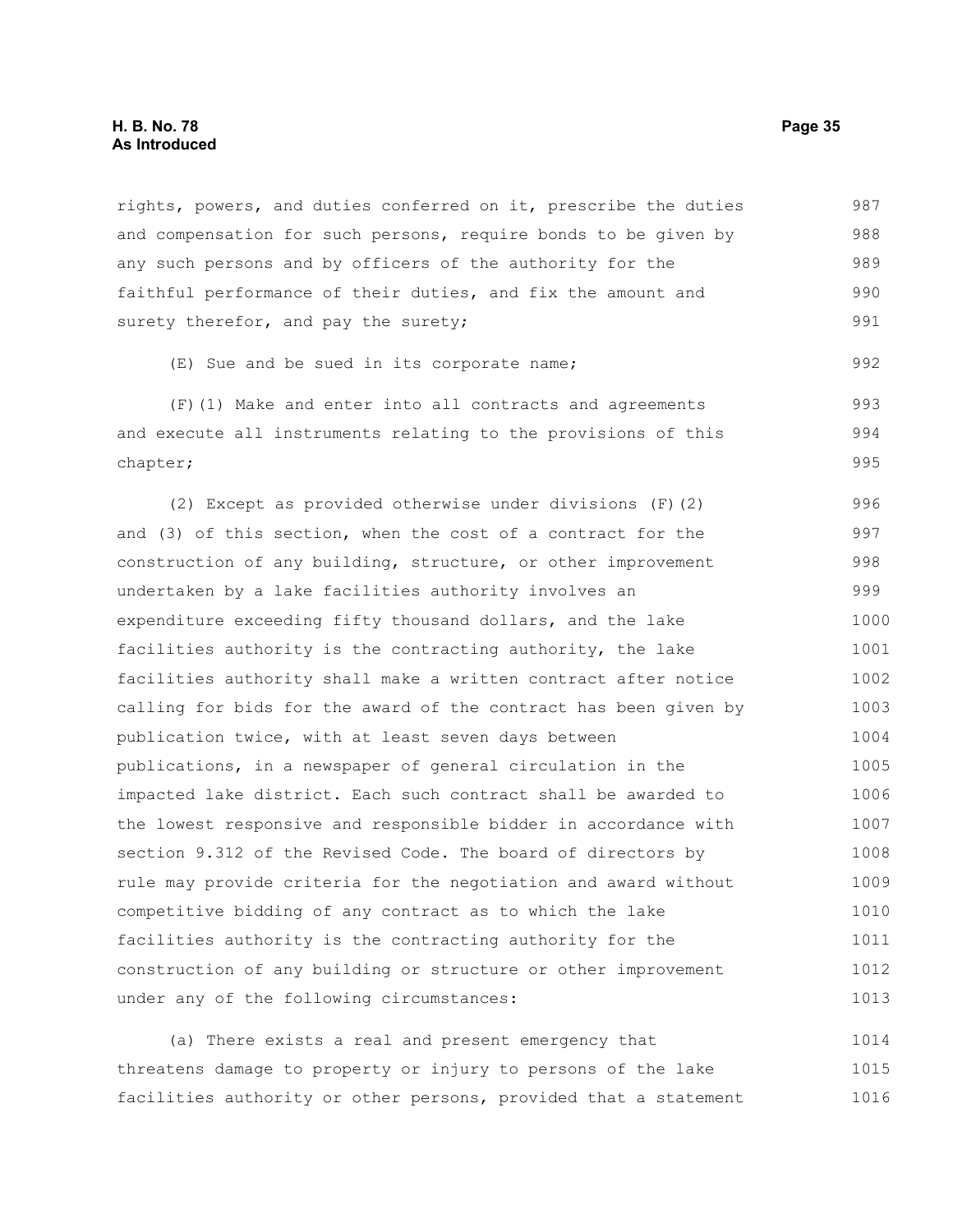rights, powers, and duties conferred on it, prescribe the duties and compensation for such persons, require bonds to be given by any such persons and by officers of the authority for the faithful performance of their duties, and fix the amount and surety therefor, and pay the surety;

(E) Sue and be sued in its corporate name;

(F)(1) Make and enter into all contracts and agreements and execute all instruments relating to the provisions of this chapter;

(2) Except as provided otherwise under divisions (F)(2) and (3) of this section, when the cost of a contract for the construction of any building, structure, or other improvement undertaken by a lake facilities authority involves an expenditure exceeding fifty thousand dollars, and the lake facilities authority is the contracting authority, the lake facilities authority shall make a written contract after notice calling for bids for the award of the contract has been given by publication twice, with at least seven days between publications, in a newspaper of general circulation in the impacted lake district. Each such contract shall be awarded to the lowest responsive and responsible bidder in accordance with section 9.312 of the Revised Code. The board of directors by rule may provide criteria for the negotiation and award without competitive bidding of any contract as to which the lake facilities authority is the contracting authority for the construction of any building or structure or other improvement under any of the following circumstances:

(a) There exists a real and present emergency that threatens damage to property or injury to persons of the lake facilities authority or other persons, provided that a statement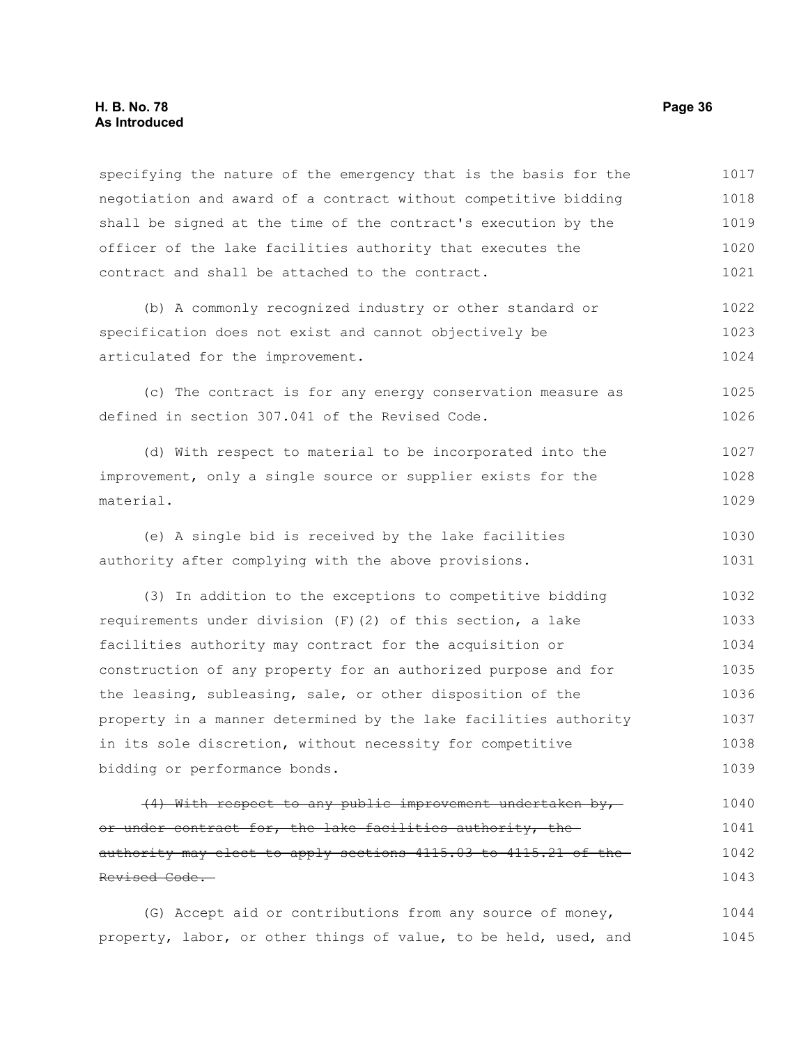specifying the nature of the emergency that is the basis for the negotiation and award of a contract without competitive bidding shall be signed at the time of the contract's execution by the officer of the lake facilities authority that executes the contract and shall be attached to the contract.

(b) A commonly recognized industry or other standard or specification does not exist and cannot objectively be articulated for the improvement.

(c) The contract is for any energy conservation measure as defined in section 307.041 of the Revised Code.

(d) With respect to material to be incorporated into the improvement, only a single source or supplier exists for the material.

(e) A single bid is received by the lake facilities authority after complying with the above provisions.

(3) In addition to the exceptions to competitive bidding requirements under division (F)(2) of this section, a lake facilities authority may contract for the acquisition or construction of any property for an authorized purpose and for the leasing, subleasing, sale, or other disposition of the property in a manner determined by the lake facilities authority in its sole discretion, without necessity for competitive bidding or performance bonds.

~~(4) With respect to any public improvement undertaken by, or under contract for, the lake facilities authority, the authority may elect to apply sections 4115.03 to 4115.21 of the Revised Code.~~

(G) Accept aid or contributions from any source of money, property, labor, or other things of value, to be held, used, and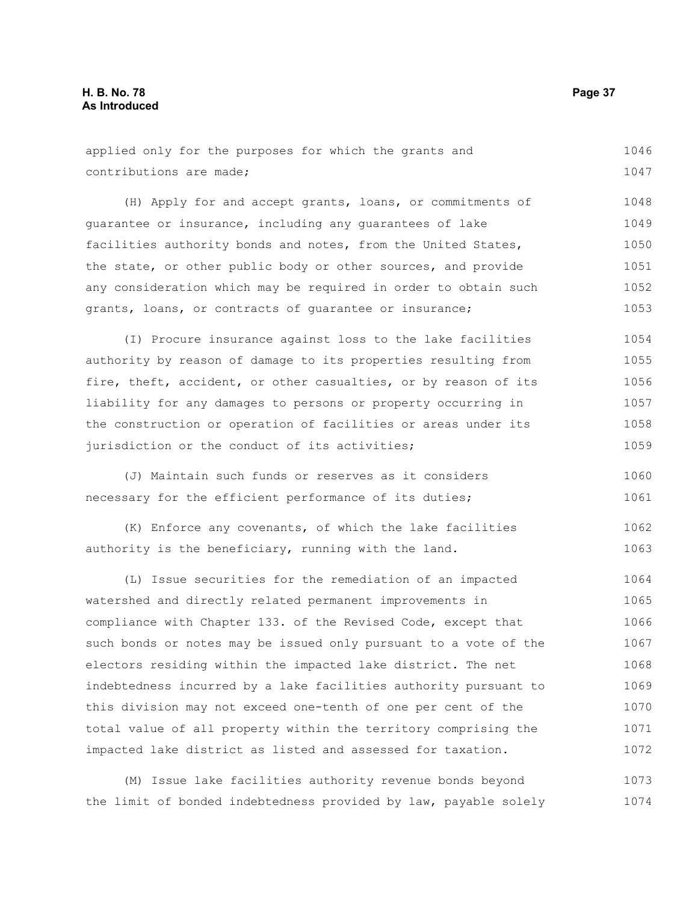applied only for the purposes for which the grants and contributions are made;

(H) Apply for and accept grants, loans, or commitments of guarantee or insurance, including any guarantees of lake facilities authority bonds and notes, from the United States, the state, or other public body or other sources, and provide any consideration which may be required in order to obtain such grants, loans, or contracts of guarantee or insurance;

(I) Procure insurance against loss to the lake facilities authority by reason of damage to its properties resulting from fire, theft, accident, or other casualties, or by reason of its liability for any damages to persons or property occurring in the construction or operation of facilities or areas under its jurisdiction or the conduct of its activities;

(J) Maintain such funds or reserves as it considers necessary for the efficient performance of its duties;

(K) Enforce any covenants, of which the lake facilities authority is the beneficiary, running with the land.

(L) Issue securities for the remediation of an impacted watershed and directly related permanent improvements in compliance with Chapter 133. of the Revised Code, except that such bonds or notes may be issued only pursuant to a vote of the electors residing within the impacted lake district. The net indebtedness incurred by a lake facilities authority pursuant to this division may not exceed one-tenth of one per cent of the total value of all property within the territory comprising the impacted lake district as listed and assessed for taxation.

(M) Issue lake facilities authority revenue bonds beyond the limit of bonded indebtedness provided by law, payable solely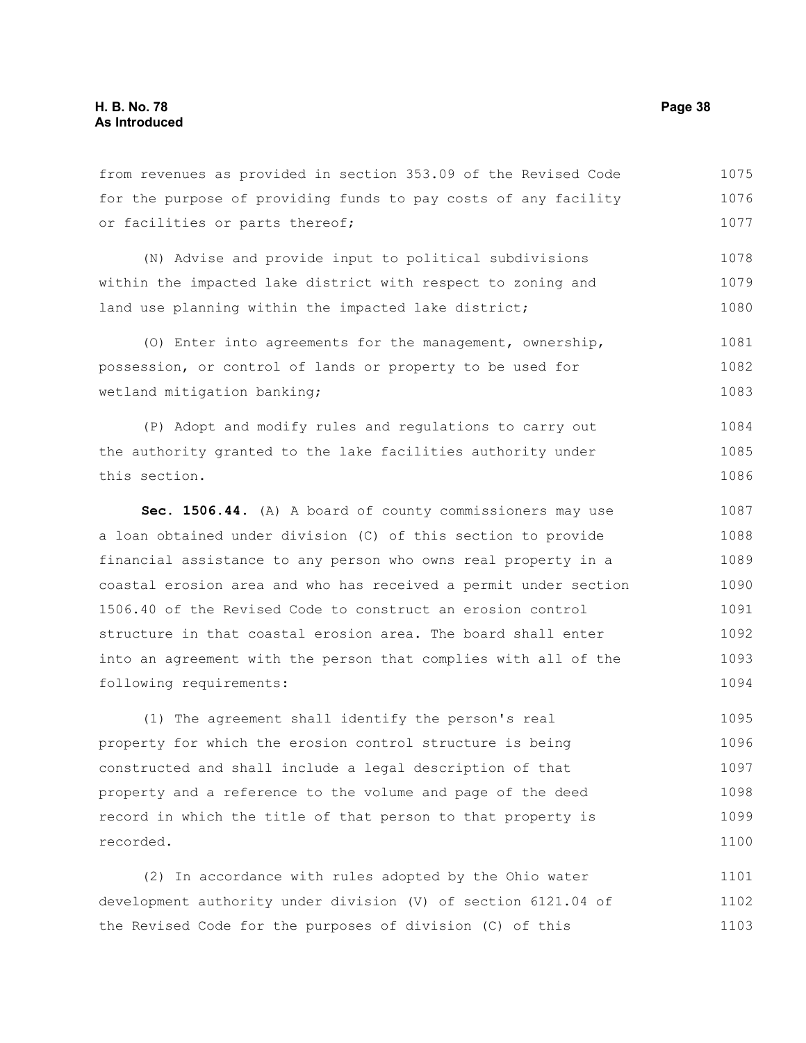from revenues as provided in section 353.09 of the Revised Code for the purpose of providing funds to pay costs of any facility or facilities or parts thereof;

(N) Advise and provide input to political subdivisions within the impacted lake district with respect to zoning and land use planning within the impacted lake district;

(O) Enter into agreements for the management, ownership, possession, or control of lands or property to be used for wetland mitigation banking;

(P) Adopt and modify rules and regulations to carry out the authority granted to the lake facilities authority under this section.

**Sec. 1506.44.** (A) A board of county commissioners may use a loan obtained under division (C) of this section to provide financial assistance to any person who owns real property in a coastal erosion area and who has received a permit under section 1506.40 of the Revised Code to construct an erosion control structure in that coastal erosion area. The board shall enter into an agreement with the person that complies with all of the following requirements:

(1) The agreement shall identify the person's real property for which the erosion control structure is being constructed and shall include a legal description of that property and a reference to the volume and page of the deed record in which the title of that person to that property is recorded.

(2) In accordance with rules adopted by the Ohio water development authority under division (V) of section 6121.04 of the Revised Code for the purposes of division (C) of this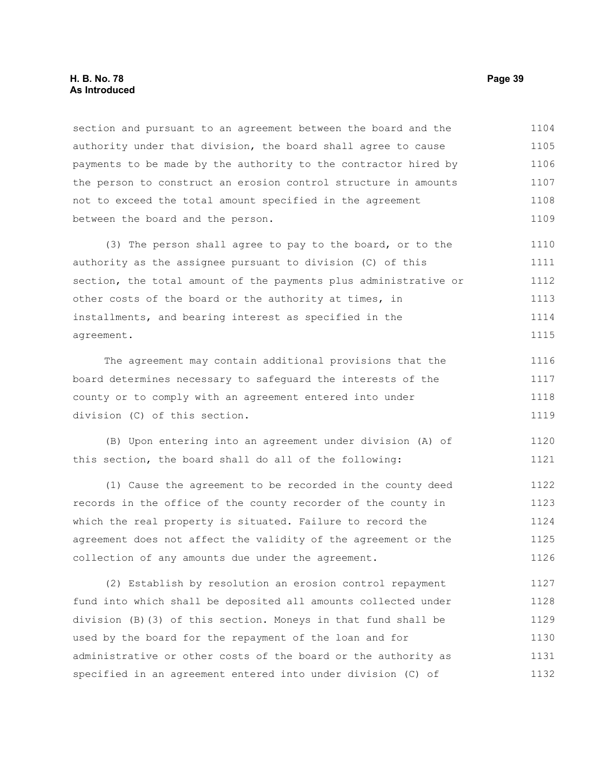section and pursuant to an agreement between the board and the authority under that division, the board shall agree to cause payments to be made by the authority to the contractor hired by the person to construct an erosion control structure in amounts not to exceed the total amount specified in the agreement between the board and the person.

(3) The person shall agree to pay to the board, or to the authority as the assignee pursuant to division (C) of this section, the total amount of the payments plus administrative or other costs of the board or the authority at times, in installments, and bearing interest as specified in the agreement.

The agreement may contain additional provisions that the board determines necessary to safeguard the interests of the county or to comply with an agreement entered into under division (C) of this section.

(B) Upon entering into an agreement under division (A) of this section, the board shall do all of the following:

(1) Cause the agreement to be recorded in the county deed records in the office of the county recorder of the county in which the real property is situated. Failure to record the agreement does not affect the validity of the agreement or the collection of any amounts due under the agreement.

(2) Establish by resolution an erosion control repayment fund into which shall be deposited all amounts collected under division (B)(3) of this section. Moneys in that fund shall be used by the board for the repayment of the loan and for administrative or other costs of the board or the authority as specified in an agreement entered into under division (C) of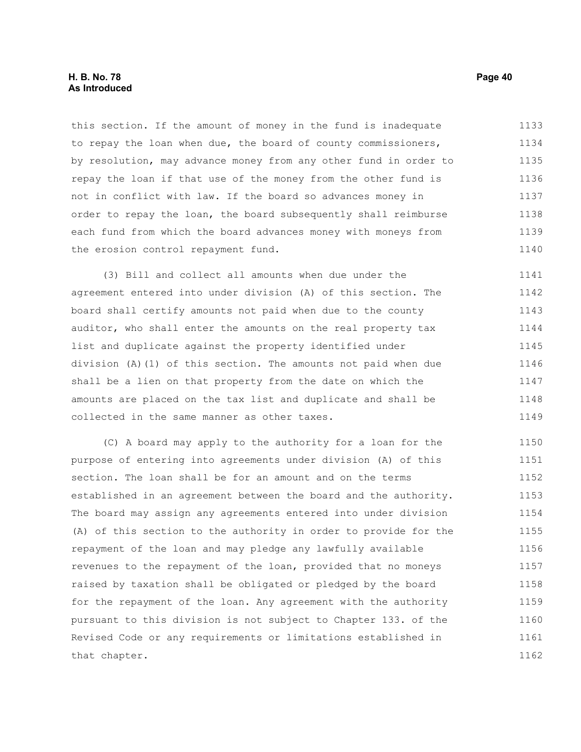this section. If the amount of money in the fund is inadequate to repay the loan when due, the board of county commissioners, by resolution, may advance money from any other fund in order to repay the loan if that use of the money from the other fund is not in conflict with law. If the board so advances money in order to repay the loan, the board subsequently shall reimburse each fund from which the board advances money with moneys from the erosion control repayment fund.

(3) Bill and collect all amounts when due under the agreement entered into under division (A) of this section. The board shall certify amounts not paid when due to the county auditor, who shall enter the amounts on the real property tax list and duplicate against the property identified under division (A)(1) of this section. The amounts not paid when due shall be a lien on that property from the date on which the amounts are placed on the tax list and duplicate and shall be collected in the same manner as other taxes.

(C) A board may apply to the authority for a loan for the purpose of entering into agreements under division (A) of this section. The loan shall be for an amount and on the terms established in an agreement between the board and the authority. The board may assign any agreements entered into under division (A) of this section to the authority in order to provide for the repayment of the loan and may pledge any lawfully available revenues to the repayment of the loan, provided that no moneys raised by taxation shall be obligated or pledged by the board for the repayment of the loan. Any agreement with the authority pursuant to this division is not subject to Chapter 133. of the Revised Code or any requirements or limitations established in that chapter.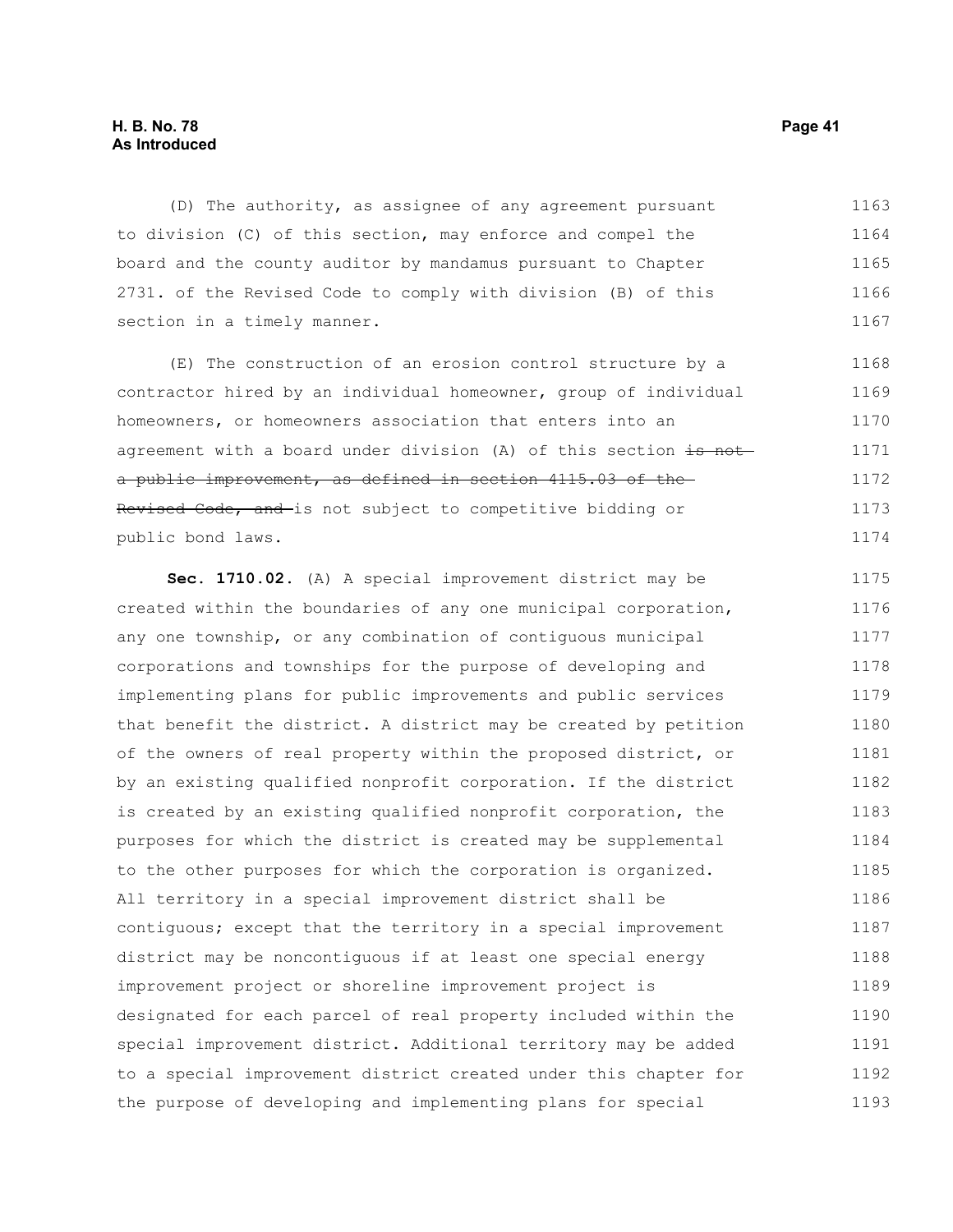(D) The authority, as assignee of any agreement pursuant to division (C) of this section, may enforce and compel the board and the county auditor by mandamus pursuant to Chapter 2731. of the Revised Code to comply with division (B) of this section in a timely manner.

(E) The construction of an erosion control structure by a contractor hired by an individual homeowner, group of individual homeowners, or homeowners association that enters into an agreement with a board under division (A) of this section ~~is not a public improvement, as defined in section 4115.03 of the Revised Code, and~~ is not subject to competitive bidding or public bond laws.

**Sec. 1710.02.** (A) A special improvement district may be created within the boundaries of any one municipal corporation, any one township, or any combination of contiguous municipal corporations and townships for the purpose of developing and implementing plans for public improvements and public services that benefit the district. A district may be created by petition of the owners of real property within the proposed district, or by an existing qualified nonprofit corporation. If the district is created by an existing qualified nonprofit corporation, the purposes for which the district is created may be supplemental to the other purposes for which the corporation is organized. All territory in a special improvement district shall be contiguous; except that the territory in a special improvement district may be noncontiguous if at least one special energy improvement project or shoreline improvement project is designated for each parcel of real property included within the special improvement district. Additional territory may be added to a special improvement district created under this chapter for the purpose of developing and implementing plans for special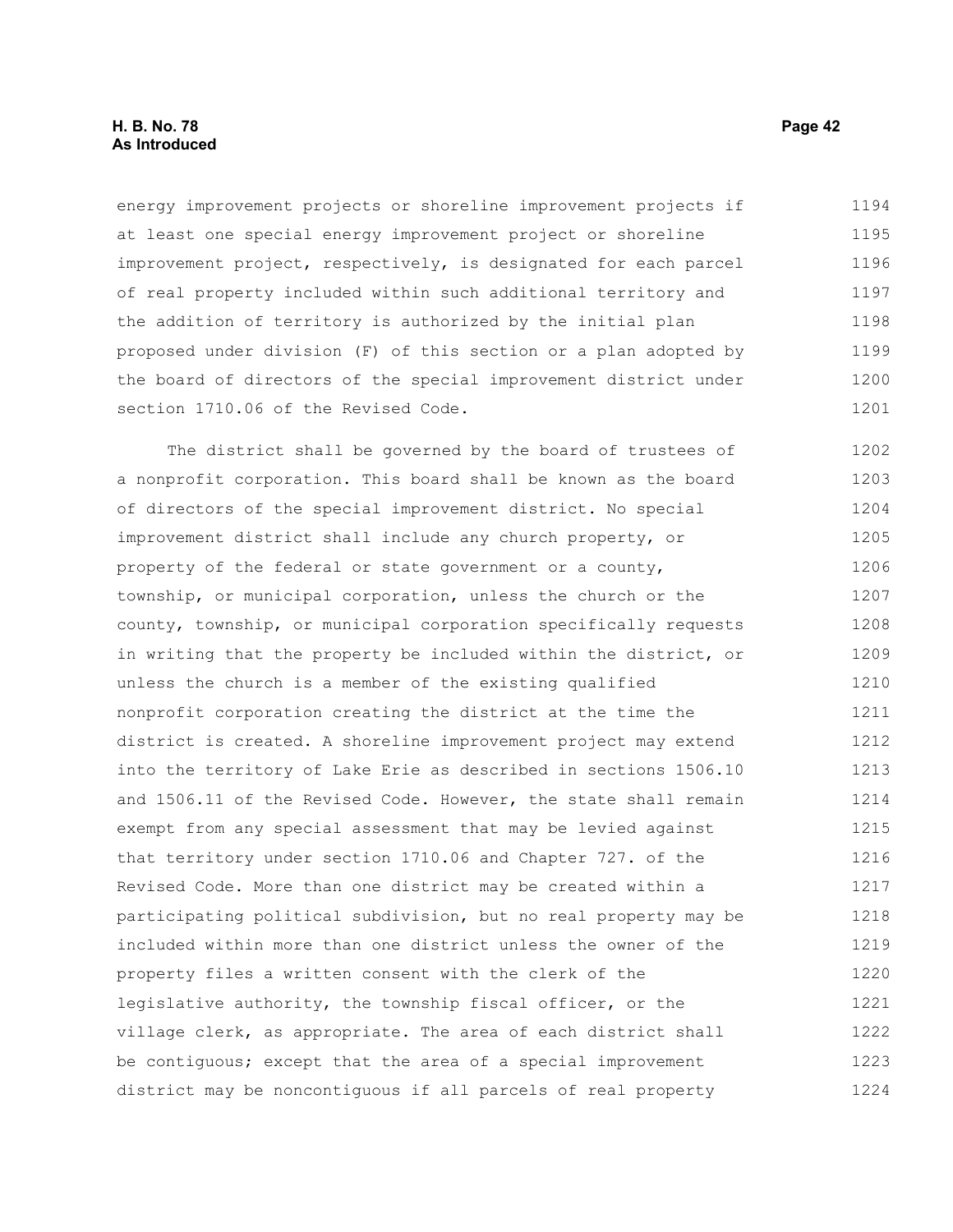energy improvement projects or shoreline improvement projects if at least one special energy improvement project or shoreline improvement project, respectively, is designated for each parcel of real property included within such additional territory and the addition of territory is authorized by the initial plan proposed under division (F) of this section or a plan adopted by the board of directors of the special improvement district under section 1710.06 of the Revised Code.

The district shall be governed by the board of trustees of a nonprofit corporation. This board shall be known as the board of directors of the special improvement district. No special improvement district shall include any church property, or property of the federal or state government or a county, township, or municipal corporation, unless the church or the county, township, or municipal corporation specifically requests in writing that the property be included within the district, or unless the church is a member of the existing qualified nonprofit corporation creating the district at the time the district is created. A shoreline improvement project may extend into the territory of Lake Erie as described in sections 1506.10 and 1506.11 of the Revised Code. However, the state shall remain exempt from any special assessment that may be levied against that territory under section 1710.06 and Chapter 727. of the Revised Code. More than one district may be created within a participating political subdivision, but no real property may be included within more than one district unless the owner of the property files a written consent with the clerk of the legislative authority, the township fiscal officer, or the village clerk, as appropriate. The area of each district shall be contiguous; except that the area of a special improvement district may be noncontiguous if all parcels of real property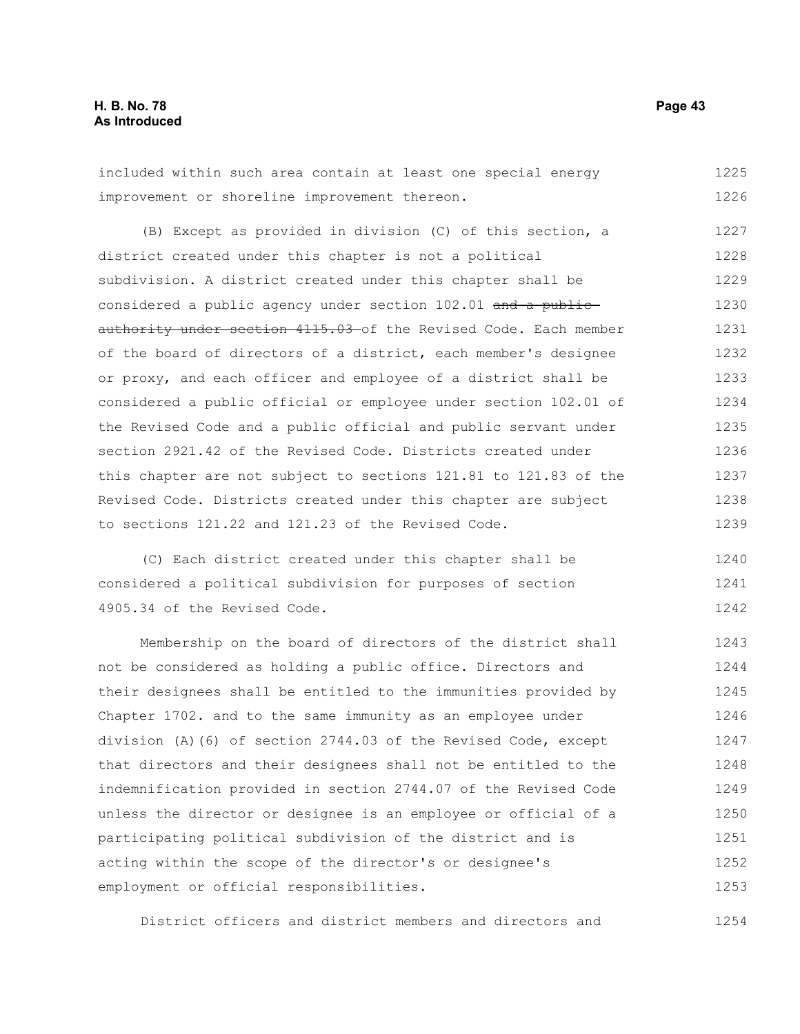included within such area contain at least one special energy improvement or shoreline improvement thereon.

(B) Except as provided in division (C) of this section, a district created under this chapter is not a political subdivision. A district created under this chapter shall be considered a public agency under section 102.01 ~~and a public authority under section 4115.03~~ of the Revised Code. Each member of the board of directors of a district, each member's designee or proxy, and each officer and employee of a district shall be considered a public official or employee under section 102.01 of the Revised Code and a public official and public servant under section 2921.42 of the Revised Code. Districts created under this chapter are not subject to sections 121.81 to 121.83 of the Revised Code. Districts created under this chapter are subject to sections 121.22 and 121.23 of the Revised Code.

(C) Each district created under this chapter shall be considered a political subdivision for purposes of section 4905.34 of the Revised Code.

Membership on the board of directors of the district shall not be considered as holding a public office. Directors and their designees shall be entitled to the immunities provided by Chapter 1702. and to the same immunity as an employee under division (A)(6) of section 2744.03 of the Revised Code, except that directors and their designees shall not be entitled to the indemnification provided in section 2744.07 of the Revised Code unless the director or designee is an employee or official of a participating political subdivision of the district and is acting within the scope of the director's or designee's employment or official responsibilities.

District officers and district members and directors and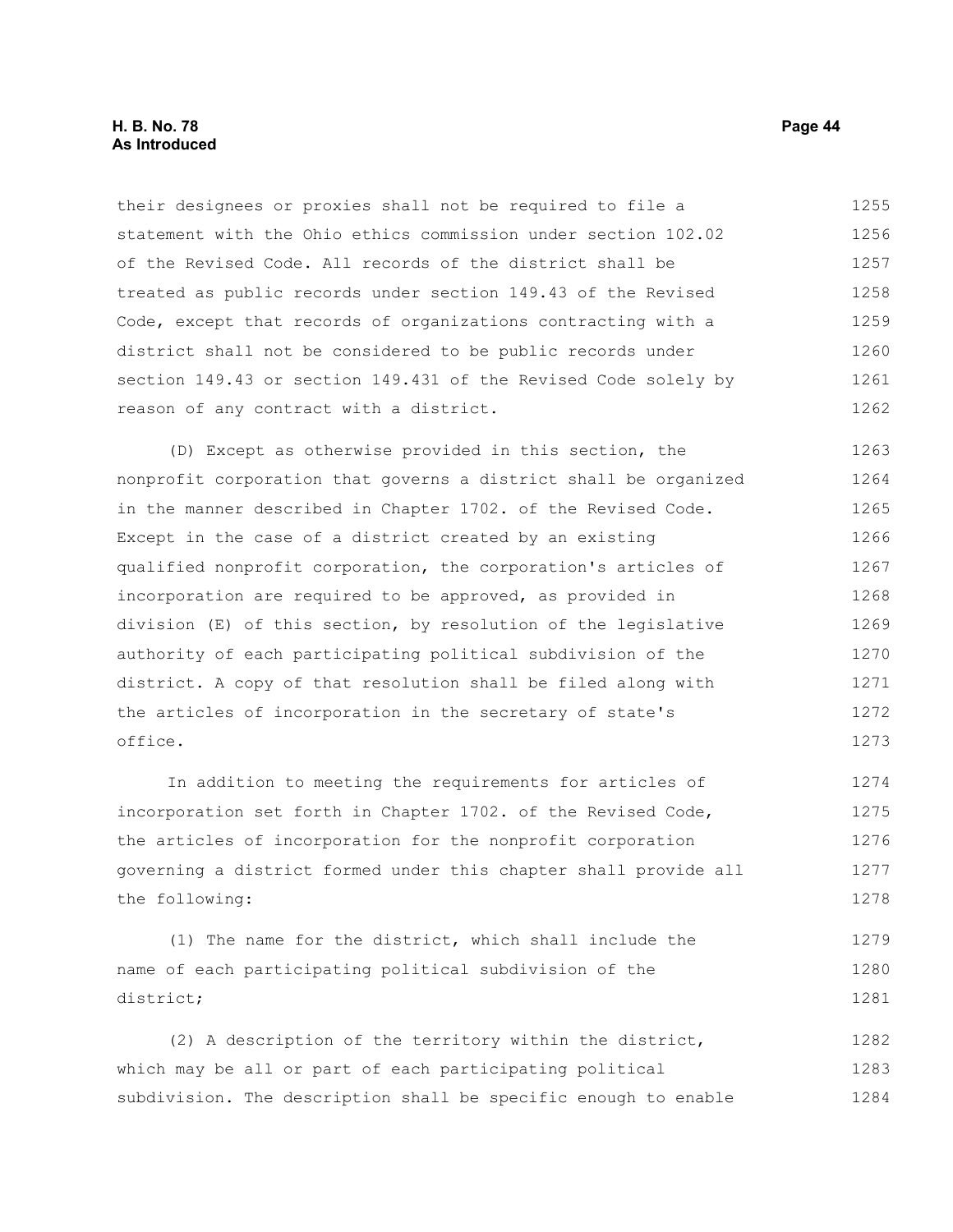their designees or proxies shall not be required to file a statement with the Ohio ethics commission under section 102.02 of the Revised Code. All records of the district shall be treated as public records under section 149.43 of the Revised Code, except that records of organizations contracting with a district shall not be considered to be public records under section 149.43 or section 149.431 of the Revised Code solely by reason of any contract with a district.

(D) Except as otherwise provided in this section, the nonprofit corporation that governs a district shall be organized in the manner described in Chapter 1702. of the Revised Code. Except in the case of a district created by an existing qualified nonprofit corporation, the corporation's articles of incorporation are required to be approved, as provided in division (E) of this section, by resolution of the legislative authority of each participating political subdivision of the district. A copy of that resolution shall be filed along with the articles of incorporation in the secretary of state's office.

In addition to meeting the requirements for articles of incorporation set forth in Chapter 1702. of the Revised Code, the articles of incorporation for the nonprofit corporation governing a district formed under this chapter shall provide all the following:

(1) The name for the district, which shall include the name of each participating political subdivision of the district;

(2) A description of the territory within the district, which may be all or part of each participating political subdivision. The description shall be specific enough to enable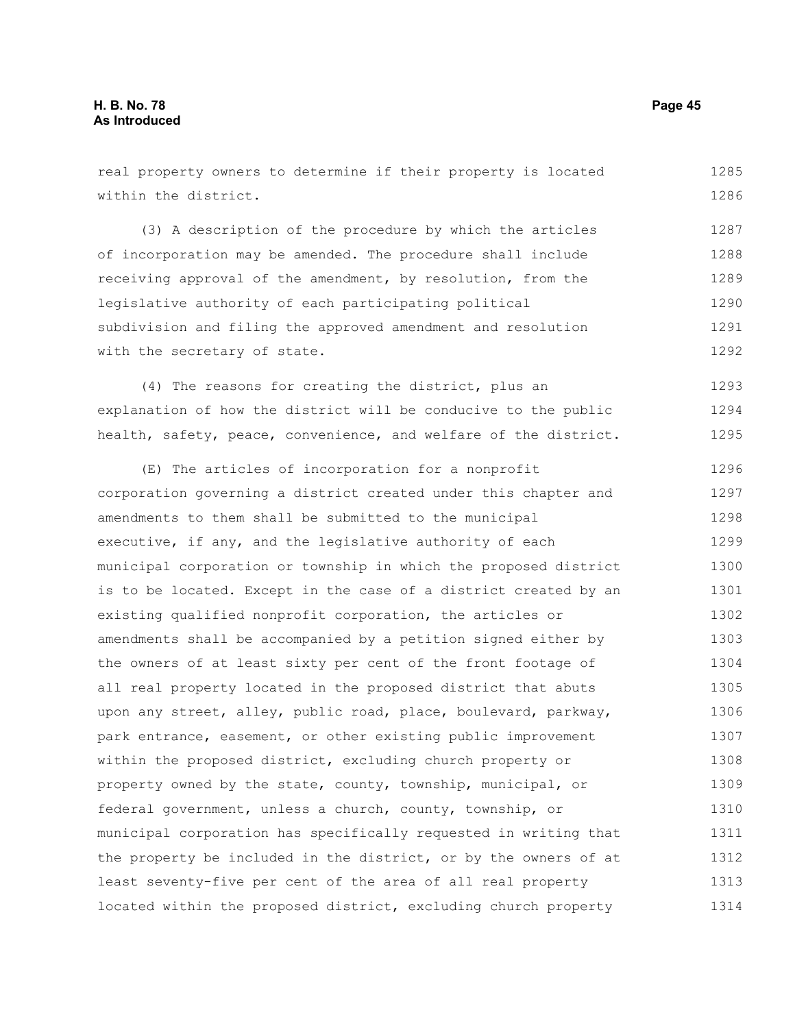real property owners to determine if their property is located within the district.

(3) A description of the procedure by which the articles of incorporation may be amended. The procedure shall include receiving approval of the amendment, by resolution, from the legislative authority of each participating political subdivision and filing the approved amendment and resolution with the secretary of state.

(4) The reasons for creating the district, plus an explanation of how the district will be conducive to the public health, safety, peace, convenience, and welfare of the district.

(E) The articles of incorporation for a nonprofit corporation governing a district created under this chapter and amendments to them shall be submitted to the municipal executive, if any, and the legislative authority of each municipal corporation or township in which the proposed district is to be located. Except in the case of a district created by an existing qualified nonprofit corporation, the articles or amendments shall be accompanied by a petition signed either by the owners of at least sixty per cent of the front footage of all real property located in the proposed district that abuts upon any street, alley, public road, place, boulevard, parkway, park entrance, easement, or other existing public improvement within the proposed district, excluding church property or property owned by the state, county, township, municipal, or federal government, unless a church, county, township, or municipal corporation has specifically requested in writing that the property be included in the district, or by the owners of at least seventy-five per cent of the area of all real property located within the proposed district, excluding church property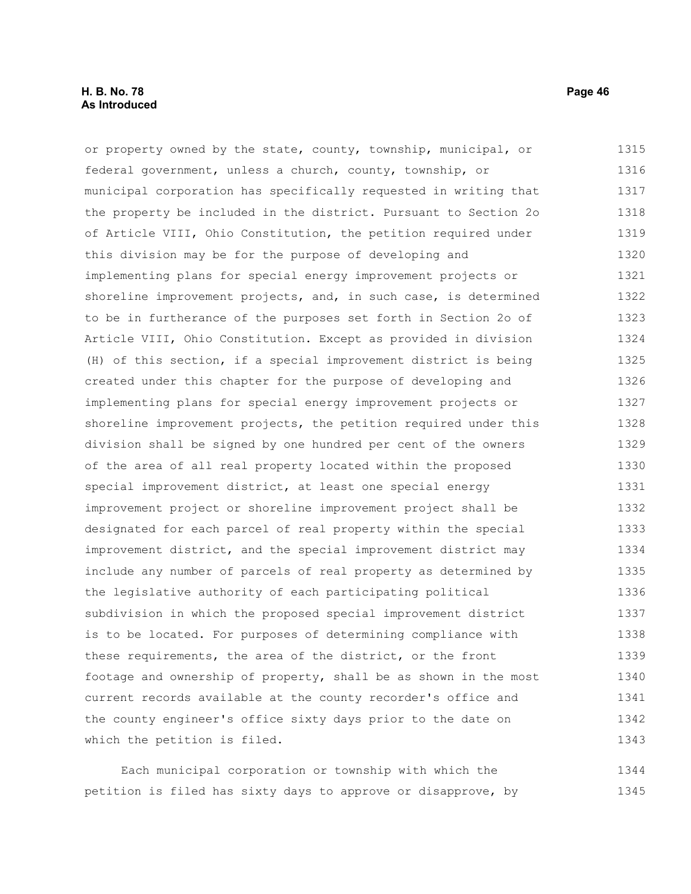or property owned by the state, county, township, municipal, or federal government, unless a church, county, township, or municipal corporation has specifically requested in writing that the property be included in the district. Pursuant to Section 2o of Article VIII, Ohio Constitution, the petition required under this division may be for the purpose of developing and implementing plans for special energy improvement projects or shoreline improvement projects, and, in such case, is determined to be in furtherance of the purposes set forth in Section 2o of Article VIII, Ohio Constitution. Except as provided in division (H) of this section, if a special improvement district is being created under this chapter for the purpose of developing and implementing plans for special energy improvement projects or shoreline improvement projects, the petition required under this division shall be signed by one hundred per cent of the owners of the area of all real property located within the proposed special improvement district, at least one special energy improvement project or shoreline improvement project shall be designated for each parcel of real property within the special improvement district, and the special improvement district may include any number of parcels of real property as determined by the legislative authority of each participating political subdivision in which the proposed special improvement district is to be located. For purposes of determining compliance with these requirements, the area of the district, or the front footage and ownership of property, shall be as shown in the most current records available at the county recorder's office and the county engineer's office sixty days prior to the date on which the petition is filed.

Each municipal corporation or township with which the petition is filed has sixty days to approve or disapprove, by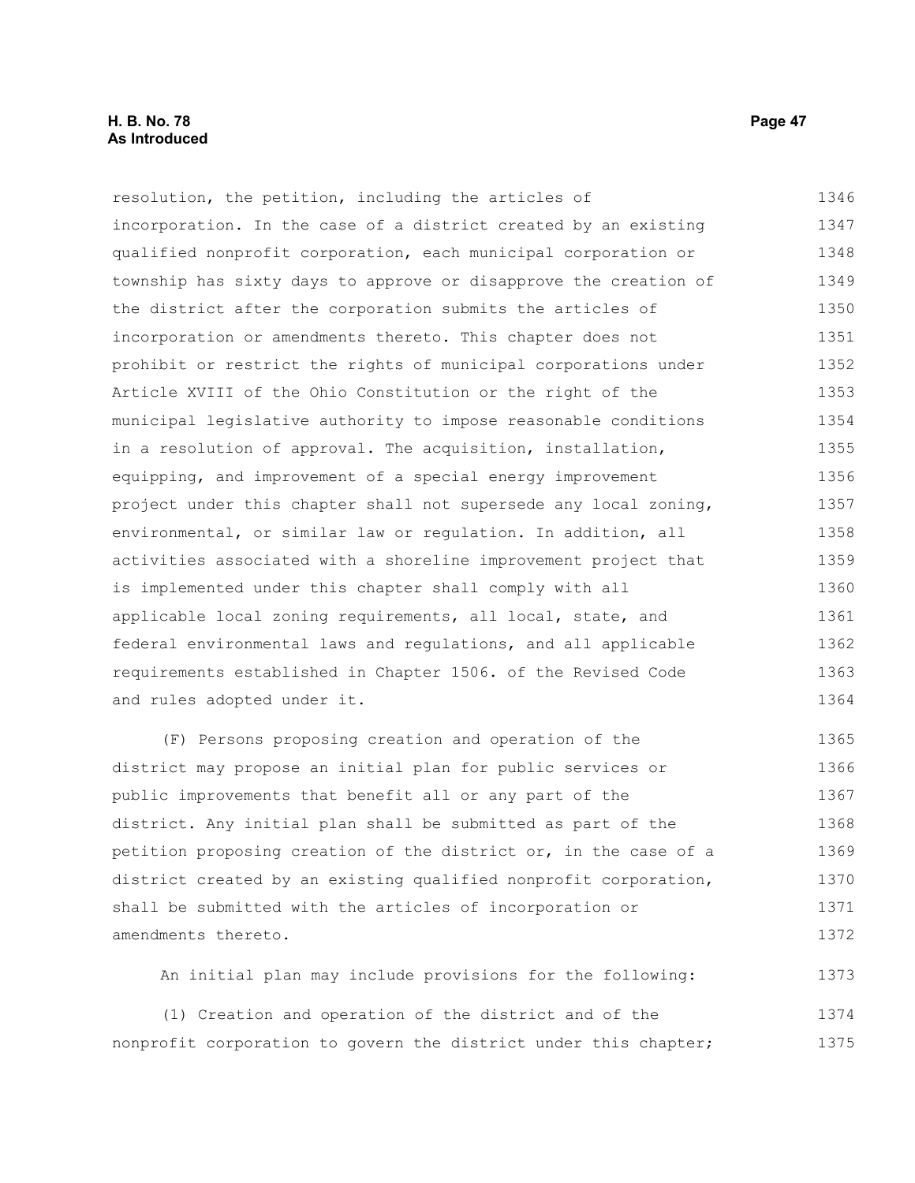resolution, the petition, including the articles of incorporation. In the case of a district created by an existing qualified nonprofit corporation, each municipal corporation or township has sixty days to approve or disapprove the creation of the district after the corporation submits the articles of incorporation or amendments thereto. This chapter does not prohibit or restrict the rights of municipal corporations under Article XVIII of the Ohio Constitution or the right of the municipal legislative authority to impose reasonable conditions in a resolution of approval. The acquisition, installation, equipping, and improvement of a special energy improvement project under this chapter shall not supersede any local zoning, environmental, or similar law or regulation. In addition, all activities associated with a shoreline improvement project that is implemented under this chapter shall comply with all applicable local zoning requirements, all local, state, and federal environmental laws and regulations, and all applicable requirements established in Chapter 1506. of the Revised Code and rules adopted under it.

(F) Persons proposing creation and operation of the district may propose an initial plan for public services or public improvements that benefit all or any part of the district. Any initial plan shall be submitted as part of the petition proposing creation of the district or, in the case of a district created by an existing qualified nonprofit corporation, shall be submitted with the articles of incorporation or amendments thereto.

An initial plan may include provisions for the following:

(1) Creation and operation of the district and of the nonprofit corporation to govern the district under this chapter;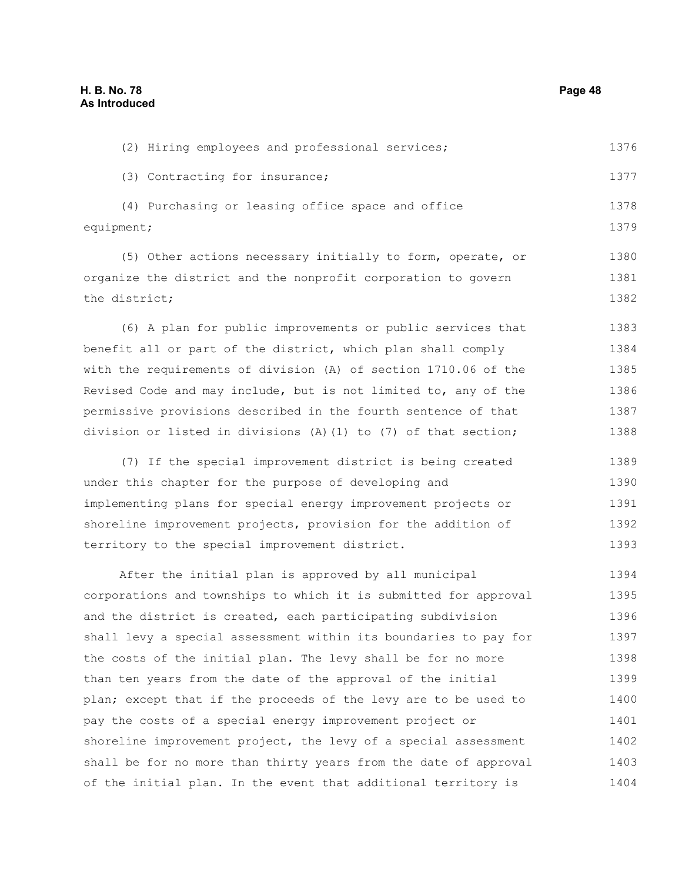(2) Hiring employees and professional services;

(3) Contracting for insurance;

(4) Purchasing or leasing office space and office equipment;

(5) Other actions necessary initially to form, operate, or organize the district and the nonprofit corporation to govern the district;

(6) A plan for public improvements or public services that benefit all or part of the district, which plan shall comply with the requirements of division (A) of section 1710.06 of the Revised Code and may include, but is not limited to, any of the permissive provisions described in the fourth sentence of that division or listed in divisions (A)(1) to (7) of that section;

(7) If the special improvement district is being created under this chapter for the purpose of developing and implementing plans for special energy improvement projects or shoreline improvement projects, provision for the addition of territory to the special improvement district.

After the initial plan is approved by all municipal corporations and townships to which it is submitted for approval and the district is created, each participating subdivision shall levy a special assessment within its boundaries to pay for the costs of the initial plan. The levy shall be for no more than ten years from the date of the approval of the initial plan; except that if the proceeds of the levy are to be used to pay the costs of a special energy improvement project or shoreline improvement project, the levy of a special assessment shall be for no more than thirty years from the date of approval of the initial plan. In the event that additional territory is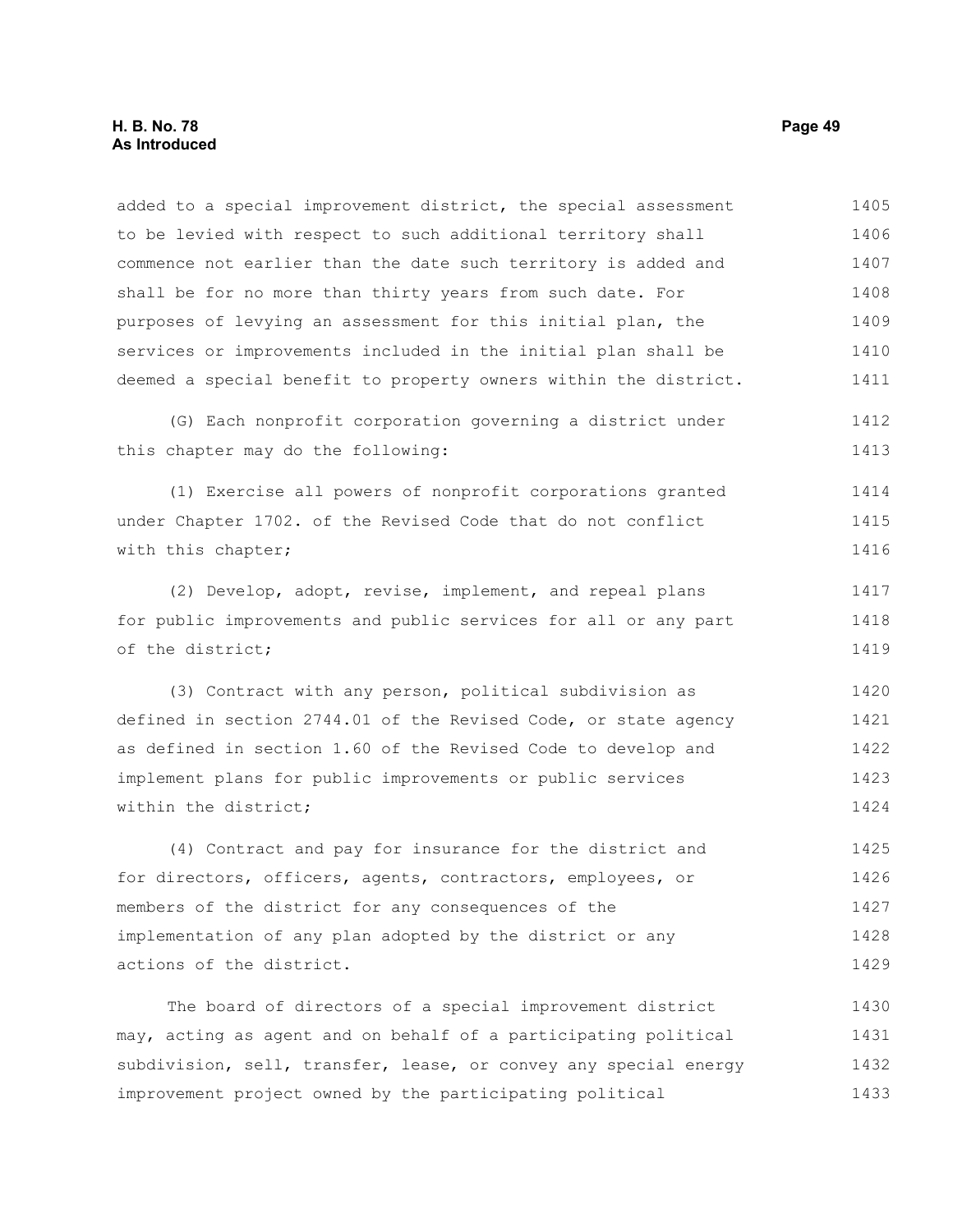added to a special improvement district, the special assessment to be levied with respect to such additional territory shall commence not earlier than the date such territory is added and shall be for no more than thirty years from such date. For purposes of levying an assessment for this initial plan, the services or improvements included in the initial plan shall be deemed a special benefit to property owners within the district.

(G) Each nonprofit corporation governing a district under this chapter may do the following:

(1) Exercise all powers of nonprofit corporations granted under Chapter 1702. of the Revised Code that do not conflict with this chapter;

(2) Develop, adopt, revise, implement, and repeal plans for public improvements and public services for all or any part of the district;

(3) Contract with any person, political subdivision as defined in section 2744.01 of the Revised Code, or state agency as defined in section 1.60 of the Revised Code to develop and implement plans for public improvements or public services within the district;

(4) Contract and pay for insurance for the district and for directors, officers, agents, contractors, employees, or members of the district for any consequences of the implementation of any plan adopted by the district or any actions of the district.

The board of directors of a special improvement district may, acting as agent and on behalf of a participating political subdivision, sell, transfer, lease, or convey any special energy improvement project owned by the participating political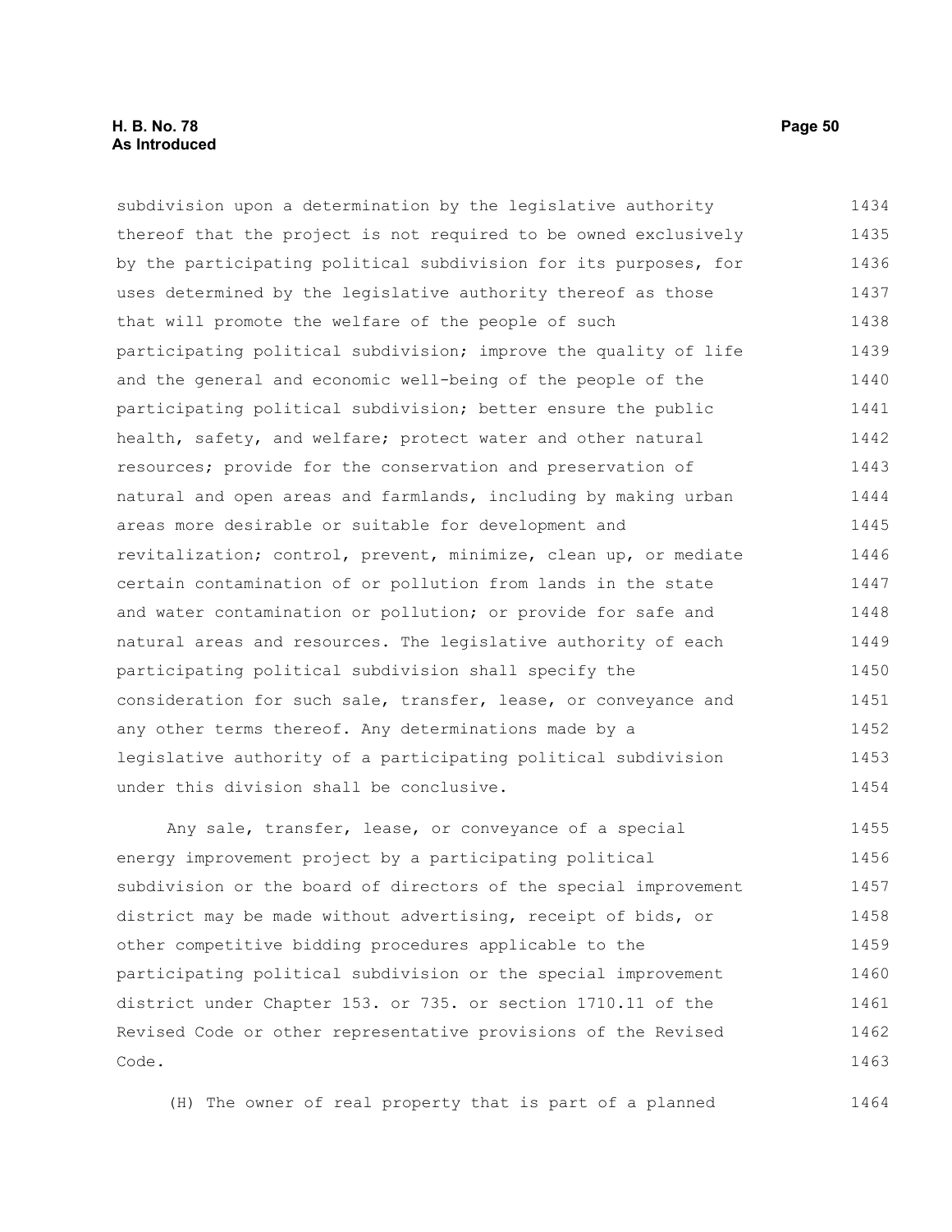subdivision upon a determination by the legislative authority thereof that the project is not required to be owned exclusively by the participating political subdivision for its purposes, for uses determined by the legislative authority thereof as those that will promote the welfare of the people of such participating political subdivision; improve the quality of life and the general and economic well-being of the people of the participating political subdivision; better ensure the public health, safety, and welfare; protect water and other natural resources; provide for the conservation and preservation of natural and open areas and farmlands, including by making urban areas more desirable or suitable for development and revitalization; control, prevent, minimize, clean up, or mediate certain contamination of or pollution from lands in the state and water contamination or pollution; or provide for safe and natural areas and resources. The legislative authority of each participating political subdivision shall specify the consideration for such sale, transfer, lease, or conveyance and any other terms thereof. Any determinations made by a legislative authority of a participating political subdivision under this division shall be conclusive.

Any sale, transfer, lease, or conveyance of a special energy improvement project by a participating political subdivision or the board of directors of the special improvement district may be made without advertising, receipt of bids, or other competitive bidding procedures applicable to the participating political subdivision or the special improvement district under Chapter 153. or 735. or section 1710.11 of the Revised Code or other representative provisions of the Revised Code.

(H) The owner of real property that is part of a planned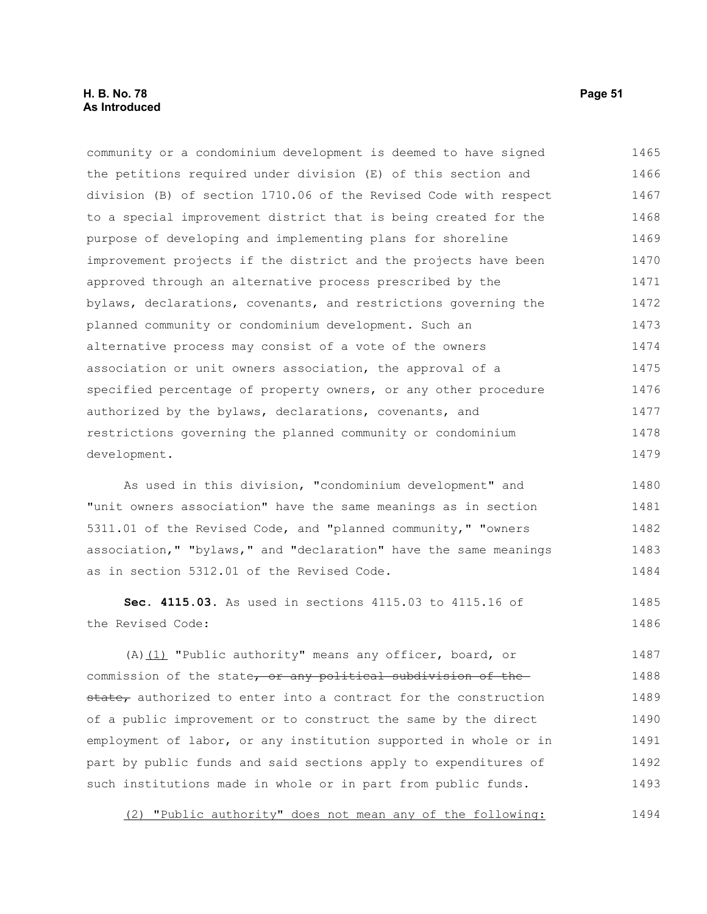community or a condominium development is deemed to have signed the petitions required under division (E) of this section and division (B) of section 1710.06 of the Revised Code with respect to a special improvement district that is being created for the purpose of developing and implementing plans for shoreline improvement projects if the district and the projects have been approved through an alternative process prescribed by the bylaws, declarations, covenants, and restrictions governing the planned community or condominium development. Such an alternative process may consist of a vote of the owners association or unit owners association, the approval of a specified percentage of property owners, or any other procedure authorized by the bylaws, declarations, covenants, and restrictions governing the planned community or condominium development.

As used in this division, "condominium development" and "unit owners association" have the same meanings as in section 5311.01 of the Revised Code, and "planned community," "owners association," "bylaws," and "declaration" have the same meanings as in section 5312.01 of the Revised Code.

**Sec. 4115.03.** As used in sections 4115.03 to 4115.16 of the Revised Code:

(A)<u>(1)</u> "Public authority" means any officer, board, or commission of the state~~, or any political subdivision of the state,~~ authorized to enter into a contract for the construction of a public improvement or to construct the same by the direct employment of labor, or any institution supported in whole or in part by public funds and said sections apply to expenditures of such institutions made in whole or in part from public funds.

<u>(2) "Public authority" does not mean any of the following:</u>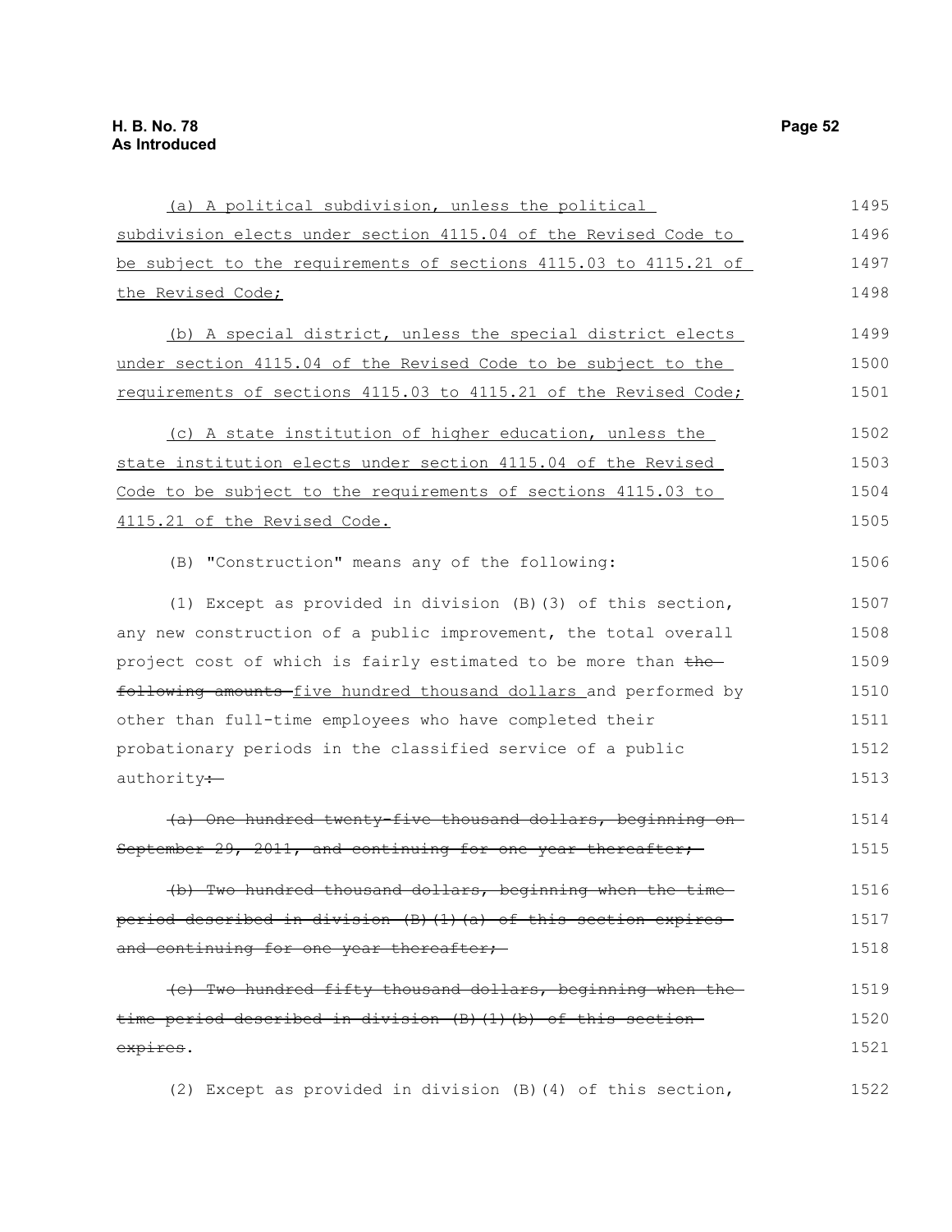(a) A political subdivision, unless the political subdivision elects under section 4115.04 of the Revised Code to be subject to the requirements of sections 4115.03 to 4115.21 of the Revised Code;

(b) A special district, unless the special district elects under section 4115.04 of the Revised Code to be subject to the requirements of sections 4115.03 to 4115.21 of the Revised Code;

(c) A state institution of higher education, unless the state institution elects under section 4115.04 of the Revised Code to be subject to the requirements of sections 4115.03 to 4115.21 of the Revised Code.

(B) "Construction" means any of the following:

(1) Except as provided in division (B)(3) of this section, any new construction of a public improvement, the total overall project cost of which is fairly estimated to be more than ~~the following amounts~~ five hundred thousand dollars and performed by other than full-time employees who have completed their probationary periods in the classified service of a public authority~~:~~

~~(a) One hundred twenty-five thousand dollars, beginning on September 29, 2011, and continuing for one year thereafter;~~

~~(b) Two hundred thousand dollars, beginning when the time period described in division (B)(1)(a) of this section expires and continuing for one year thereafter;~~

~~(c) Two hundred fifty thousand dollars, beginning when the time period described in division (B)(1)(b) of this section expires~~.

(2) Except as provided in division (B)(4) of this section,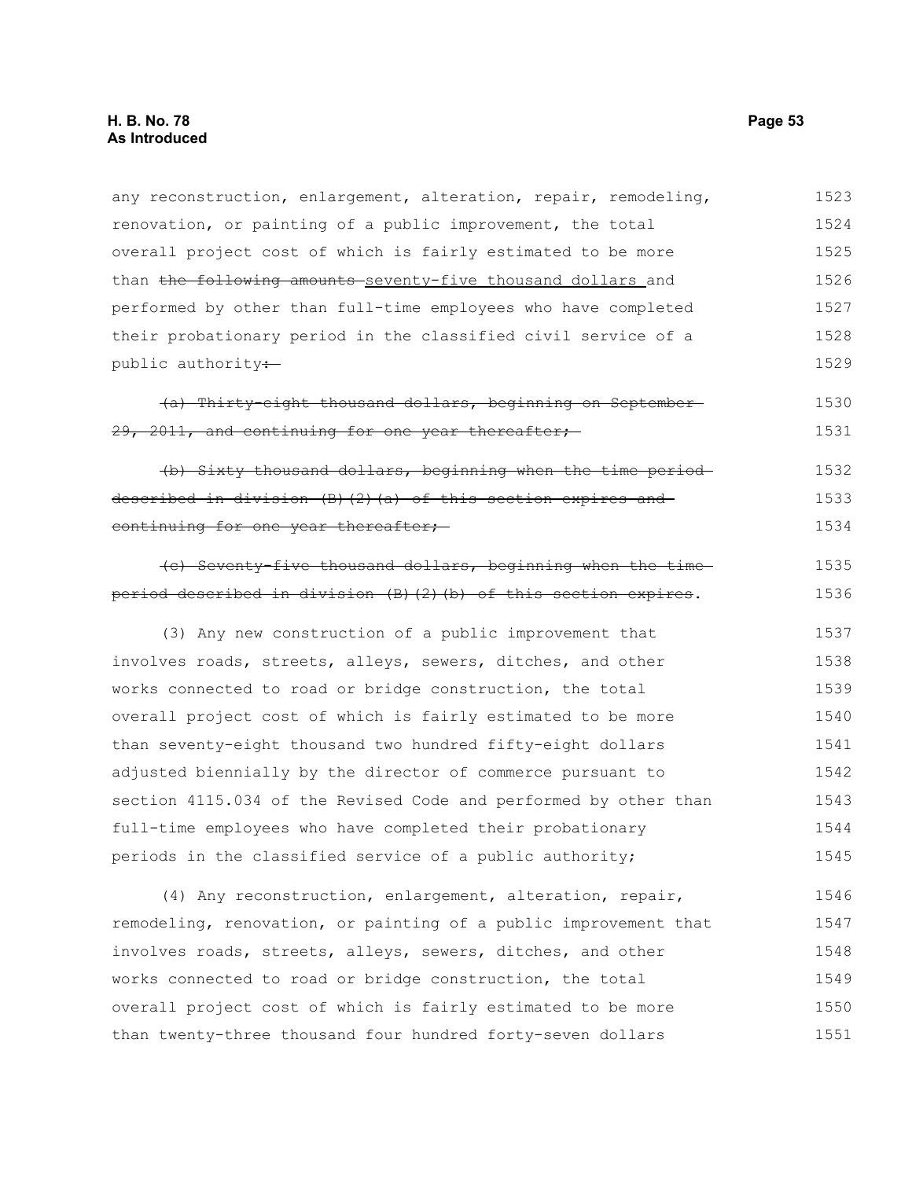any reconstruction, enlargement, alteration, repair, remodeling, renovation, or painting of a public improvement, the total overall project cost of which is fairly estimated to be more than ~~the following amounts~~ <u>seventy-five thousand dollars</u> and performed by other than full-time employees who have completed their probationary period in the classified civil service of a public authority~~:~~

~~(a) Thirty-eight thousand dollars, beginning on September 29, 2011, and continuing for one year thereafter;~~

~~(b) Sixty thousand dollars, beginning when the time period described in division (B)(2)(a) of this section expires and continuing for one year thereafter;~~

~~(c) Seventy-five thousand dollars, beginning when the time period described in division (B)(2)(b) of this section expires~~.

(3) Any new construction of a public improvement that involves roads, streets, alleys, sewers, ditches, and other works connected to road or bridge construction, the total overall project cost of which is fairly estimated to be more than seventy-eight thousand two hundred fifty-eight dollars adjusted biennially by the director of commerce pursuant to section 4115.034 of the Revised Code and performed by other than full-time employees who have completed their probationary periods in the classified service of a public authority;

(4) Any reconstruction, enlargement, alteration, repair, remodeling, renovation, or painting of a public improvement that involves roads, streets, alleys, sewers, ditches, and other works connected to road or bridge construction, the total overall project cost of which is fairly estimated to be more than twenty-three thousand four hundred forty-seven dollars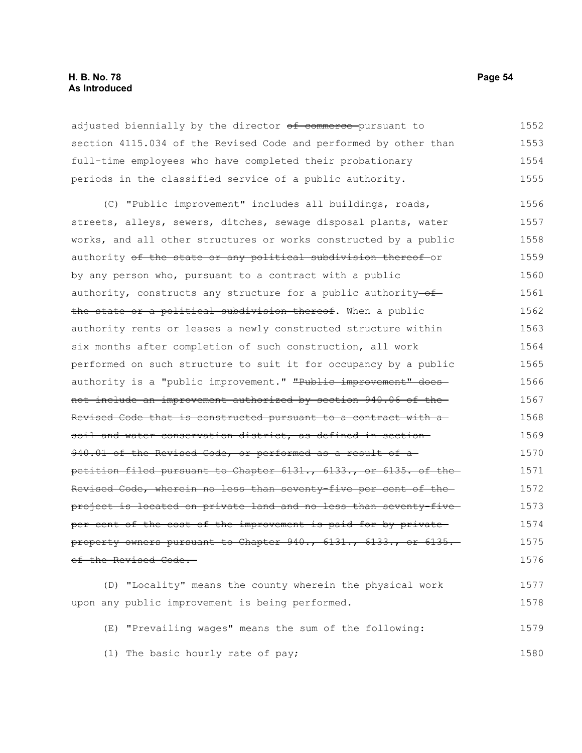adjusted biennially by the director ~~of commerce~~ pursuant to section 4115.034 of the Revised Code and performed by other than full-time employees who have completed their probationary periods in the classified service of a public authority.

(C) "Public improvement" includes all buildings, roads, streets, alleys, sewers, ditches, sewage disposal plants, water works, and all other structures or works constructed by a public authority ~~of the state or any political subdivision thereof~~ or by any person who, pursuant to a contract with a public authority, constructs any structure for a public authority ~~of the state or a political subdivision thereof~~. When a public authority rents or leases a newly constructed structure within six months after completion of such construction, all work performed on such structure to suit it for occupancy by a public authority is a "public improvement." ~~"Public improvement" does not include an improvement authorized by section 940.06 of the Revised Code that is constructed pursuant to a contract with a soil and water conservation district, as defined in section 940.01 of the Revised Code, or performed as a result of a petition filed pursuant to Chapter 6131., 6133., or 6135. of the Revised Code, wherein no less than seventy-five per cent of the project is located on private land and no less than seventy-five per cent of the cost of the improvement is paid for by private property owners pursuant to Chapter 940., 6131., 6133., or 6135. of the Revised Code.~~

(D) "Locality" means the county wherein the physical work upon any public improvement is being performed.

(E) "Prevailing wages" means the sum of the following:

(1) The basic hourly rate of pay;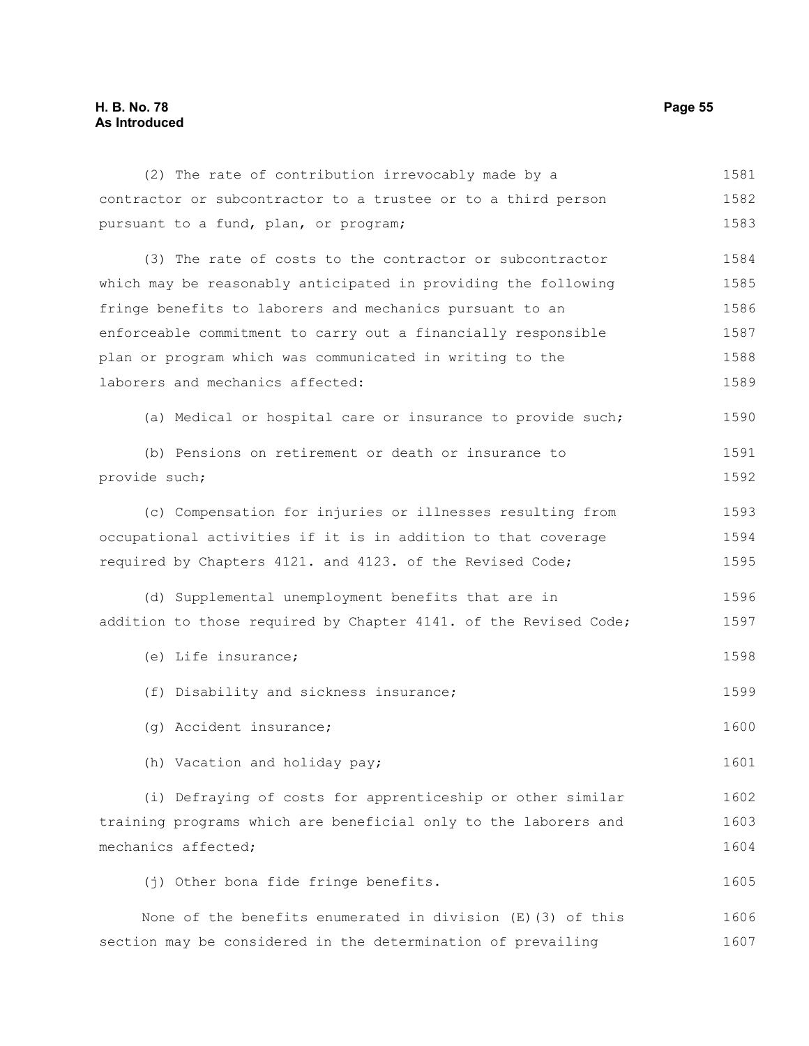(2) The rate of contribution irrevocably made by a contractor or subcontractor to a trustee or to a third person pursuant to a fund, plan, or program;

(3) The rate of costs to the contractor or subcontractor which may be reasonably anticipated in providing the following fringe benefits to laborers and mechanics pursuant to an enforceable commitment to carry out a financially responsible plan or program which was communicated in writing to the laborers and mechanics affected:

(a) Medical or hospital care or insurance to provide such;

(b) Pensions on retirement or death or insurance to provide such;

(c) Compensation for injuries or illnesses resulting from occupational activities if it is in addition to that coverage required by Chapters 4121. and 4123. of the Revised Code;

(d) Supplemental unemployment benefits that are in addition to those required by Chapter 4141. of the Revised Code;

(e) Life insurance;

(f) Disability and sickness insurance;

(g) Accident insurance;

(h) Vacation and holiday pay;

(i) Defraying of costs for apprenticeship or other similar training programs which are beneficial only to the laborers and mechanics affected;

(j) Other bona fide fringe benefits.

None of the benefits enumerated in division (E)(3) of this section may be considered in the determination of prevailing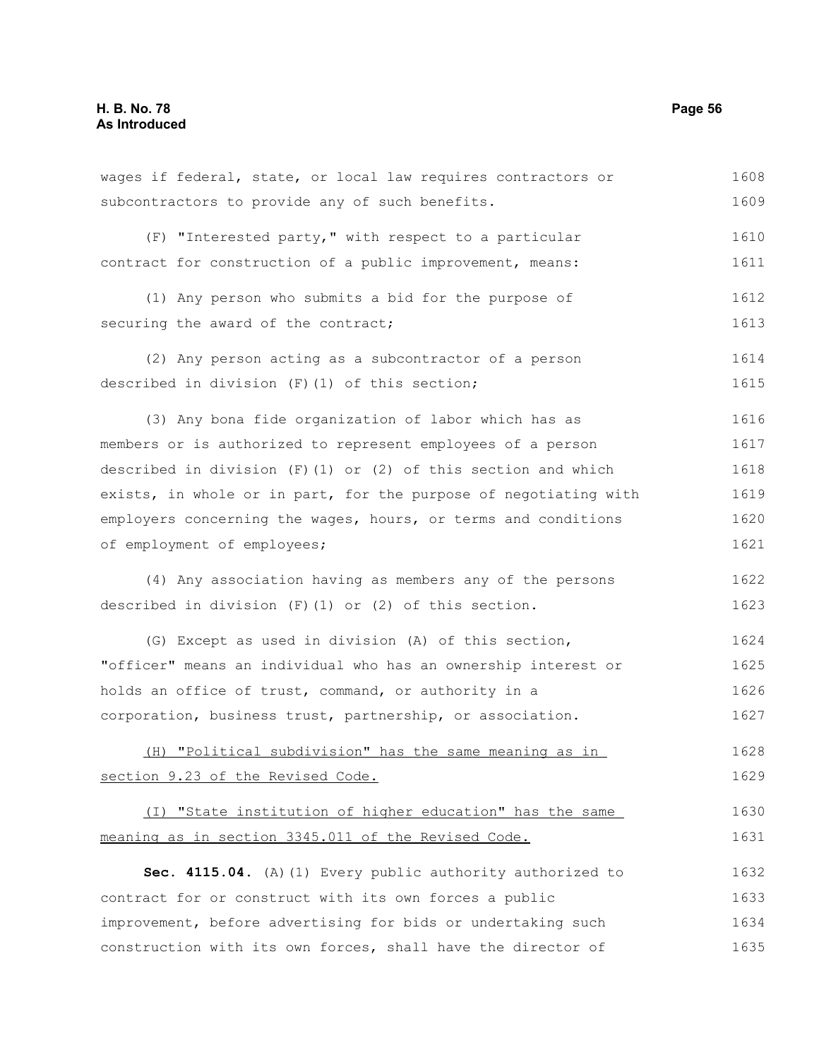wages if federal, state, or local law requires contractors or subcontractors to provide any of such benefits.

(F) "Interested party," with respect to a particular contract for construction of a public improvement, means:

(1) Any person who submits a bid for the purpose of securing the award of the contract;

(2) Any person acting as a subcontractor of a person described in division (F)(1) of this section;

(3) Any bona fide organization of labor which has as members or is authorized to represent employees of a person described in division (F)(1) or (2) of this section and which exists, in whole or in part, for the purpose of negotiating with employers concerning the wages, hours, or terms and conditions of employment of employees;

(4) Any association having as members any of the persons described in division (F)(1) or (2) of this section.

(G) Except as used in division (A) of this section, "officer" means an individual who has an ownership interest or holds an office of trust, command, or authority in a corporation, business trust, partnership, or association.

<u>(H) "Political subdivision" has the same meaning as in section 9.23 of the Revised Code.</u>

<u>(I) "State institution of higher education" has the same meaning as in section 3345.011 of the Revised Code.</u>

**Sec. 4115.04.** (A)(1) Every public authority authorized to contract for or construct with its own forces a public improvement, before advertising for bids or undertaking such construction with its own forces, shall have the director of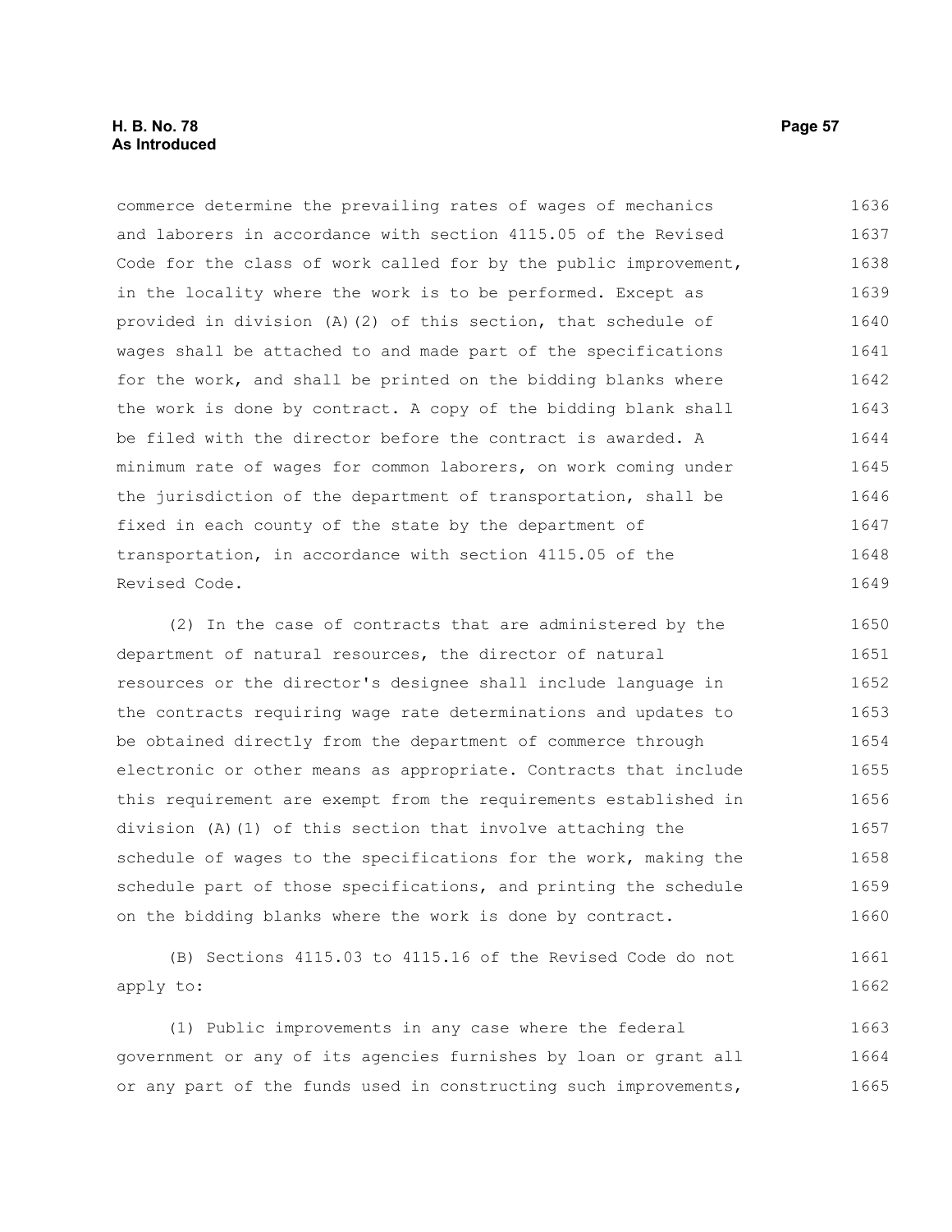commerce determine the prevailing rates of wages of mechanics and laborers in accordance with section 4115.05 of the Revised Code for the class of work called for by the public improvement, in the locality where the work is to be performed. Except as provided in division (A)(2) of this section, that schedule of wages shall be attached to and made part of the specifications for the work, and shall be printed on the bidding blanks where the work is done by contract. A copy of the bidding blank shall be filed with the director before the contract is awarded. A minimum rate of wages for common laborers, on work coming under the jurisdiction of the department of transportation, shall be fixed in each county of the state by the department of transportation, in accordance with section 4115.05 of the Revised Code.

(2) In the case of contracts that are administered by the department of natural resources, the director of natural resources or the director's designee shall include language in the contracts requiring wage rate determinations and updates to be obtained directly from the department of commerce through electronic or other means as appropriate. Contracts that include this requirement are exempt from the requirements established in division (A)(1) of this section that involve attaching the schedule of wages to the specifications for the work, making the schedule part of those specifications, and printing the schedule on the bidding blanks where the work is done by contract.

(B) Sections 4115.03 to 4115.16 of the Revised Code do not apply to:

(1) Public improvements in any case where the federal government or any of its agencies furnishes by loan or grant all or any part of the funds used in constructing such improvements,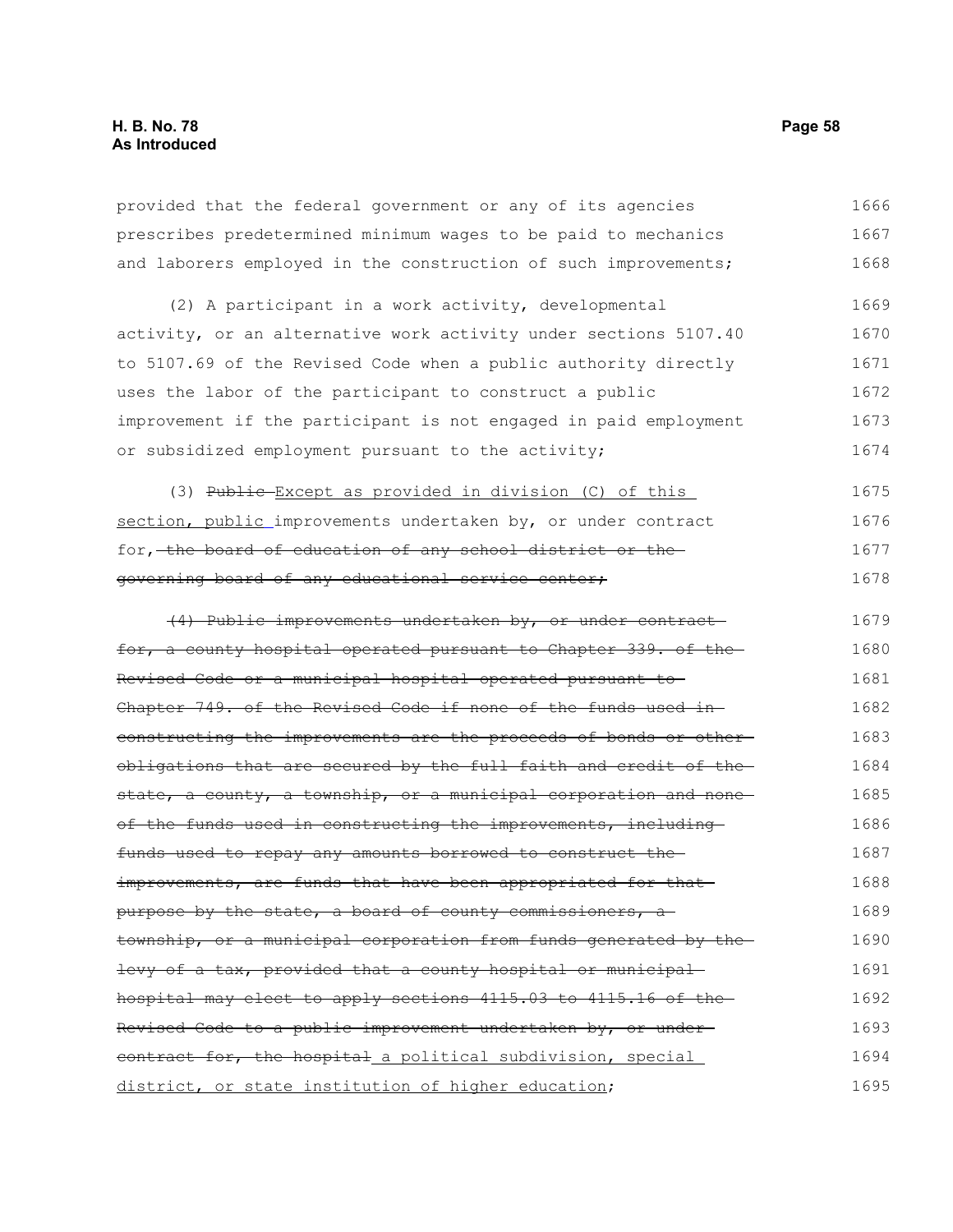provided that the federal government or any of its agencies prescribes predetermined minimum wages to be paid to mechanics and laborers employed in the construction of such improvements;

(2) A participant in a work activity, developmental activity, or an alternative work activity under sections 5107.40 to 5107.69 of the Revised Code when a public authority directly uses the labor of the participant to construct a public improvement if the participant is not engaged in paid employment or subsidized employment pursuant to the activity;

(3) ~~Public~~ <u>Except as provided in division (C) of this section, public</u> improvements undertaken by, or under contract for, ~~the board of education of any school district or the governing board of any educational service center;~~

~~(4) Public improvements undertaken by, or under contract for, a county hospital operated pursuant to Chapter 339. of the Revised Code or a municipal hospital operated pursuant to Chapter 749. of the Revised Code if none of the funds used in constructing the improvements are the proceeds of bonds or other obligations that are secured by the full faith and credit of the state, a county, a township, or a municipal corporation and none of the funds used in constructing the improvements, including funds used to repay any amounts borrowed to construct the improvements, are funds that have been appropriated for that purpose by the state, a board of county commissioners, a township, or a municipal corporation from funds generated by the levy of a tax, provided that a county hospital or municipal hospital may elect to apply sections 4115.03 to 4115.16 of the Revised Code to a public improvement undertaken by, or under contract for, the hospital~~ <u>a political subdivision, special district, or state institution of higher education</u>;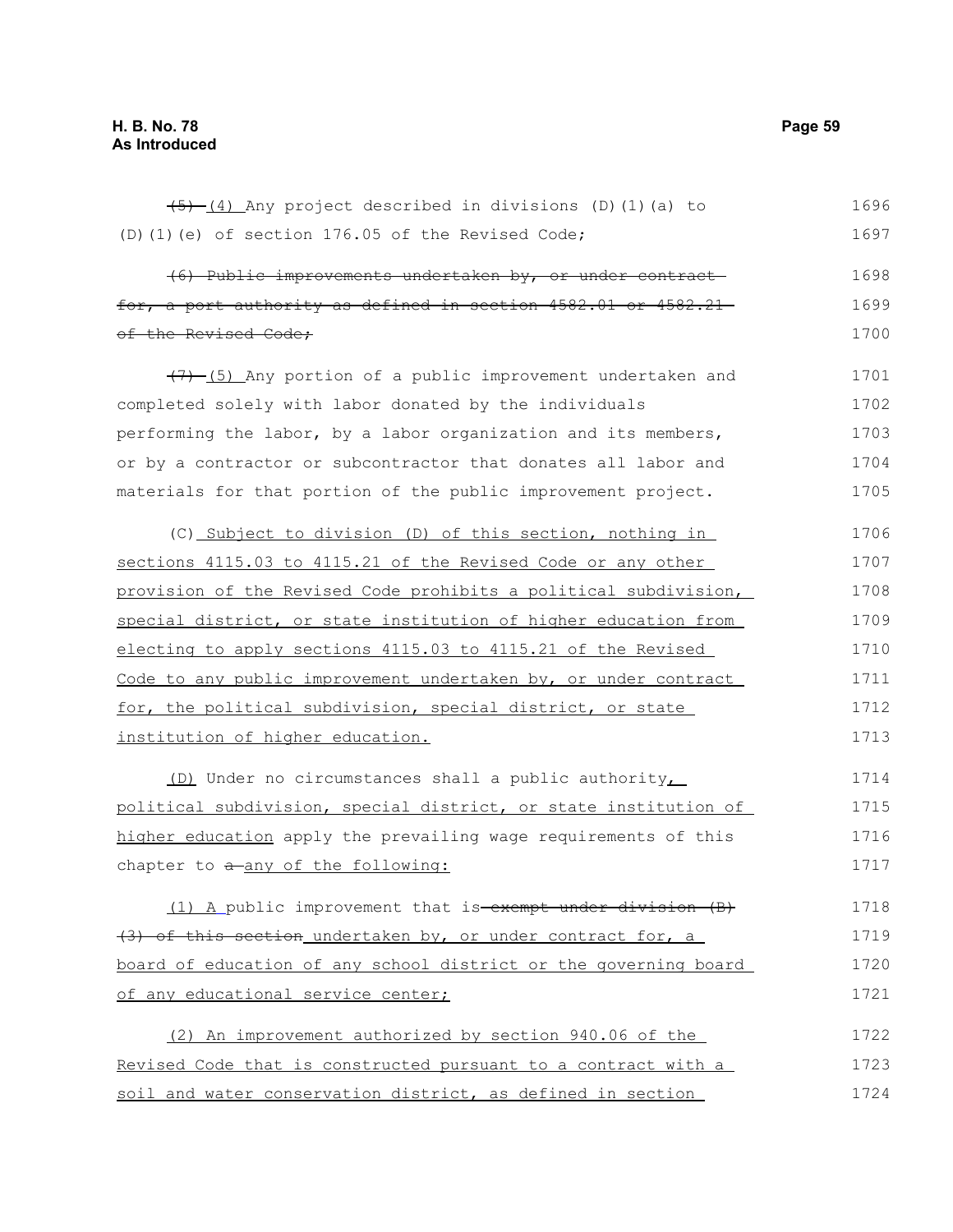~~(5)~~ (4) Any project described in divisions (D)(1)(a) to (D)(1)(e) of section 176.05 of the Revised Code;

~~(6) Public improvements undertaken by, or under contract for, a port authority as defined in section 4582.01 or 4582.21 of the Revised Code;~~

~~(7)~~ (5) Any portion of a public improvement undertaken and completed solely with labor donated by the individuals performing the labor, by a labor organization and its members, or by a contractor or subcontractor that donates all labor and materials for that portion of the public improvement project.

(C) Subject to division (D) of this section, nothing in sections 4115.03 to 4115.21 of the Revised Code or any other provision of the Revised Code prohibits a political subdivision, special district, or state institution of higher education from electing to apply sections 4115.03 to 4115.21 of the Revised Code to any public improvement undertaken by, or under contract for, the political subdivision, special district, or state institution of higher education.

(D) Under no circumstances shall a public authority, political subdivision, special district, or state institution of higher education apply the prevailing wage requirements of this chapter to ~~a~~ any of the following:

(1) A public improvement that is ~~exempt under division (B)(3) of this section~~ undertaken by, or under contract for, a board of education of any school district or the governing board of any educational service center;

(2) An improvement authorized by section 940.06 of the Revised Code that is constructed pursuant to a contract with a soil and water conservation district, as defined in section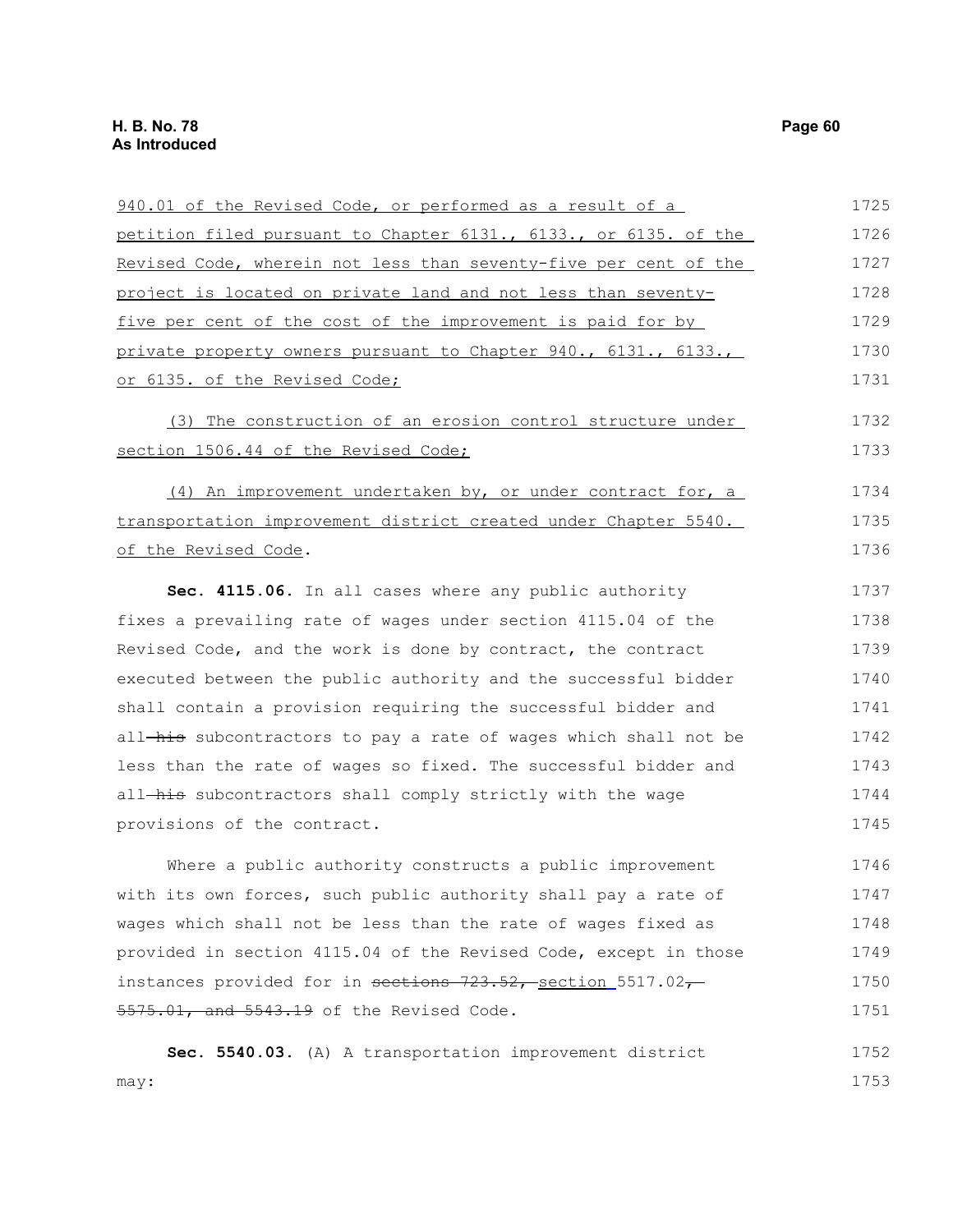940.01 of the Revised Code, or performed as a result of a petition filed pursuant to Chapter 6131., 6133., or 6135. of the Revised Code, wherein not less than seventy-five per cent of the project is located on private land and not less than seventy-five per cent of the cost of the improvement is paid for by private property owners pursuant to Chapter 940., 6131., 6133., or 6135. of the Revised Code;

(3) The construction of an erosion control structure under section 1506.44 of the Revised Code;

(4) An improvement undertaken by, or under contract for, a transportation improvement district created under Chapter 5540. of the Revised Code.

**Sec. 4115.06.** In all cases where any public authority fixes a prevailing rate of wages under section 4115.04 of the Revised Code, and the work is done by contract, the contract executed between the public authority and the successful bidder shall contain a provision requiring the successful bidder and all ~~his~~ subcontractors to pay a rate of wages which shall not be less than the rate of wages so fixed. The successful bidder and all ~~his~~ subcontractors shall comply strictly with the wage provisions of the contract.

Where a public authority constructs a public improvement with its own forces, such public authority shall pay a rate of wages which shall not be less than the rate of wages fixed as provided in section 4115.04 of the Revised Code, except in those instances provided for in ~~sections 723.52,~~ section 5517.02~~, 5575.01, and 5543.19~~ of the Revised Code.

**Sec. 5540.03.** (A) A transportation improvement district may: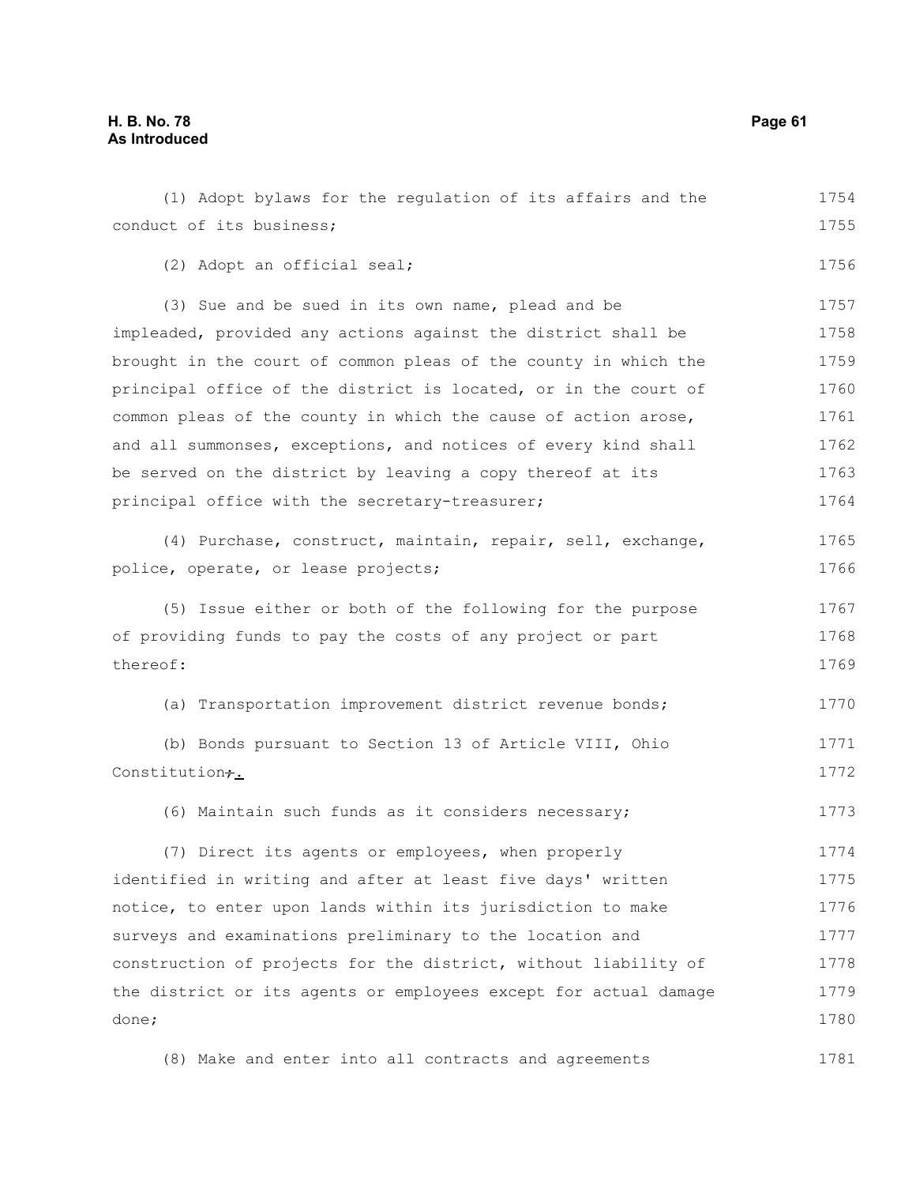(1) Adopt bylaws for the regulation of its affairs and the conduct of its business;

(2) Adopt an official seal;

(3) Sue and be sued in its own name, plead and be impleaded, provided any actions against the district shall be brought in the court of common pleas of the county in which the principal office of the district is located, or in the court of common pleas of the county in which the cause of action arose, and all summonses, exceptions, and notices of every kind shall be served on the district by leaving a copy thereof at its principal office with the secretary-treasurer;

(4) Purchase, construct, maintain, repair, sell, exchange, police, operate, or lease projects;

(5) Issue either or both of the following for the purpose of providing funds to pay the costs of any project or part thereof:

(a) Transportation improvement district revenue bonds;

(b) Bonds pursuant to Section 13 of Article VIII, Ohio Constitution;.

(6) Maintain such funds as it considers necessary;

(7) Direct its agents or employees, when properly identified in writing and after at least five days' written notice, to enter upon lands within its jurisdiction to make surveys and examinations preliminary to the location and construction of projects for the district, without liability of the district or its agents or employees except for actual damage done;

(8) Make and enter into all contracts and agreements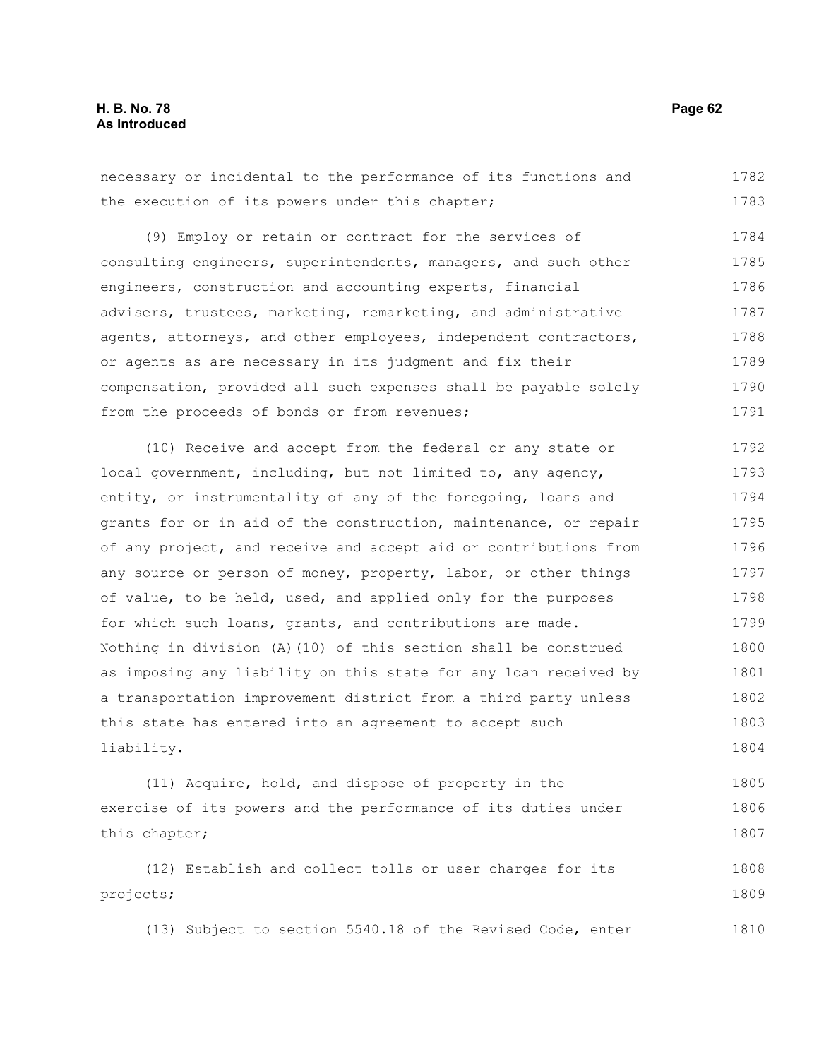necessary or incidental to the performance of its functions and the execution of its powers under this chapter;

(9) Employ or retain or contract for the services of consulting engineers, superintendents, managers, and such other engineers, construction and accounting experts, financial advisers, trustees, marketing, remarketing, and administrative agents, attorneys, and other employees, independent contractors, or agents as are necessary in its judgment and fix their compensation, provided all such expenses shall be payable solely from the proceeds of bonds or from revenues;

(10) Receive and accept from the federal or any state or local government, including, but not limited to, any agency, entity, or instrumentality of any of the foregoing, loans and grants for or in aid of the construction, maintenance, or repair of any project, and receive and accept aid or contributions from any source or person of money, property, labor, or other things of value, to be held, used, and applied only for the purposes for which such loans, grants, and contributions are made. Nothing in division (A)(10) of this section shall be construed as imposing any liability on this state for any loan received by a transportation improvement district from a third party unless this state has entered into an agreement to accept such liability.

(11) Acquire, hold, and dispose of property in the exercise of its powers and the performance of its duties under this chapter;

(12) Establish and collect tolls or user charges for its projects;

(13) Subject to section 5540.18 of the Revised Code, enter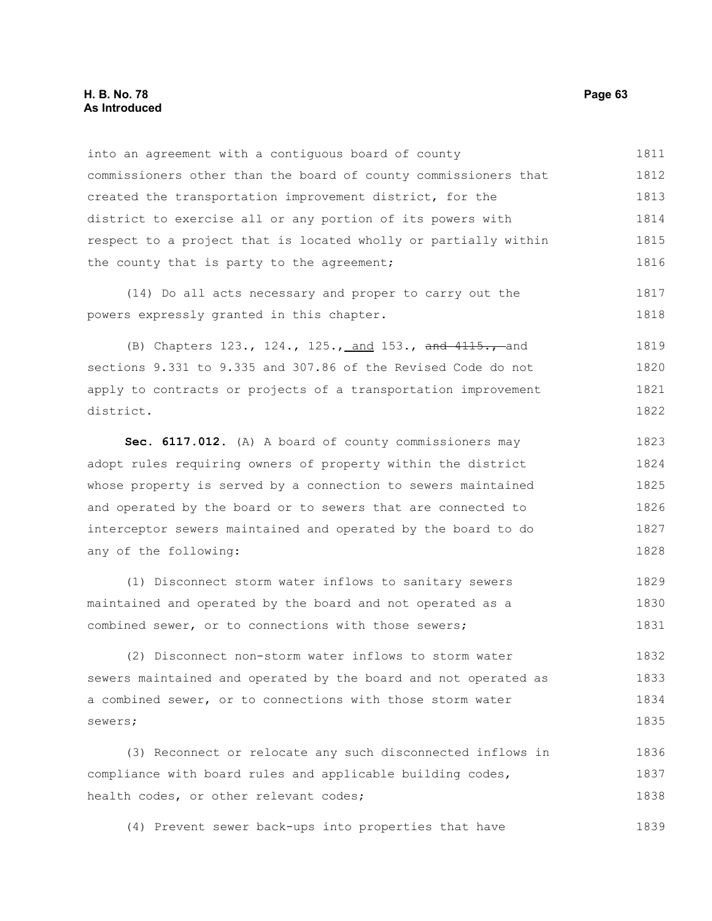into an agreement with a contiguous board of county commissioners other than the board of county commissioners that created the transportation improvement district, for the district to exercise all or any portion of its powers with respect to a project that is located wholly or partially within the county that is party to the agreement;

(14) Do all acts necessary and proper to carry out the powers expressly granted in this chapter.

(B) Chapters 123., 124., 125., and 153., ~~and 4115.,~~ and sections 9.331 to 9.335 and 307.86 of the Revised Code do not apply to contracts or projects of a transportation improvement district.

**Sec. 6117.012.** (A) A board of county commissioners may adopt rules requiring owners of property within the district whose property is served by a connection to sewers maintained and operated by the board or to sewers that are connected to interceptor sewers maintained and operated by the board to do any of the following:

(1) Disconnect storm water inflows to sanitary sewers maintained and operated by the board and not operated as a combined sewer, or to connections with those sewers;

(2) Disconnect non-storm water inflows to storm water sewers maintained and operated by the board and not operated as a combined sewer, or to connections with those storm water sewers;

(3) Reconnect or relocate any such disconnected inflows in compliance with board rules and applicable building codes, health codes, or other relevant codes;

(4) Prevent sewer back-ups into properties that have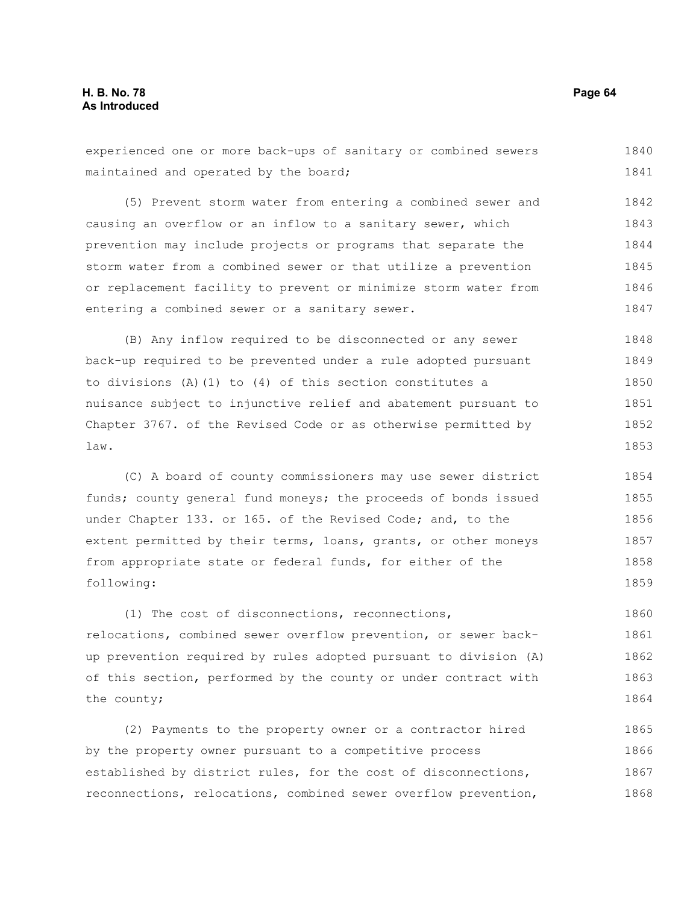experienced one or more back-ups of sanitary or combined sewers maintained and operated by the board;

(5) Prevent storm water from entering a combined sewer and causing an overflow or an inflow to a sanitary sewer, which prevention may include projects or programs that separate the storm water from a combined sewer or that utilize a prevention or replacement facility to prevent or minimize storm water from entering a combined sewer or a sanitary sewer.

(B) Any inflow required to be disconnected or any sewer back-up required to be prevented under a rule adopted pursuant to divisions (A)(1) to (4) of this section constitutes a nuisance subject to injunctive relief and abatement pursuant to Chapter 3767. of the Revised Code or as otherwise permitted by law.

(C) A board of county commissioners may use sewer district funds; county general fund moneys; the proceeds of bonds issued under Chapter 133. or 165. of the Revised Code; and, to the extent permitted by their terms, loans, grants, or other moneys from appropriate state or federal funds, for either of the following:

(1) The cost of disconnections, reconnections, relocations, combined sewer overflow prevention, or sewer back-up prevention required by rules adopted pursuant to division (A) of this section, performed by the county or under contract with the county;

(2) Payments to the property owner or a contractor hired by the property owner pursuant to a competitive process established by district rules, for the cost of disconnections, reconnections, relocations, combined sewer overflow prevention,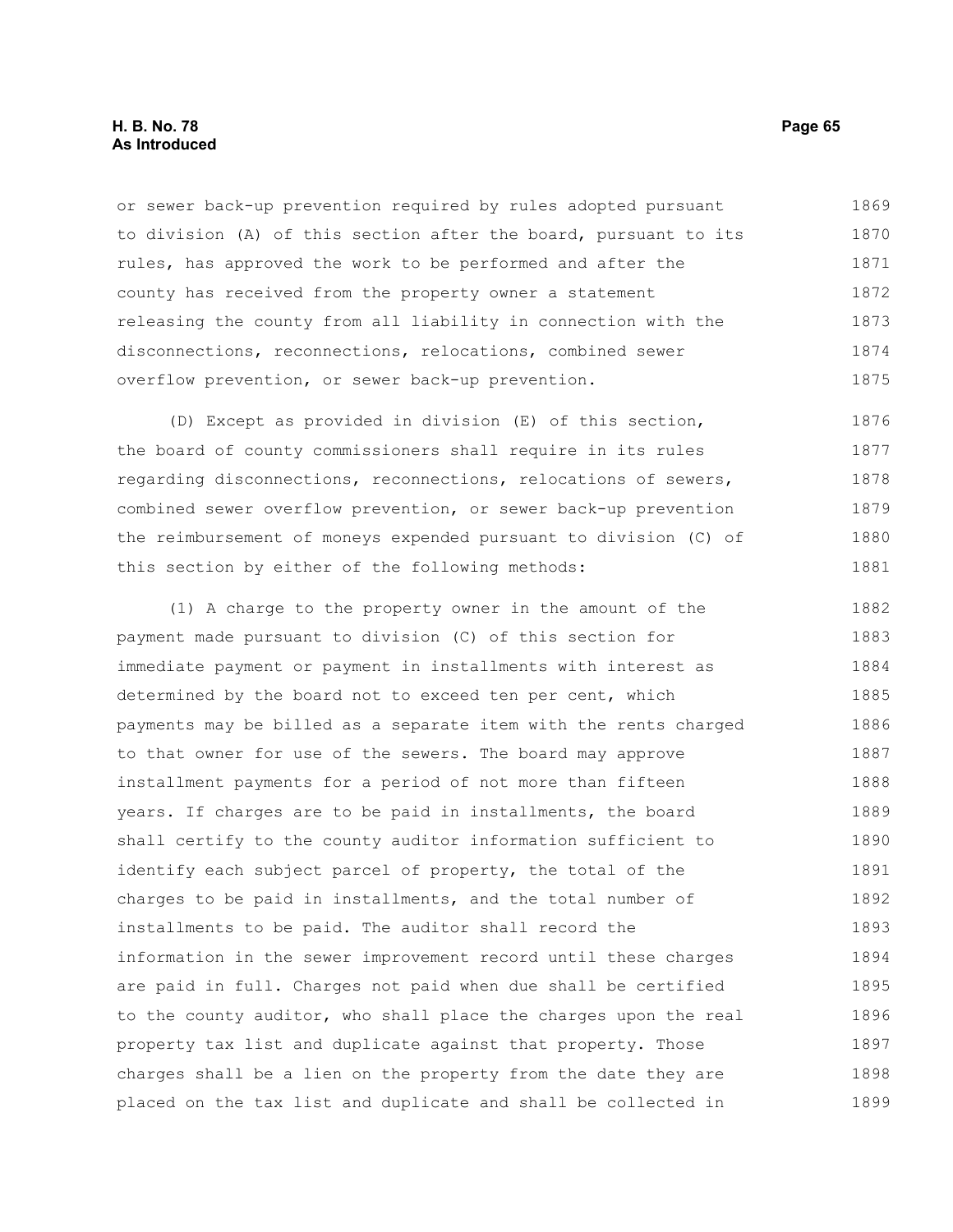or sewer back-up prevention required by rules adopted pursuant to division (A) of this section after the board, pursuant to its rules, has approved the work to be performed and after the county has received from the property owner a statement releasing the county from all liability in connection with the disconnections, reconnections, relocations, combined sewer overflow prevention, or sewer back-up prevention.

(D) Except as provided in division (E) of this section, the board of county commissioners shall require in its rules regarding disconnections, reconnections, relocations of sewers, combined sewer overflow prevention, or sewer back-up prevention the reimbursement of moneys expended pursuant to division (C) of this section by either of the following methods:

(1) A charge to the property owner in the amount of the payment made pursuant to division (C) of this section for immediate payment or payment in installments with interest as determined by the board not to exceed ten per cent, which payments may be billed as a separate item with the rents charged to that owner for use of the sewers. The board may approve installment payments for a period of not more than fifteen years. If charges are to be paid in installments, the board shall certify to the county auditor information sufficient to identify each subject parcel of property, the total of the charges to be paid in installments, and the total number of installments to be paid. The auditor shall record the information in the sewer improvement record until these charges are paid in full. Charges not paid when due shall be certified to the county auditor, who shall place the charges upon the real property tax list and duplicate against that property. Those charges shall be a lien on the property from the date they are placed on the tax list and duplicate and shall be collected in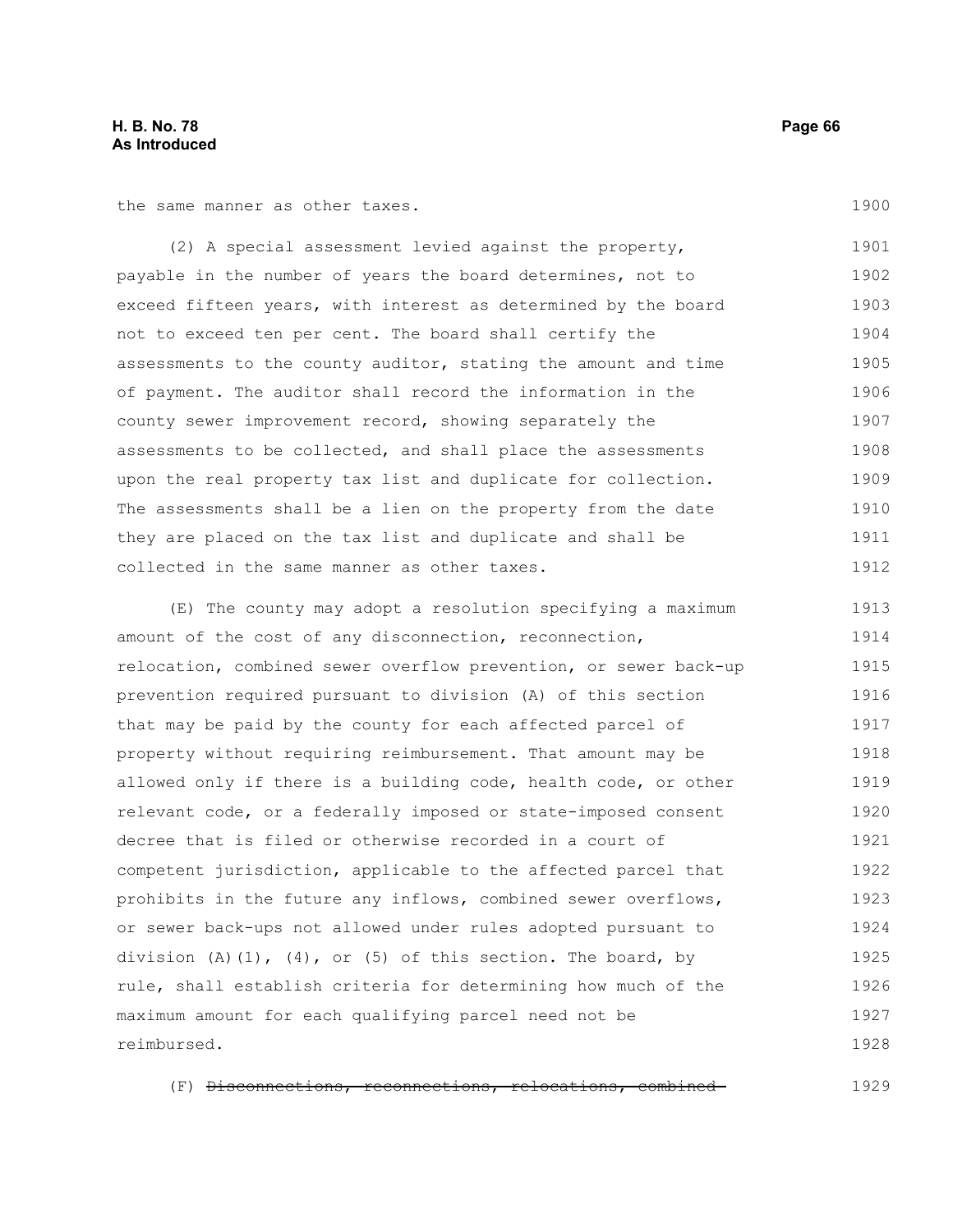the same manner as other taxes.

(2) A special assessment levied against the property, payable in the number of years the board determines, not to exceed fifteen years, with interest as determined by the board not to exceed ten per cent. The board shall certify the assessments to the county auditor, stating the amount and time of payment. The auditor shall record the information in the county sewer improvement record, showing separately the assessments to be collected, and shall place the assessments upon the real property tax list and duplicate for collection. The assessments shall be a lien on the property from the date they are placed on the tax list and duplicate and shall be collected in the same manner as other taxes.

(E) The county may adopt a resolution specifying a maximum amount of the cost of any disconnection, reconnection, relocation, combined sewer overflow prevention, or sewer back-up prevention required pursuant to division (A) of this section that may be paid by the county for each affected parcel of property without requiring reimbursement. That amount may be allowed only if there is a building code, health code, or other relevant code, or a federally imposed or state-imposed consent decree that is filed or otherwise recorded in a court of competent jurisdiction, applicable to the affected parcel that prohibits in the future any inflows, combined sewer overflows, or sewer back-ups not allowed under rules adopted pursuant to division (A)(1), (4), or (5) of this section. The board, by rule, shall establish criteria for determining how much of the maximum amount for each qualifying parcel need not be reimbursed.

(F) ~~Disconnections, reconnections, relocations, combined~~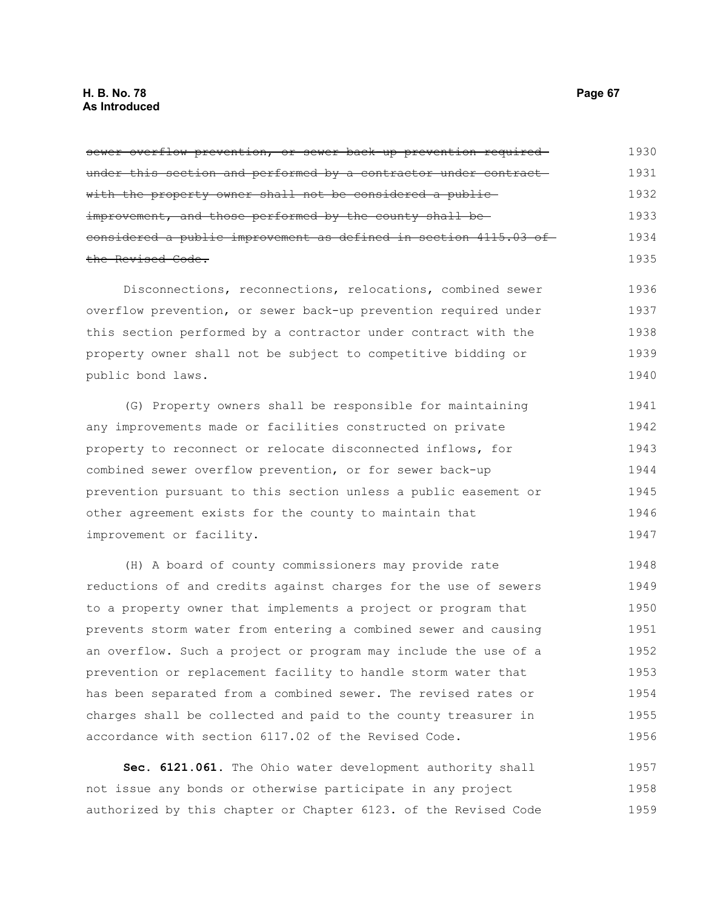~~sewer overflow prevention, or sewer back-up prevention required under this section and performed by a contractor under contract with the property owner shall not be considered a public improvement, and those performed by the county shall be considered a public improvement as defined in section 4115.03 of the Revised Code.~~

Disconnections, reconnections, relocations, combined sewer overflow prevention, or sewer back-up prevention required under this section performed by a contractor under contract with the property owner shall not be subject to competitive bidding or public bond laws.

(G) Property owners shall be responsible for maintaining any improvements made or facilities constructed on private property to reconnect or relocate disconnected inflows, for combined sewer overflow prevention, or for sewer back-up prevention pursuant to this section unless a public easement or other agreement exists for the county to maintain that improvement or facility.

(H) A board of county commissioners may provide rate reductions of and credits against charges for the use of sewers to a property owner that implements a project or program that prevents storm water from entering a combined sewer and causing an overflow. Such a project or program may include the use of a prevention or replacement facility to handle storm water that has been separated from a combined sewer. The revised rates or charges shall be collected and paid to the county treasurer in accordance with section 6117.02 of the Revised Code.

**Sec. 6121.061.** The Ohio water development authority shall not issue any bonds or otherwise participate in any project authorized by this chapter or Chapter 6123. of the Revised Code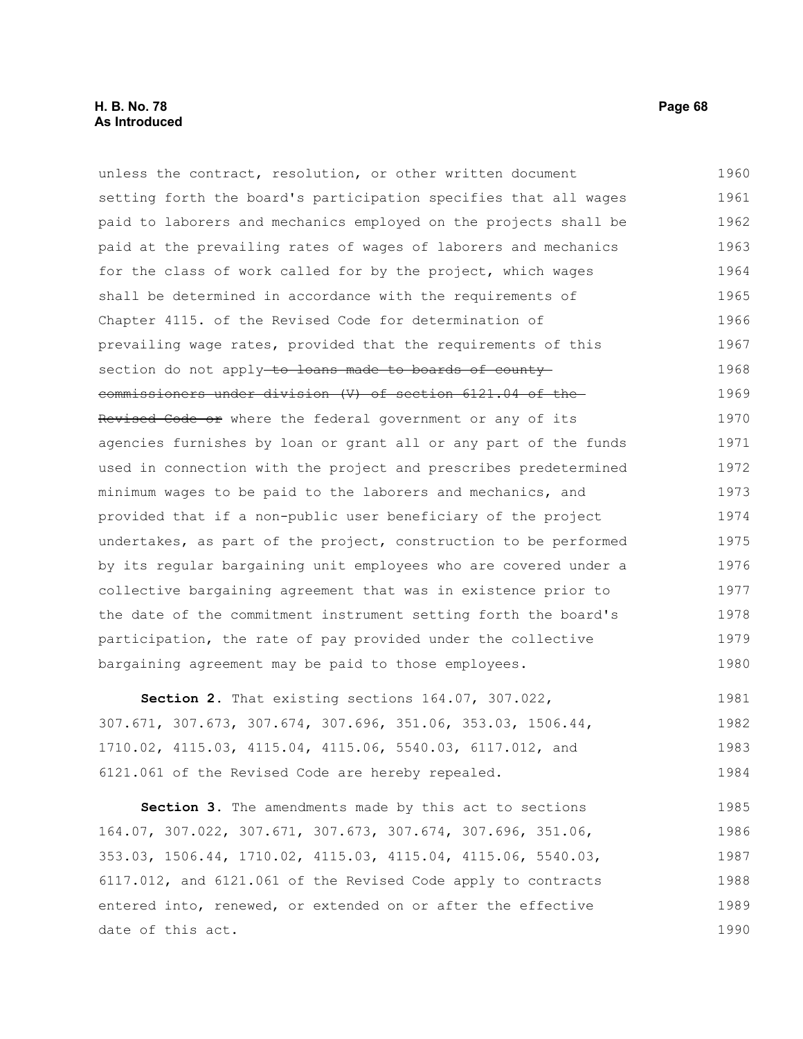unless the contract, resolution, or other written document setting forth the board's participation specifies that all wages paid to laborers and mechanics employed on the projects shall be paid at the prevailing rates of wages of laborers and mechanics for the class of work called for by the project, which wages shall be determined in accordance with the requirements of Chapter 4115. of the Revised Code for determination of prevailing wage rates, provided that the requirements of this section do not apply ~~to loans made to boards of county commissioners under division (V) of section 6121.04 of the Revised Code or~~ where the federal government or any of its agencies furnishes by loan or grant all or any part of the funds used in connection with the project and prescribes predetermined minimum wages to be paid to the laborers and mechanics, and provided that if a non-public user beneficiary of the project undertakes, as part of the project, construction to be performed by its regular bargaining unit employees who are covered under a collective bargaining agreement that was in existence prior to the date of the commitment instrument setting forth the board's participation, the rate of pay provided under the collective bargaining agreement may be paid to those employees.

**Section 2.** That existing sections 164.07, 307.022, 307.671, 307.673, 307.674, 307.696, 351.06, 353.03, 1506.44, 1710.02, 4115.03, 4115.04, 4115.06, 5540.03, 6117.012, and 6121.061 of the Revised Code are hereby repealed.

**Section 3.** The amendments made by this act to sections 164.07, 307.022, 307.671, 307.673, 307.674, 307.696, 351.06, 353.03, 1506.44, 1710.02, 4115.03, 4115.04, 4115.06, 5540.03, 6117.012, and 6121.061 of the Revised Code apply to contracts entered into, renewed, or extended on or after the effective date of this act.